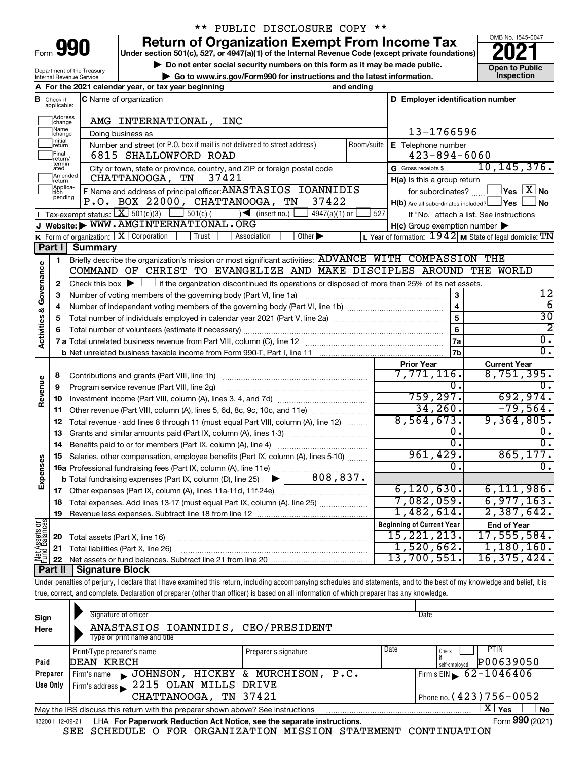** PUBLIC DISCLOSURE COPY **

# Form 990 Return of Organization Exempt From Income Tax

**Under section 501(c), 527, or 4947(a)(1) of the Internal Revenue Code (except private foundations)**

▶ Do not enter social security numbers on this form as it may be made public.

▶ Go to www.irs.gov/Form990 for instructions and the latest information.

OMB No. 1545-0047

**2021**

**Open to Public Inspection**

Department of the Treasury
Internal Revenue Service

**A** For the 2021 calendar year, or tax year beginning and ending

**B** Check if applicable: Address change, Name change, Initial return, Final return/terminated, Amended return, Application pending

**C** Name of organization: AMG INTERNATIONAL, INC

Doing business as

Number and street (or P.O. box if mail is not delivered to street address): 6815 SHALLOWFORD ROAD — Room/suite

City or town, state or province, country, and ZIP or foreign postal code: CHATTANOOGA, TN 37421

**D** Employer identification number: 13-1766596

**E** Telephone number: 423-894-6060

**G** Gross receipts $ 10,145,376.

**F** Name and address of principal officer: ANASTASIOS IOANNIDIS, P.O. BOX 22000, CHATTANOOGA, TN 37422

**H(a)** Is this a group return for subordinates? ☐ Yes ☒ No

**H(b)** Are all subordinates included? ☐ Yes ☐ No — If "No," attach a list. See instructions

**H(c)** Group exemption number ▶

**I** Tax-exempt status: ☒ 501(c)(3) ☐ 501(c) ( ) ◀ (insert no.) ☐ 4947(a)(1) or ☐ 527

**J** Website: ▶ WWW.AMGINTERNATIONAL.ORG

**K** Form of organization: ☒ Corporation ☐ Trust ☐ Association ☐ Other ▶

**L** Year of formation: 1942 **M** State of legal domicile: TN

## Part I Summary

**Activities & Governance**

1 Briefly describe the organization's mission or most significant activities: ADVANCE WITH COMPASSION THE COMMAND OF CHRIST TO EVANGELIZE AND MAKE DISCIPLES AROUND THE WORLD

2 Check this box ▶ ☐ if the organization discontinued its operations or disposed of more than 25% of its net assets.

| | | | |
|---|---|---|---|
| 3 | Number of voting members of the governing body (Part VI, line 1a) | 3 | 12 |
| 4 | Number of independent voting members of the governing body (Part VI, line 1b) | 4 | 6 |
| 5 | Total number of individuals employed in calendar year 2021 (Part V, line 2a) | 5 | 30 |
| 6 | Total number of volunteers (estimate if necessary) | 6 | 2 |
| 7a | Total unrelated business revenue from Part VIII, column (C), line 12 | 7a | 0. |
| b | Net unrelated business taxable income from Form 990-T, Part I, line 11 | 7b | 0. |

| | | | Prior Year | Current Year |
|---|---|---|---|---|
| **Revenue** | 8 | Contributions and grants (Part VIII, line 1h) | 7,771,116. | 8,751,395. |
| | 9 | Program service revenue (Part VIII, line 2g) | 0. | 0. |
| | 10 | Investment income (Part VIII, column (A), lines 3, 4, and 7d) | 759,297. | 692,974. |
| | 11 | Other revenue (Part VIII, column (A), lines 5, 6d, 8c, 9c, 10c, and 11e) | 34,260. | -79,564. |
| | 12 | Total revenue - add lines 8 through 11 (must equal Part VIII, column (A), line 12) | 8,564,673. | 9,364,805. |
| **Expenses** | 13 | Grants and similar amounts paid (Part IX, column (A), lines 1-3) | 0. | 0. |
| | 14 | Benefits paid to or for members (Part IX, column (A), line 4) | 0. | 0. |
| | 15 | Salaries, other compensation, employee benefits (Part IX, column (A), lines 5-10) | 961,429. | 865,177. |
| | 16a | Professional fundraising fees (Part IX, column (A), line 11e) | 0. | 0. |
| | b | Total fundraising expenses (Part IX, column (D), line 25) ▶ 808,837. | | |
| | 17 | Other expenses (Part IX, column (A), lines 11a-11d, 11f-24e) | 6,120,630. | 6,111,986. |
| | 18 | Total expenses. Add lines 13-17 (must equal Part IX, column (A), line 25) | 7,082,059. | 6,977,163. |
| | 19 | Revenue less expenses. Subtract line 18 from line 12 | 1,482,614. | 2,387,642. |
| | | | **Beginning of Current Year** | **End of Year** |
| **Net Assets or Fund Balances** | 20 | Total assets (Part X, line 16) | 15,221,213. | 17,555,584. |
| | 21 | Total liabilities (Part X, line 26) | 1,520,662. | 1,180,160. |
| | 22 | Net assets or fund balances. Subtract line 21 from line 20 | 13,700,551. | 16,375,424. |

## Part II Signature Block

Under penalties of perjury, I declare that I have examined this return, including accompanying schedules and statements, and to the best of my knowledge and belief, it is true, correct, and complete. Declaration of preparer (other than officer) is based on all information of which preparer has any knowledge.

**Sign Here**

Signature of officer — Date

ANASTASIOS IOANNIDIS, CEO/PRESIDENT
Type or print name and title

**Paid Preparer Use Only**

| Print/Type preparer's name | Preparer's signature | Date | Check ☐ if self-employed | PTIN |
|---|---|---|---|---|
| DEAN KRECH | | | | P00639050 |

Firm's name ▶ JOHNSON, HICKEY & MURCHISON, P.C. — Firm's EIN ▶ 62-1046406

Firm's address ▶ 2215 OLAN MILLS DRIVE, CHATTANOOGA, TN 37421 — Phone no. (423)756-0052

May the IRS discuss this return with the preparer shown above? See instructions ☒ Yes ☐ No

132001 12-09-21 LHA For Paperwork Reduction Act Notice, see the separate instructions. Form 990 (2021)

SEE SCHEDULE O FOR ORGANIZATION MISSION STATEMENT CONTINUATION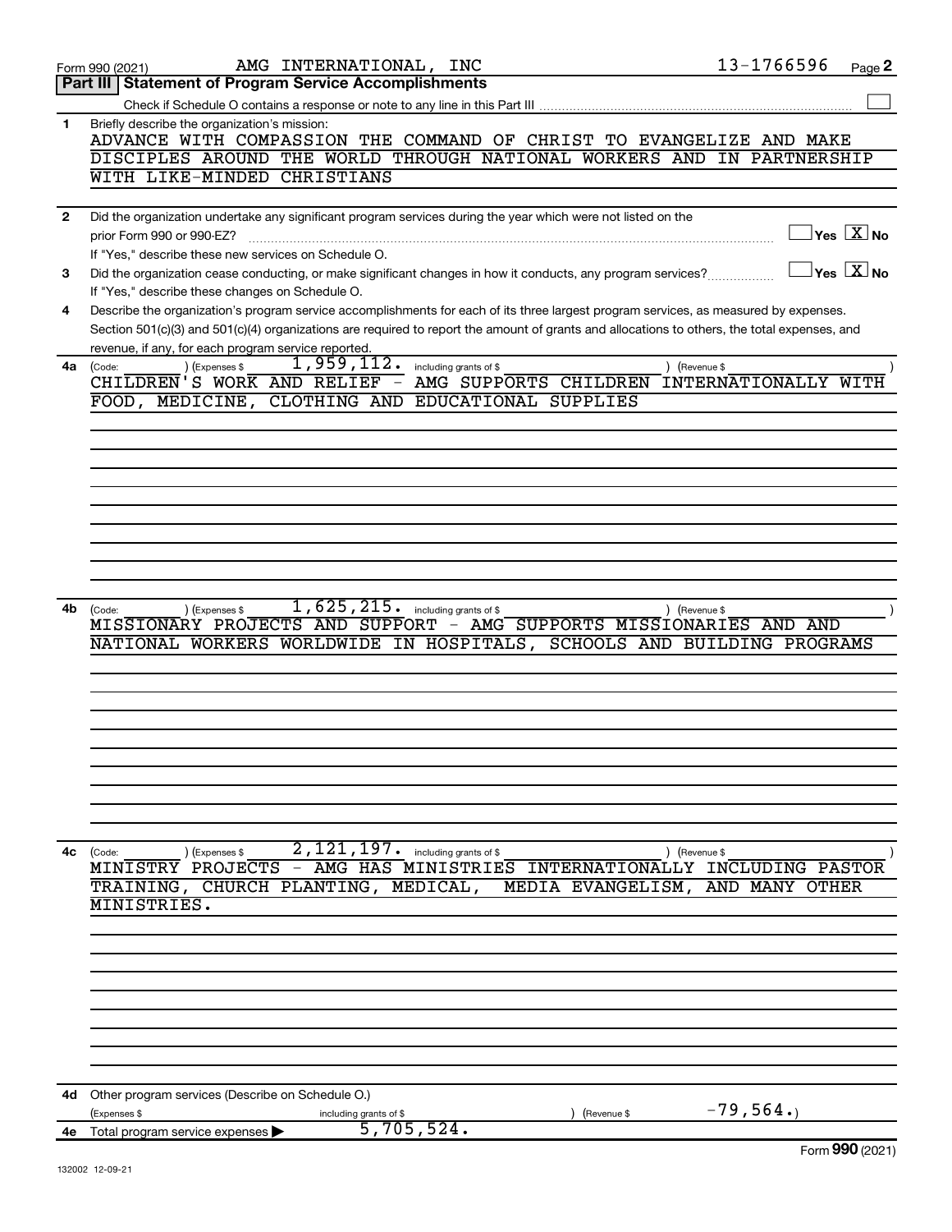Form 990 (2021) AMG INTERNATIONAL, INC 13-1766596 Page **2**

## Part III | Statement of Program Service Accomplishments

Check if Schedule O contains a response or note to any line in this Part III .......... ☐

**1** Briefly describe the organization's mission:

ADVANCE WITH COMPASSION THE COMMAND OF CHRIST TO EVANGELIZE AND MAKE DISCIPLES AROUND THE WORLD THROUGH NATIONAL WORKERS AND IN PARTNERSHIP WITH LIKE-MINDED CHRISTIANS

**2** Did the organization undertake any significant program services during the year which were not listed on the prior Form 990 or 990-EZ? .......... ☐ Yes ☒ No

If "Yes," describe these new services on Schedule O.

**3** Did the organization cease conducting, or make significant changes in how it conducts, any program services? .......... ☐ Yes ☒ No

If "Yes," describe these changes on Schedule O.

**4** Describe the organization's program service accomplishments for each of its three largest program services, as measured by expenses. Section 501(c)(3) and 501(c)(4) organizations are required to report the amount of grants and allocations to others, the total expenses, and revenue, if any, for each program service reported.

**4a** (Code: ) (Expenses $ 1,959,112. including grants of $ ) (Revenue $ )

CHILDREN'S WORK AND RELIEF - AMG SUPPORTS CHILDREN INTERNATIONALLY WITH FOOD, MEDICINE, CLOTHING AND EDUCATIONAL SUPPLIES

**4b** (Code: ) (Expenses $ 1,625,215. including grants of $ ) (Revenue $ )

MISSIONARY PROJECTS AND SUPPORT - AMG SUPPORTS MISSIONARIES AND AND NATIONAL WORKERS WORLDWIDE IN HOSPITALS, SCHOOLS AND BUILDING PROGRAMS

**4c** (Code: ) (Expenses $ 2,121,197. including grants of $ ) (Revenue $ )

MINISTRY PROJECTS - AMG HAS MINISTRIES INTERNATIONALLY INCLUDING PASTOR TRAINING, CHURCH PLANTING, MEDICAL, MEDIA EVANGELISM, AND MANY OTHER MINISTRIES.

**4d** Other program services (Describe on Schedule O.)

(Expenses $ including grants of $ ) (Revenue $ -79,564.)

**4e** Total program service expenses ▶ 5,705,524.

Form **990** (2021)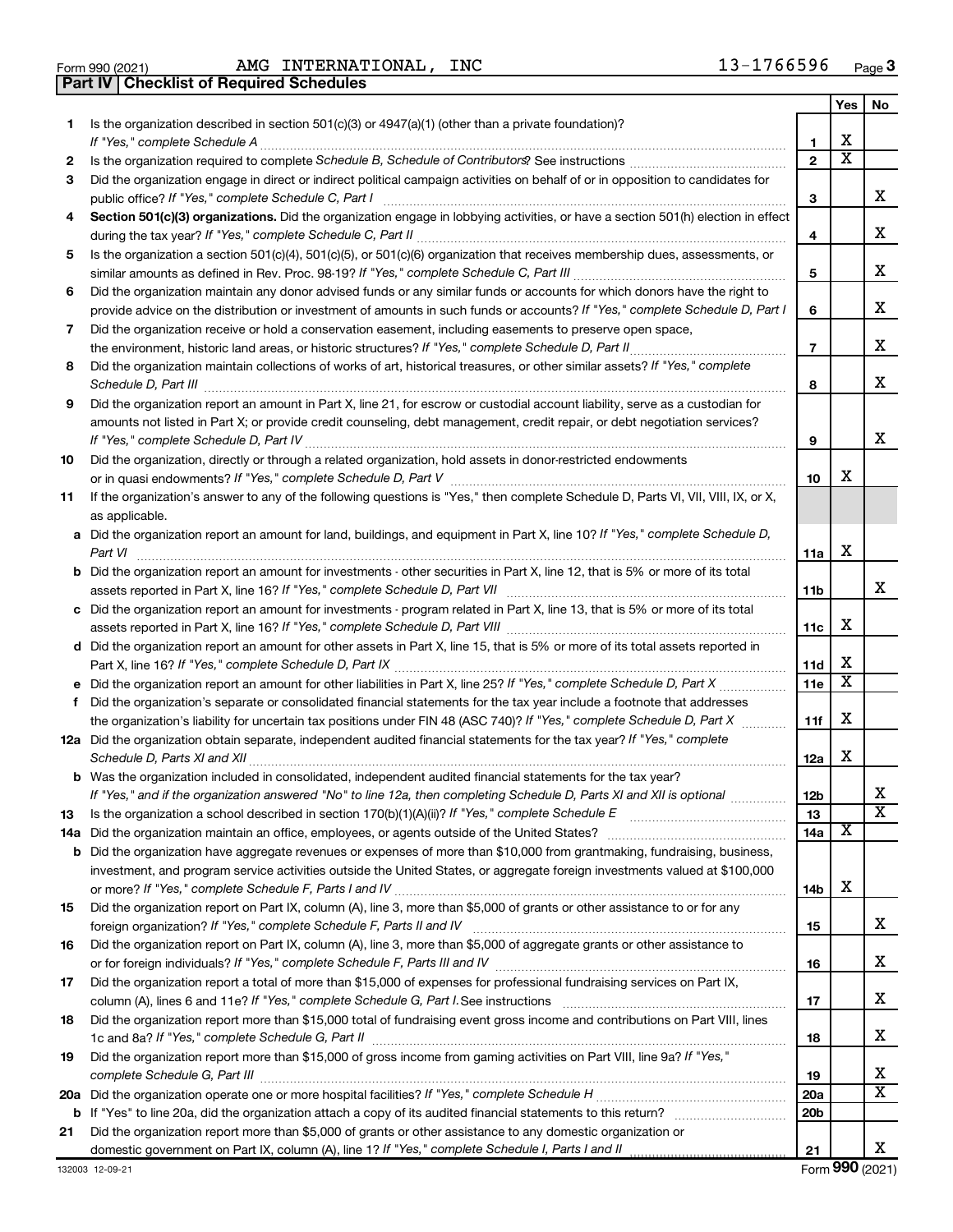Form 990 (2021) AMG INTERNATIONAL, INC 13-1766596 Page 3

**Part IV | Checklist of Required Schedules**

| | | | Yes | No |
|---|---|---|---|---|
| 1 | Is the organization described in section 501(c)(3) or 4947(a)(1) (other than a private foundation)? *If "Yes," complete Schedule A* | 1 | X | |
| 2 | Is the organization required to complete *Schedule B, Schedule of Contributors*? See instructions | 2 | X | |
| 3 | Did the organization engage in direct or indirect political campaign activities on behalf of or in opposition to candidates for public office? *If "Yes," complete Schedule C, Part I* | 3 | | X |
| 4 | **Section 501(c)(3) organizations.** Did the organization engage in lobbying activities, or have a section 501(h) election in effect during the tax year? *If "Yes," complete Schedule C, Part II* | 4 | | X |
| 5 | Is the organization a section 501(c)(4), 501(c)(5), or 501(c)(6) organization that receives membership dues, assessments, or similar amounts as defined in Rev. Proc. 98-19? *If "Yes," complete Schedule C, Part III* | 5 | | X |
| 6 | Did the organization maintain any donor advised funds or any similar funds or accounts for which donors have the right to provide advice on the distribution or investment of amounts in such funds or accounts? *If "Yes," complete Schedule D, Part I* | 6 | | X |
| 7 | Did the organization receive or hold a conservation easement, including easements to preserve open space, the environment, historic land areas, or historic structures? *If "Yes," complete Schedule D, Part II* | 7 | | X |
| 8 | Did the organization maintain collections of works of art, historical treasures, or other similar assets? *If "Yes," complete Schedule D, Part III* | 8 | | X |
| 9 | Did the organization report an amount in Part X, line 21, for escrow or custodial account liability, serve as a custodian for amounts not listed in Part X; or provide credit counseling, debt management, credit repair, or debt negotiation services? *If "Yes," complete Schedule D, Part IV* | 9 | | X |
| 10 | Did the organization, directly or through a related organization, hold assets in donor-restricted endowments or in quasi endowments? *If "Yes," complete Schedule D, Part V* | 10 | X | |
| 11 | If the organization's answer to any of the following questions is "Yes," then complete Schedule D, Parts VI, VII, VIII, IX, or X, as applicable. | | | |
| a | Did the organization report an amount for land, buildings, and equipment in Part X, line 10? *If "Yes," complete Schedule D, Part VI* | 11a | X | |
| b | Did the organization report an amount for investments - other securities in Part X, line 12, that is 5% or more of its total assets reported in Part X, line 16? *If "Yes," complete Schedule D, Part VII* | 11b | | X |
| c | Did the organization report an amount for investments - program related in Part X, line 13, that is 5% or more of its total assets reported in Part X, line 16? *If "Yes," complete Schedule D, Part VIII* | 11c | X | |
| d | Did the organization report an amount for other assets in Part X, line 15, that is 5% or more of its total assets reported in Part X, line 16? *If "Yes," complete Schedule D, Part IX* | 11d | X | |
| e | Did the organization report an amount for other liabilities in Part X, line 25? *If "Yes," complete Schedule D, Part X* | 11e | X | |
| f | Did the organization's separate or consolidated financial statements for the tax year include a footnote that addresses the organization's liability for uncertain tax positions under FIN 48 (ASC 740)? *If "Yes," complete Schedule D, Part X* | 11f | X | |
| 12a | Did the organization obtain separate, independent audited financial statements for the tax year? *If "Yes," complete Schedule D, Parts XI and XII* | 12a | X | |
| b | Was the organization included in consolidated, independent audited financial statements for the tax year? *If "Yes," and if the organization answered "No" to line 12a, then completing Schedule D, Parts XI and XII is optional* | 12b | | X |
| 13 | Is the organization a school described in section 170(b)(1)(A)(ii)? *If "Yes," complete Schedule E* | 13 | | X |
| 14a | Did the organization maintain an office, employees, or agents outside of the United States? | 14a | X | |
| b | Did the organization have aggregate revenues or expenses of more than $10,000 from grantmaking, fundraising, business, investment, and program service activities outside the United States, or aggregate foreign investments valued at $100,000 or more? *If "Yes," complete Schedule F, Parts I and IV* | 14b | X | |
| 15 | Did the organization report on Part IX, column (A), line 3, more than $5,000 of grants or other assistance to or for any foreign organization? *If "Yes," complete Schedule F, Parts II and IV* | 15 | | X |
| 16 | Did the organization report on Part IX, column (A), line 3, more than $5,000 of aggregate grants or other assistance to or for foreign individuals? *If "Yes," complete Schedule F, Parts III and IV* | 16 | | X |
| 17 | Did the organization report a total of more than $15,000 of expenses for professional fundraising services on Part IX, column (A), lines 6 and 11e? *If "Yes," complete Schedule G, Part I.* See instructions | 17 | | X |
| 18 | Did the organization report more than $15,000 total of fundraising event gross income and contributions on Part VIII, lines 1c and 8a? *If "Yes," complete Schedule G, Part II* | 18 | | X |
| 19 | Did the organization report more than $15,000 of gross income from gaming activities on Part VIII, line 9a? *If "Yes," complete Schedule G, Part III* | 19 | | X |
| 20a | Did the organization operate one or more hospital facilities? *If "Yes," complete Schedule H* | 20a | | X |
| b | If "Yes" to line 20a, did the organization attach a copy of its audited financial statements to this return? | 20b | | |
| 21 | Did the organization report more than $5,000 of grants or other assistance to any domestic organization or domestic government on Part IX, column (A), line 1? *If "Yes," complete Schedule I, Parts I and II* | 21 | | X |

132003 12-09-21 Form **990** (2021)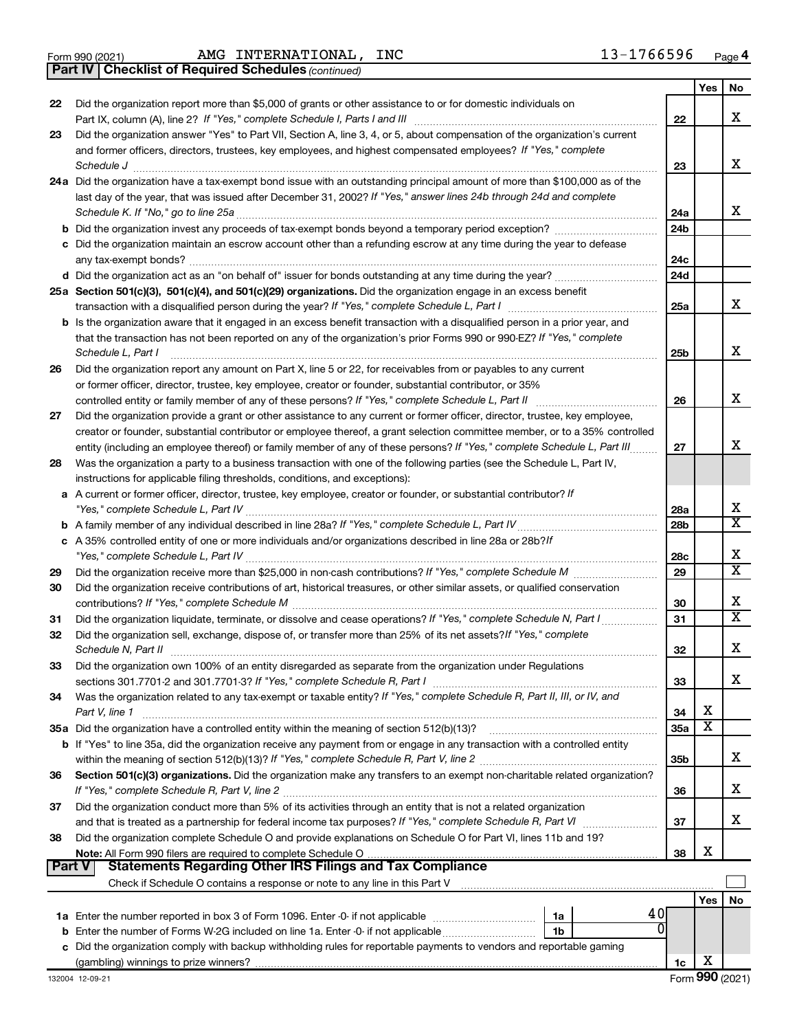Form 990 (2021) AMG INTERNATIONAL, INC 13-1766596 Page 4

**Part IV | Checklist of Required Schedules** *(continued)*

| | | | Yes | No |
|---|---|---|---|---|
| 22 | Did the organization report more than $5,000 of grants or other assistance to or for domestic individuals on Part IX, column (A), line 2? *If "Yes," complete Schedule I, Parts I and III* | 22 | | X |
| 23 | Did the organization answer "Yes" to Part VII, Section A, line 3, 4, or 5, about compensation of the organization's current and former officers, directors, trustees, key employees, and highest compensated employees? *If "Yes," complete Schedule J* | 23 | | X |
| 24a | Did the organization have a tax-exempt bond issue with an outstanding principal amount of more than $100,000 as of the last day of the year, that was issued after December 31, 2002? *If "Yes," answer lines 24b through 24d and complete Schedule K. If "No," go to line 25a* | 24a | | X |
| b | Did the organization invest any proceeds of tax-exempt bonds beyond a temporary period exception? | 24b | | |
| c | Did the organization maintain an escrow account other than a refunding escrow at any time during the year to defease any tax-exempt bonds? | 24c | | |
| d | Did the organization act as an "on behalf of" issuer for bonds outstanding at any time during the year? | 24d | | |
| 25a | **Section 501(c)(3), 501(c)(4), and 501(c)(29) organizations.** Did the organization engage in an excess benefit transaction with a disqualified person during the year? *If "Yes," complete Schedule L, Part I* | 25a | | X |
| b | Is the organization aware that it engaged in an excess benefit transaction with a disqualified person in a prior year, and that the transaction has not been reported on any of the organization's prior Forms 990 or 990-EZ? *If "Yes," complete Schedule L, Part I* | 25b | | X |
| 26 | Did the organization report any amount on Part X, line 5 or 22, for receivables from or payables to any current or former officer, director, trustee, key employee, creator or founder, substantial contributor, or 35% controlled entity or family member of any of these persons? *If "Yes," complete Schedule L, Part II* | 26 | | X |
| 27 | Did the organization provide a grant or other assistance to any current or former officer, director, trustee, key employee, creator or founder, substantial contributor or employee thereof, a grant selection committee member, or to a 35% controlled entity (including an employee thereof) or family member of any of these persons? *If "Yes," complete Schedule L, Part III* | 27 | | X |
| 28 | Was the organization a party to a business transaction with one of the following parties (see the Schedule L, Part IV, instructions for applicable filing thresholds, conditions, and exceptions): | | | |
| a | A current or former officer, director, trustee, key employee, creator or founder, or substantial contributor? *If "Yes," complete Schedule L, Part IV* | 28a | | X |
| b | A family member of any individual described in line 28a? *If "Yes," complete Schedule L, Part IV* | 28b | | X |
| c | A 35% controlled entity of one or more individuals and/or organizations described in line 28a or 28b? *If "Yes," complete Schedule L, Part IV* | 28c | | X |
| 29 | Did the organization receive more than $25,000 in non-cash contributions? *If "Yes," complete Schedule M* | 29 | | X |
| 30 | Did the organization receive contributions of art, historical treasures, or other similar assets, or qualified conservation contributions? *If "Yes," complete Schedule M* | 30 | | X |
| 31 | Did the organization liquidate, terminate, or dissolve and cease operations? *If "Yes," complete Schedule N, Part I* | 31 | | X |
| 32 | Did the organization sell, exchange, dispose of, or transfer more than 25% of its net assets? *If "Yes," complete Schedule N, Part II* | 32 | | X |
| 33 | Did the organization own 100% of an entity disregarded as separate from the organization under Regulations sections 301.7701-2 and 301.7701-3? *If "Yes," complete Schedule R, Part I* | 33 | | X |
| 34 | Was the organization related to any tax-exempt or taxable entity? *If "Yes," complete Schedule R, Part II, III, or IV, and Part V, line 1* | 34 | X | |
| 35a | Did the organization have a controlled entity within the meaning of section 512(b)(13)? | 35a | X | |
| b | If "Yes" to line 35a, did the organization receive any payment from or engage in any transaction with a controlled entity within the meaning of section 512(b)(13)? *If "Yes," complete Schedule R, Part V, line 2* | 35b | | X |
| 36 | **Section 501(c)(3) organizations.** Did the organization make any transfers to an exempt non-charitable related organization? *If "Yes," complete Schedule R, Part V, line 2* | 36 | | X |
| 37 | Did the organization conduct more than 5% of its activities through an entity that is not a related organization and that is treated as a partnership for federal income tax purposes? *If "Yes," complete Schedule R, Part VI* | 37 | | X |
| 38 | Did the organization complete Schedule O and provide explanations on Schedule O for Part VI, lines 11b and 19? **Note:** All Form 990 filers are required to complete Schedule O | 38 | X | |

**Part V | Statements Regarding Other IRS Filings and Tax Compliance**

Check if Schedule O contains a response or note to any line in this Part V ☐

| | | | | | Yes | No |
|---|---|---|---|---|---|---|
| 1a | Enter the number reported in box 3 of Form 1096. Enter -0- if not applicable | 1a | 40 | | | |
| b | Enter the number of Forms W-2G included on line 1a. Enter -0- if not applicable | 1b | 0 | | | |
| c | Did the organization comply with backup withholding rules for reportable payments to vendors and reportable gaming (gambling) winnings to prize winners? | | | 1c | X | |

132004 12-09-21 Form **990** (2021)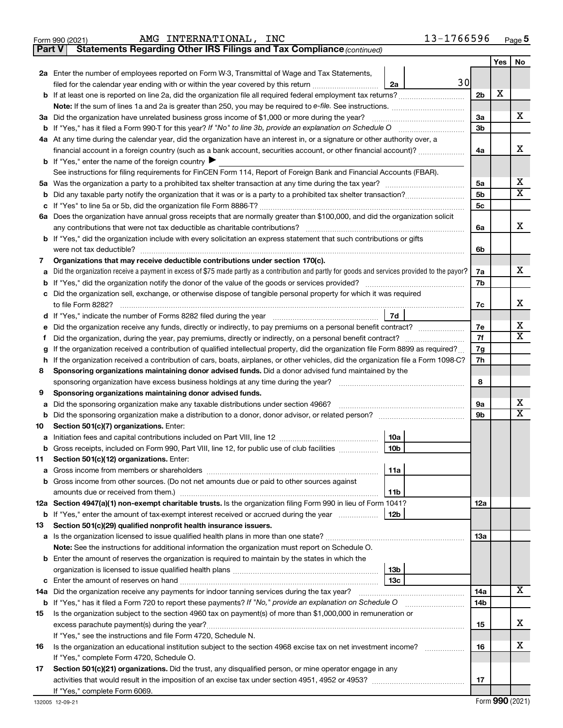Form 990 (2021) AMG INTERNATIONAL, INC 13-1766596

**Part V | Statements Regarding Other IRS Filings and Tax Compliance** *(continued)*

| | | | | Yes | No |
|---|---|---|---|---|---|
| **2a** | Enter the number of employees reported on Form W-3, Transmittal of Wage and Tax Statements, filed for the calendar year ending with or within the year covered by this return | 2a | 30 | | |
| **b** | If at least one is reported on line 2a, did the organization file all required federal employment tax returns? | | 2b | X | |
| | **Note:** If the sum of lines 1a and 2a is greater than 250, you may be required to *e-file.* See instructions. | | | | |
| **3a** | Did the organization have unrelated business gross income of $1,000 or more during the year? | | 3a | | X |
| **b** | If "Yes," has it filed a Form 990-T for this year? *If "No" to line 3b, provide an explanation on Schedule O* | | 3b | | |
| **4a** | At any time during the calendar year, did the organization have an interest in, or a signature or other authority over, a financial account in a foreign country (such as a bank account, securities account, or other financial account)? | | 4a | | X |
| **b** | If "Yes," enter the name of the foreign country ▶ | | | | |
| | See instructions for filing requirements for FinCEN Form 114, Report of Foreign Bank and Financial Accounts (FBAR). | | | | |
| **5a** | Was the organization a party to a prohibited tax shelter transaction at any time during the tax year? | | 5a | | X |
| **b** | Did any taxable party notify the organization that it was or is a party to a prohibited tax shelter transaction? | | 5b | | X |
| **c** | If "Yes" to line 5a or 5b, did the organization file Form 8886-T? | | 5c | | |
| **6a** | Does the organization have annual gross receipts that are normally greater than $100,000, and did the organization solicit any contributions that were not tax deductible as charitable contributions? | | 6a | | X |
| **b** | If "Yes," did the organization include with every solicitation an express statement that such contributions or gifts were not tax deductible? | | 6b | | |
| **7** | **Organizations that may receive deductible contributions under section 170(c).** | | | | |
| **a** | Did the organization receive a payment in excess of $75 made partly as a contribution and partly for goods and services provided to the payor? | | 7a | | X |
| **b** | If "Yes," did the organization notify the donor of the value of the goods or services provided? | | 7b | | |
| **c** | Did the organization sell, exchange, or otherwise dispose of tangible personal property for which it was required to file Form 8282? | | 7c | | X |
| **d** | If "Yes," indicate the number of Forms 8282 filed during the year | 7d | | | |
| **e** | Did the organization receive any funds, directly or indirectly, to pay premiums on a personal benefit contract? | | 7e | | X |
| **f** | Did the organization, during the year, pay premiums, directly or indirectly, on a personal benefit contract? | | 7f | | X |
| **g** | If the organization received a contribution of qualified intellectual property, did the organization file Form 8899 as required? | | 7g | | |
| **h** | If the organization received a contribution of cars, boats, airplanes, or other vehicles, did the organization file a Form 1098-C? | | 7h | | |
| **8** | **Sponsoring organizations maintaining donor advised funds.** Did a donor advised fund maintained by the sponsoring organization have excess business holdings at any time during the year? | | 8 | | |
| **9** | **Sponsoring organizations maintaining donor advised funds.** | | | | |
| **a** | Did the sponsoring organization make any taxable distributions under section 4966? | | 9a | | X |
| **b** | Did the sponsoring organization make a distribution to a donor, donor advisor, or related person? | | 9b | | X |
| **10** | **Section 501(c)(7) organizations.** Enter: | | | | |
| **a** | Initiation fees and capital contributions included on Part VIII, line 12 | 10a | | | |
| **b** | Gross receipts, included on Form 990, Part VIII, line 12, for public use of club facilities | 10b | | | |
| **11** | **Section 501(c)(12) organizations.** Enter: | | | | |
| **a** | Gross income from members or shareholders | 11a | | | |
| **b** | Gross income from other sources. (Do not net amounts due or paid to other sources against amounts due or received from them.) | 11b | | | |
| **12a** | **Section 4947(a)(1) non-exempt charitable trusts.** Is the organization filing Form 990 in lieu of Form 1041? | | 12a | | |
| **b** | If "Yes," enter the amount of tax-exempt interest received or accrued during the year | 12b | | | |
| **13** | **Section 501(c)(29) qualified nonprofit health insurance issuers.** | | | | |
| **a** | Is the organization licensed to issue qualified health plans in more than one state? | | 13a | | |
| | **Note:** See the instructions for additional information the organization must report on Schedule O. | | | | |
| **b** | Enter the amount of reserves the organization is required to maintain by the states in which the organization is licensed to issue qualified health plans | 13b | | | |
| **c** | Enter the amount of reserves on hand | 13c | | | |
| **14a** | Did the organization receive any payments for indoor tanning services during the tax year? | | 14a | | X |
| **b** | If "Yes," has it filed a Form 720 to report these payments? *If "No," provide an explanation on Schedule O* | | 14b | | |
| **15** | Is the organization subject to the section 4960 tax on payment(s) of more than $1,000,000 in remuneration or excess parachute payment(s) during the year? | | 15 | | X |
| | If "Yes," see the instructions and file Form 4720, Schedule N. | | | | |
| **16** | Is the organization an educational institution subject to the section 4968 excise tax on net investment income? | | 16 | | X |
| | If "Yes," complete Form 4720, Schedule O. | | | | |
| **17** | **Section 501(c)(21) organizations.** Did the trust, any disqualified person, or mine operator engage in any activities that would result in the imposition of an excise tax under section 4951, 4952 or 4953? | | 17 | | |
| | If "Yes," complete Form 6069. | | | | |

132005 12-09-21 Form **990** (2021)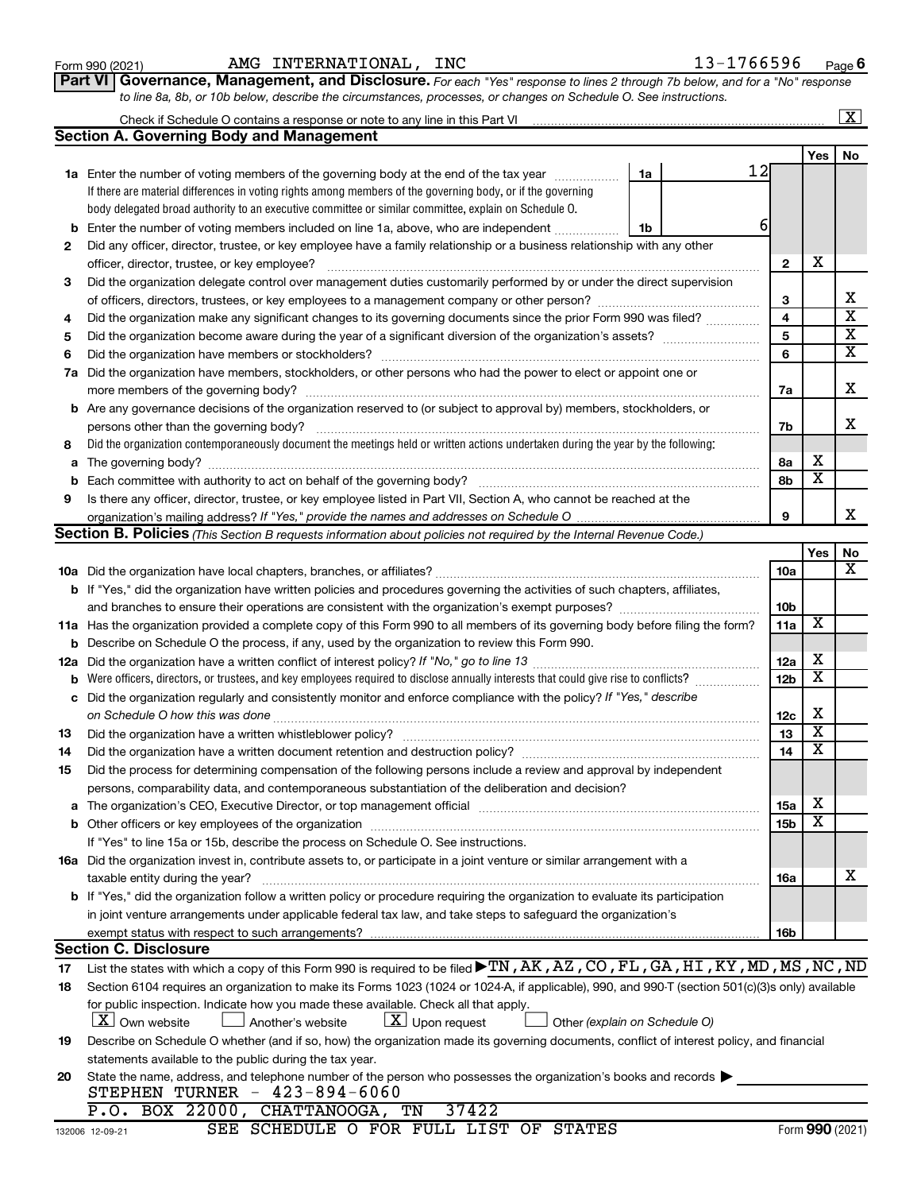Form 990 (2021) AMG INTERNATIONAL, INC 13-1766596 Page **6**

**Part VI Governance, Management, and Disclosure.** *For each "Yes" response to lines 2 through 7b below, and for a "No" response to line 8a, 8b, or 10b below, describe the circumstances, processes, or changes on Schedule O. See instructions.*

Check if Schedule O contains a response or note to any line in this Part VI ..... [X]

## Section A. Governing Body and Management

| | | | | Yes | No |
|---|---|---|---|---|---|
| **1a** | Enter the number of voting members of the governing body at the end of the tax year ..... **1a** 12. If there are material differences in voting rights among members of the governing body, or if the governing body delegated broad authority to an executive committee or similar committee, explain on Schedule O. | | | | |
| **b** | Enter the number of voting members included on line 1a, above, who are independent ..... **1b** 6 | | | | |
| **2** | Did any officer, director, trustee, or key employee have a family relationship or a business relationship with any other officer, director, trustee, or key employee? | | **2** | X | |
| **3** | Did the organization delegate control over management duties customarily performed by or under the direct supervision of officers, directors, trustees, or key employees to a management company or other person? | | **3** | | X |
| **4** | Did the organization make any significant changes to its governing documents since the prior Form 990 was filed? | | **4** | | X |
| **5** | Did the organization become aware during the year of a significant diversion of the organization's assets? | | **5** | | X |
| **6** | Did the organization have members or stockholders? | | **6** | | X |
| **7a** | Did the organization have members, stockholders, or other persons who had the power to elect or appoint one or more members of the governing body? | | **7a** | | X |
| **b** | Are any governance decisions of the organization reserved to (or subject to approval by) members, stockholders, or persons other than the governing body? | | **7b** | | X |
| **8** | Did the organization contemporaneously document the meetings held or written actions undertaken during the year by the following: | | | | |
| **a** | The governing body? | | **8a** | X | |
| **b** | Each committee with authority to act on behalf of the governing body? | | **8b** | X | |
| **9** | Is there any officer, director, trustee, or key employee listed in Part VII, Section A, who cannot be reached at the organization's mailing address? *If "Yes," provide the names and addresses on Schedule O* | | **9** | | X |

## Section B. Policies *(This Section B requests information about policies not required by the Internal Revenue Code.)*

| | | | Yes | No |
|---|---|---|---|---|
| **10a** | Did the organization have local chapters, branches, or affiliates? | **10a** | | X |
| **b** | If "Yes," did the organization have written policies and procedures governing the activities of such chapters, affiliates, and branches to ensure their operations are consistent with the organization's exempt purposes? | **10b** | | |
| **11a** | Has the organization provided a complete copy of this Form 990 to all members of its governing body before filing the form? | **11a** | X | |
| **b** | Describe on Schedule O the process, if any, used by the organization to review this Form 990. | | | |
| **12a** | Did the organization have a written conflict of interest policy? *If "No," go to line 13* | **12a** | X | |
| **b** | Were officers, directors, or trustees, and key employees required to disclose annually interests that could give rise to conflicts? | **12b** | X | |
| **c** | Did the organization regularly and consistently monitor and enforce compliance with the policy? *If "Yes," describe on Schedule O how this was done* | **12c** | X | |
| **13** | Did the organization have a written whistleblower policy? | **13** | X | |
| **14** | Did the organization have a written document retention and destruction policy? | **14** | X | |
| **15** | Did the process for determining compensation of the following persons include a review and approval by independent persons, comparability data, and contemporaneous substantiation of the deliberation and decision? | | | |
| **a** | The organization's CEO, Executive Director, or top management official | **15a** | X | |
| **b** | Other officers or key employees of the organization | **15b** | X | |
| | If "Yes" to line 15a or 15b, describe the process on Schedule O. See instructions. | | | |
| **16a** | Did the organization invest in, contribute assets to, or participate in a joint venture or similar arrangement with a taxable entity during the year? | **16a** | | X |
| **b** | If "Yes," did the organization follow a written policy or procedure requiring the organization to evaluate its participation in joint venture arrangements under applicable federal tax law, and take steps to safeguard the organization's exempt status with respect to such arrangements? | **16b** | | |

## Section C. Disclosure

**17** List the states with which a copy of this Form 990 is required to be filed ▶ TN, AK, AZ, CO, FL, GA, HI, KY, MD, MS, NC, ND

**18** Section 6104 requires an organization to make its Forms 1023 (1024 or 1024-A, if applicable), 990, and 990-T (section 501(c)(3)s only) available for public inspection. Indicate how you made these available. Check all that apply.

[X] Own website [ ] Another's website [X] Upon request [ ] Other *(explain on Schedule O)*

**19** Describe on Schedule O whether (and if so, how) the organization made its governing documents, conflict of interest policy, and financial statements available to the public during the tax year.

**20** State the name, address, and telephone number of the person who possesses the organization's books and records ▶

STEPHEN TURNER - 423-894-6060
P.O. BOX 22000, CHATTANOOGA, TN 37422

SEE SCHEDULE O FOR FULL LIST OF STATES

132006 12-09-21 Form **990** (2021)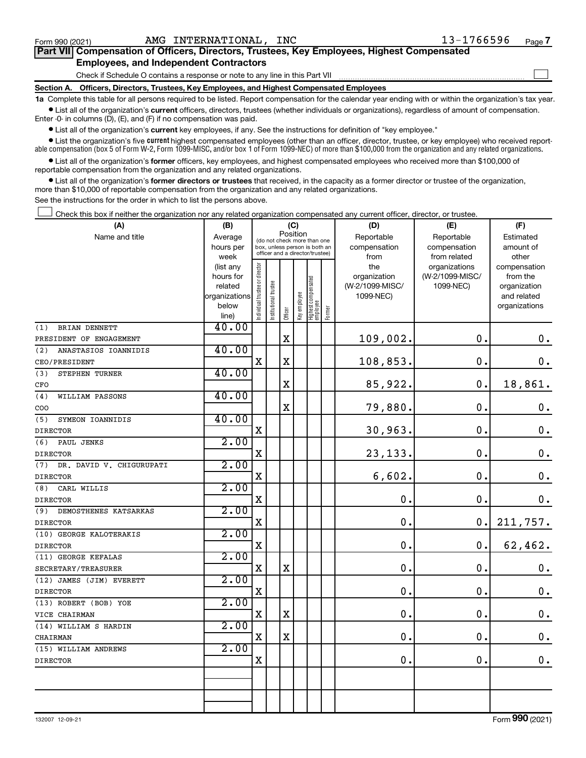Form 990 (2021) AMG INTERNATIONAL, INC 13-1766596

## Part VII Compensation of Officers, Directors, Trustees, Key Employees, Highest Compensated Employees, and Independent Contractors

Check if Schedule O contains a response or note to any line in this Part VII

### Section A. Officers, Directors, Trustees, Key Employees, and Highest Compensated Employees

**1a** Complete this table for all persons required to be listed. Report compensation for the calendar year ending with or within the organization's tax year.

- List all of the organization's **current** officers, directors, trustees (whether individuals or organizations), regardless of amount of compensation. Enter -0- in columns (D), (E), and (F) if no compensation was paid.
- List all of the organization's **current** key employees, if any. See the instructions for definition of "key employee."
- List the organization's five **current** highest compensated employees (other than an officer, director, trustee, or key employee) who received reportable compensation (box 5 of Form W-2, Form 1099-MISC, and/or box 1 of Form 1099-NEC) of more than $100,000 from the organization and any related organizations.
- List all of the organization's **former** officers, key employees, and highest compensated employees who received more than $100,000 of reportable compensation from the organization and any related organizations.
- List all of the organization's **former directors or trustees** that received, in the capacity as a former director or trustee of the organization, more than $10,000 of reportable compensation from the organization and any related organizations.

See the instructions for the order in which to list the persons above.

Check this box if neither the organization nor any related organization compensated any current officer, director, or trustee.

| (A) Name and title | (B) Average hours per week (list any hours for related organizations below line) | (C) Position: Individual trustee or director | Institutional trustee | Officer | Key employee | Highest compensated employee | Former | (D) Reportable compensation from the organization (W-2/1099-MISC/1099-NEC) | (E) Reportable compensation from related organizations (W-2/1099-MISC/1099-NEC) | (F) Estimated amount of other compensation from the organization and related organizations |
|---|---|---|---|---|---|---|---|---|---|---|
| (1) BRIAN DENNETT<br>PRESIDENT OF ENGAGEMENT | 40.00 | | | X | | | | 109,002. | 0. | 0. |
| (2) ANASTASIOS IOANNIDIS<br>CEO/PRESIDENT | 40.00 | X | | X | | | | 108,853. | 0. | 0. |
| (3) STEPHEN TURNER<br>CFO | 40.00 | | | X | | | | 85,922. | 0. | 18,861. |
| (4) WILLIAM PASSONS<br>COO | 40.00 | | | X | | | | 79,880. | 0. | 0. |
| (5) SYMEON IOANNIDIS<br>DIRECTOR | 40.00 | X | | | | | | 30,963. | 0. | 0. |
| (6) PAUL JENKS<br>DIRECTOR | 2.00 | X | | | | | | 23,133. | 0. | 0. |
| (7) DR. DAVID V. CHIGURUPATI<br>DIRECTOR | 2.00 | X | | | | | | 6,602. | 0. | 0. |
| (8) CARL WILLIS<br>DIRECTOR | 2.00 | X | | | | | | 0. | 0. | 0. |
| (9) DEMOSTHENES KATSARKAS<br>DIRECTOR | 2.00 | X | | | | | | 0. | 0. | 211,757. |
| (10) GEORGE KALOTERAKIS<br>DIRECTOR | 2.00 | X | | | | | | 0. | 0. | 62,462. |
| (11) GEORGE KEFALAS<br>SECRETARY/TREASURER | 2.00 | X | | X | | | | 0. | 0. | 0. |
| (12) JAMES (JIM) EVERETT<br>DIRECTOR | 2.00 | X | | | | | | 0. | 0. | 0. |
| (13) ROBERT (BOB) YOE<br>VICE CHAIRMAN | 2.00 | X | | X | | | | 0. | 0. | 0. |
| (14) WILLIAM S HARDIN<br>CHAIRMAN | 2.00 | X | | X | | | | 0. | 0. | 0. |
| (15) WILLIAM ANDREWS<br>DIRECTOR | 2.00 | X | | | | | | 0. | 0. | 0. |

132007 12-09-21 Form 990 (2021)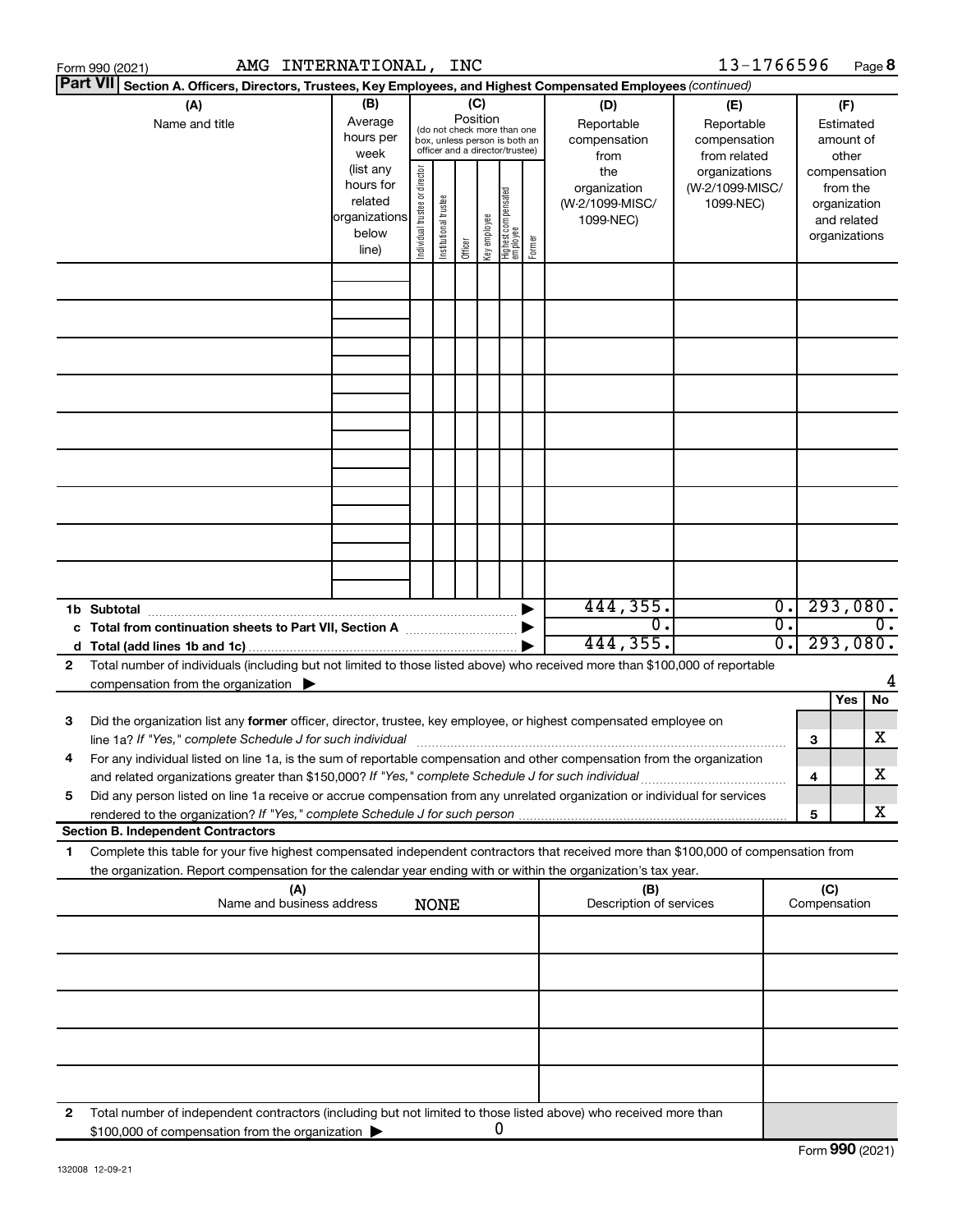Form 990 (2021) AMG INTERNATIONAL, INC 13-1766596

**Part VII Section A. Officers, Directors, Trustees, Key Employees, and Highest Compensated Employees** *(continued)*

| (A) Name and title | (B) Average hours per week (list any hours for related organizations below line) | (C) Position (do not check more than one box, unless person is both an officer and a director/trustee): Individual trustee or director | Institutional trustee | Officer | Key employee | Highest compensated employee | Former | (D) Reportable compensation from the organization (W-2/1099-MISC/1099-NEC) | (E) Reportable compensation from related organizations (W-2/1099-MISC/1099-NEC) | (F) Estimated amount of other compensation from the organization and related organizations |
|---|---|---|---|---|---|---|---|---|---|---|
| | | | | | | | | | | |
| | | | | | | | | | | |
| | | | | | | | | | | |
| | | | | | | | | | | |
| | | | | | | | | | | |
| | | | | | | | | | | |
| | | | | | | | | | | |
| | | | | | | | | | | |
| | | | | | | | | | | |
| **1b Subtotal** | | | | | | | | 444,355. | 0. | 293,080. |
| **c Total from continuation sheets to Part VII, Section A** | | | | | | | | 0. | 0. | 0. |
| **d Total (add lines 1b and 1c)** | | | | | | | | 444,355. | 0. | 293,080. |

**2** Total number of individuals (including but not limited to those listed above) who received more than $100,000 of reportable compensation from the organization ▶ 4

| | | | Yes | No |
|---|---|---|---|---|
| **3** | Did the organization list any **former** officer, director, trustee, key employee, or highest compensated employee on line 1a? *If "Yes," complete Schedule J for such individual* | 3 | | X |
| **4** | For any individual listed on line 1a, is the sum of reportable compensation and other compensation from the organization and related organizations greater than $150,000? *If "Yes," complete Schedule J for such individual* | 4 | | X |
| **5** | Did any person listed on line 1a receive or accrue compensation from any unrelated organization or individual for services rendered to the organization? *If "Yes," complete Schedule J for such person* | 5 | | X |

**Section B. Independent Contractors**

**1** Complete this table for your five highest compensated independent contractors that received more than $100,000 of compensation from the organization. Report compensation for the calendar year ending with or within the organization's tax year.

| (A) Name and business address | (B) Description of services | (C) Compensation |
|---|---|---|
| NONE | | |
| | | |
| | | |
| | | |
| | | |

**2** Total number of independent contractors (including but not limited to those listed above) who received more than $100,000 of compensation from the organization ▶ 0

Form **990** (2021)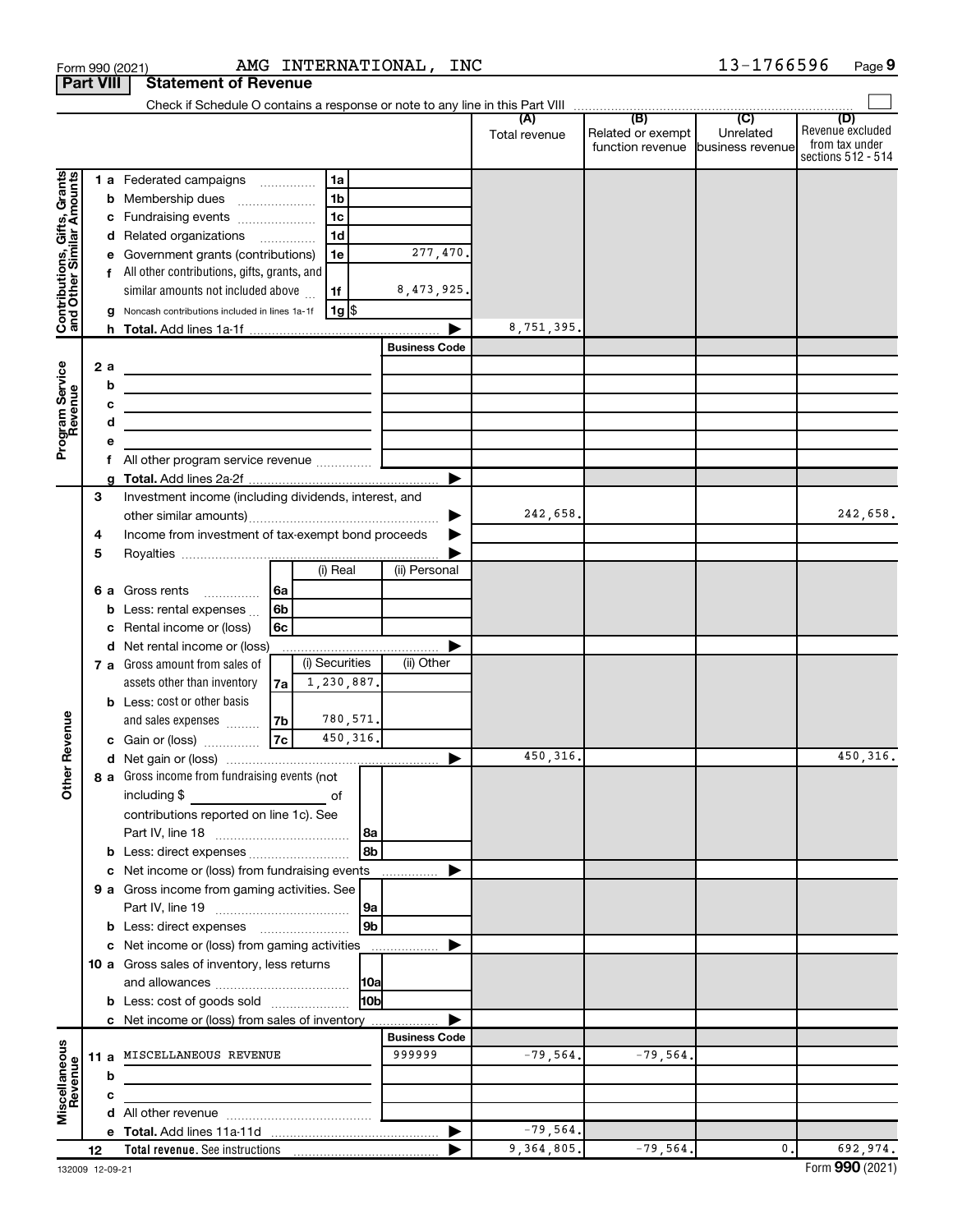Form 990 (2021) AMG INTERNATIONAL, INC 13-1766596

**Part VIII Statement of Revenue**

Check if Schedule O contains a response or note to any line in this Part VIII

| | | | | (A) Total revenue | (B) Related or exempt function revenue | (C) Unrelated business revenue | (D) Revenue excluded from tax under sections 512 - 514 |
|---|---|---|---|---|---|---|---|
| **Contributions, Gifts, Grants and Other Similar Amounts** | 1a Federated campaigns | 1a | | | | | |
| | b Membership dues | 1b | | | | | |
| | c Fundraising events | 1c | | | | | |
| | d Related organizations | 1d | | | | | |
| | e Government grants (contributions) | 1e | 277,470. | | | | |
| | f All other contributions, gifts, grants, and similar amounts not included above | 1f | 8,473,925. | | | | |
| | g Noncash contributions included in lines 1a-1f | 1g | $ | | | | |
| | h Total. Add lines 1a-1f | | | 8,751,395. | | | |
| **Program Service Revenue** | | | Business Code | | | | |
| | 2a | | | | | | |
| | b | | | | | | |
| | c | | | | | | |
| | d | | | | | | |
| | e | | | | | | |
| | f All other program service revenue | | | | | | |
| | g Total. Add lines 2a-2f | | | | | | |
| **Other Revenue** | 3 Investment income (including dividends, interest, and other similar amounts) | | | 242,658. | | | 242,658. |
| | 4 Income from investment of tax-exempt bond proceeds | | | | | | |
| | 5 Royalties | | | | | | |
| | | | (i) Real / (ii) Personal | | | | |
| | 6a Gross rents | 6a | | | | | |
| | b Less: rental expenses | 6b | | | | | |
| | c Rental income or (loss) | 6c | | | | | |
| | d Net rental income or (loss) | | | | | | |
| | 7a Gross amount from sales of assets other than inventory | 7a | (i) Securities: 1,230,887. (ii) Other: | | | | |
| | b Less: cost or other basis and sales expenses | 7b | (i) Securities: 780,571. | | | | |
| | c Gain or (loss) | 7c | (i) Securities: 450,316. | | | | |
| | d Net gain or (loss) | | | 450,316. | | | 450,316. |
| | 8a Gross income from fundraising events (not including $ of contributions reported on line 1c). See Part IV, line 18 | 8a | | | | | |
| | b Less: direct expenses | 8b | | | | | |
| | c Net income or (loss) from fundraising events | | | | | | |
| | 9a Gross income from gaming activities. See Part IV, line 19 | 9a | | | | | |
| | b Less: direct expenses | 9b | | | | | |
| | c Net income or (loss) from gaming activities | | | | | | |
| | 10a Gross sales of inventory, less returns and allowances | 10a | | | | | |
| | b Less: cost of goods sold | 10b | | | | | |
| | c Net income or (loss) from sales of inventory | | | | | | |
| **Miscellaneous Revenue** | | | Business Code | | | | |
| | 11a MISCELLANEOUS REVENUE | | 999999 | -79,564. | -79,564. | | |
| | b | | | | | | |
| | c | | | | | | |
| | d All other revenue | | | | | | |
| | e Total. Add lines 11a-11d | | | -79,564. | | | |
| | 12 Total revenue. See instructions | | | 9,364,805. | -79,564. | 0. | 692,974. |

132009 12-09-21 Form **990** (2021)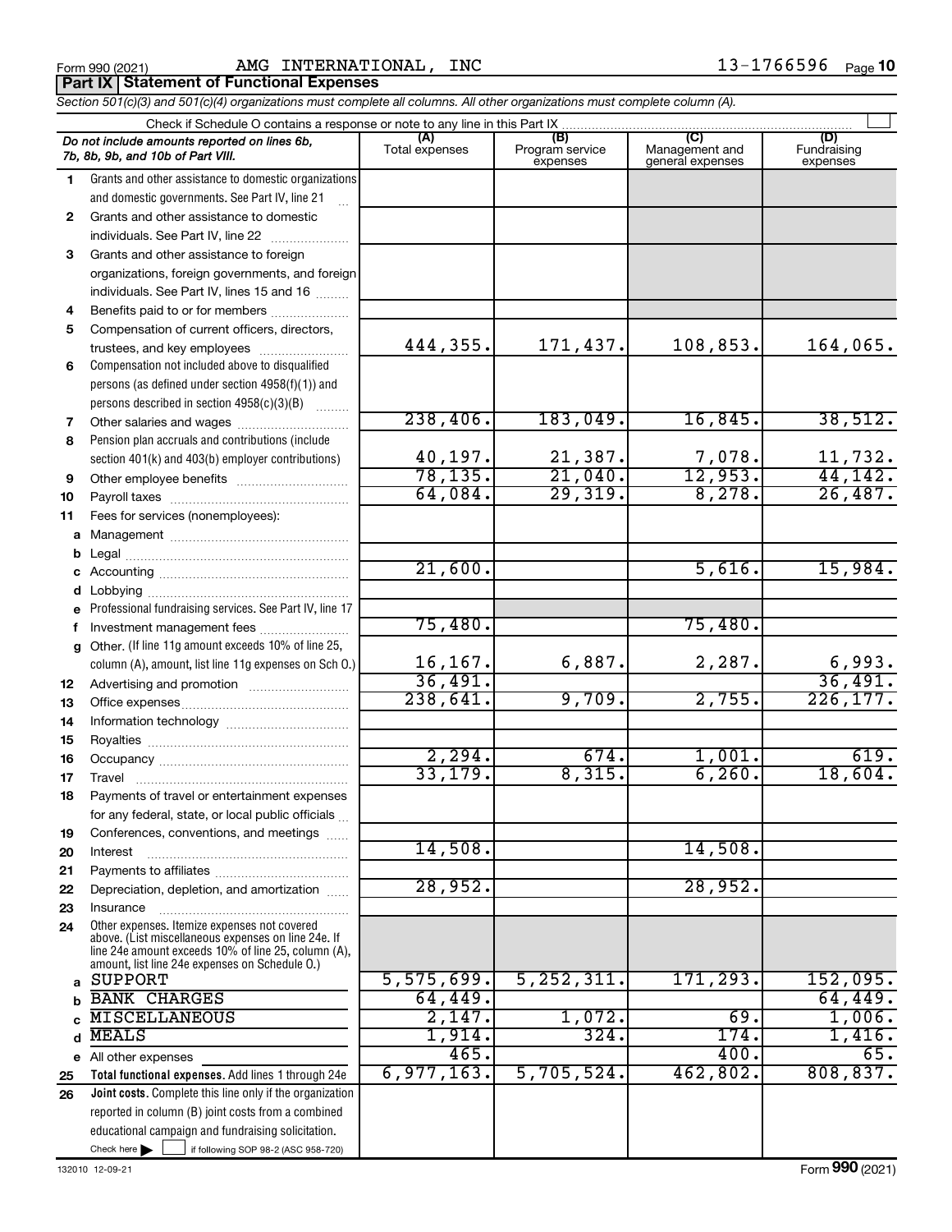Form 990 (2021) AMG INTERNATIONAL, INC 13-1766596

**Part IX Statement of Functional Expenses**

*Section 501(c)(3) and 501(c)(4) organizations must complete all columns. All other organizations must complete column (A).*

Check if Schedule O contains a response or note to any line in this Part IX

| | *Do not include amounts reported on lines 6b, 7b, 8b, 9b, and 10b of Part VIII.* | (A) Total expenses | (B) Program service expenses | (C) Management and general expenses | (D) Fundraising expenses |
|---|---|---|---|---|---|
| 1 | Grants and other assistance to domestic organizations and domestic governments. See Part IV, line 21 | | | | |
| 2 | Grants and other assistance to domestic individuals. See Part IV, line 22 | | | | |
| 3 | Grants and other assistance to foreign organizations, foreign governments, and foreign individuals. See Part IV, lines 15 and 16 | | | | |
| 4 | Benefits paid to or for members | | | | |
| 5 | Compensation of current officers, directors, trustees, and key employees | 444,355. | 171,437. | 108,853. | 164,065. |
| 6 | Compensation not included above to disqualified persons (as defined under section 4958(f)(1)) and persons described in section 4958(c)(3)(B) | | | | |
| 7 | Other salaries and wages | 238,406. | 183,049. | 16,845. | 38,512. |
| 8 | Pension plan accruals and contributions (include section 401(k) and 403(b) employer contributions) | 40,197. | 21,387. | 7,078. | 11,732. |
| 9 | Other employee benefits | 78,135. | 21,040. | 12,953. | 44,142. |
| 10 | Payroll taxes | 64,084. | 29,319. | 8,278. | 26,487. |
| 11 | Fees for services (nonemployees): | | | | |
| a | Management | | | | |
| b | Legal | | | | |
| c | Accounting | 21,600. | | 5,616. | 15,984. |
| d | Lobbying | | | | |
| e | Professional fundraising services. See Part IV, line 17 | | | | |
| f | Investment management fees | 75,480. | | 75,480. | |
| g | Other. (If line 11g amount exceeds 10% of line 25, column (A), amount, list line 11g expenses on Sch O.) | 16,167. | 6,887. | 2,287. | 6,993. |
| 12 | Advertising and promotion | 36,491. | | | 36,491. |
| 13 | Office expenses | 238,641. | 9,709. | 2,755. | 226,177. |
| 14 | Information technology | | | | |
| 15 | Royalties | | | | |
| 16 | Occupancy | 2,294. | 674. | 1,001. | 619. |
| 17 | Travel | 33,179. | 8,315. | 6,260. | 18,604. |
| 18 | Payments of travel or entertainment expenses for any federal, state, or local public officials | | | | |
| 19 | Conferences, conventions, and meetings | | | | |
| 20 | Interest | 14,508. | | 14,508. | |
| 21 | Payments to affiliates | | | | |
| 22 | Depreciation, depletion, and amortization | 28,952. | | 28,952. | |
| 23 | Insurance | | | | |
| 24 | Other expenses. Itemize expenses not covered above. (List miscellaneous expenses on line 24e. If line 24e amount exceeds 10% of line 25, column (A), amount, list line 24e expenses on Schedule O.) | | | | |
| a | SUPPORT | 5,575,699. | 5,252,311. | 171,293. | 152,095. |
| b | BANK CHARGES | 64,449. | | | 64,449. |
| c | MISCELLANEOUS | 2,147. | 1,072. | 69. | 1,006. |
| d | MEALS | 1,914. | 324. | 174. | 1,416. |
| e | All other expenses | 465. | | 400. | 65. |
| 25 | **Total functional expenses.** Add lines 1 through 24e | 6,977,163. | 5,705,524. | 462,802. | 808,837. |
| 26 | **Joint costs.** Complete this line only if the organization reported in column (B) joint costs from a combined educational campaign and fundraising solicitation. Check here ☐ if following SOP 98-2 (ASC 958-720) | | | | |

132010 12-09-21 Form **990** (2021)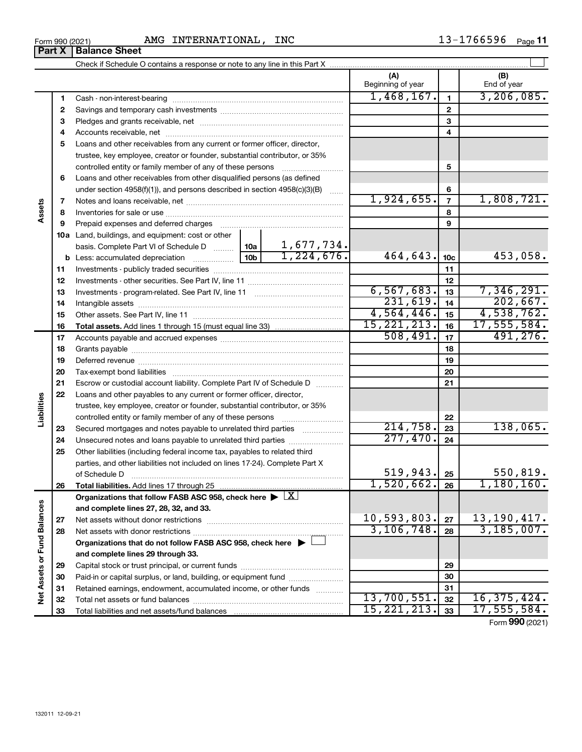Form 990 (2021) AMG INTERNATIONAL, INC 13-1766596

## Part X | Balance Sheet

Check if Schedule O contains a response or note to any line in this Part X

| | | | (A) Beginning of year | | (B) End of year |
|---|---|---|---|---|---|
| Assets | 1 | Cash - non-interest-bearing | 1,468,167. | 1 | 3,206,085. |
| | 2 | Savings and temporary cash investments | | 2 | |
| | 3 | Pledges and grants receivable, net | | 3 | |
| | 4 | Accounts receivable, net | | 4 | |
| | 5 | Loans and other receivables from any current or former officer, director, trustee, key employee, creator or founder, substantial contributor, or 35% controlled entity or family member of any of these persons | | 5 | |
| | 6 | Loans and other receivables from other disqualified persons (as defined under section 4958(f)(1)), and persons described in section 4958(c)(3)(B) | | 6 | |
| | 7 | Notes and loans receivable, net | 1,924,655. | 7 | 1,808,721. |
| | 8 | Inventories for sale or use | | 8 | |
| | 9 | Prepaid expenses and deferred charges | | 9 | |
| | 10a | Land, buildings, and equipment: cost or other basis. Complete Part VI of Schedule D — 10a: 1,677,734. | | | |
| | b | Less: accumulated depreciation — 10b: 1,224,676. | 464,643. | 10c | 453,058. |
| | 11 | Investments - publicly traded securities | | 11 | |
| | 12 | Investments - other securities. See Part IV, line 11 | | 12 | |
| | 13 | Investments - program-related. See Part IV, line 11 | 6,567,683. | 13 | 7,346,291. |
| | 14 | Intangible assets | 231,619. | 14 | 202,667. |
| | 15 | Other assets. See Part IV, line 11 | 4,564,446. | 15 | 4,538,762. |
| | 16 | **Total assets.** Add lines 1 through 15 (must equal line 33) | 15,221,213. | 16 | 17,555,584. |
| Liabilities | 17 | Accounts payable and accrued expenses | 508,491. | 17 | 491,276. |
| | 18 | Grants payable | | 18 | |
| | 19 | Deferred revenue | | 19 | |
| | 20 | Tax-exempt bond liabilities | | 20 | |
| | 21 | Escrow or custodial account liability. Complete Part IV of Schedule D | | 21 | |
| | 22 | Loans and other payables to any current or former officer, director, trustee, key employee, creator or founder, substantial contributor, or 35% controlled entity or family member of any of these persons | | 22 | |
| | 23 | Secured mortgages and notes payable to unrelated third parties | 214,758. | 23 | 138,065. |
| | 24 | Unsecured notes and loans payable to unrelated third parties | 277,470. | 24 | |
| | 25 | Other liabilities (including federal income tax, payables to related third parties, and other liabilities not included on lines 17-24). Complete Part X of Schedule D | 519,943. | 25 | 550,819. |
| | 26 | **Total liabilities.** Add lines 17 through 25 | 1,520,662. | 26 | 1,180,160. |
| Net Assets or Fund Balances | | **Organizations that follow FASB ASC 958, check here** ▶ [X] **and complete lines 27, 28, 32, and 33.** | | | |
| | 27 | Net assets without donor restrictions | 10,593,803. | 27 | 13,190,417. |
| | 28 | Net assets with donor restrictions | 3,106,748. | 28 | 3,185,007. |
| | | **Organizations that do not follow FASB ASC 958, check here** ▶ [ ] **and complete lines 29 through 33.** | | | |
| | 29 | Capital stock or trust principal, or current funds | | 29 | |
| | 30 | Paid-in or capital surplus, or land, building, or equipment fund | | 30 | |
| | 31 | Retained earnings, endowment, accumulated income, or other funds | | 31 | |
| | 32 | Total net assets or fund balances | 13,700,551. | 32 | 16,375,424. |
| | 33 | Total liabilities and net assets/fund balances | 15,221,213. | 33 | 17,555,584. |

Form **990** (2021)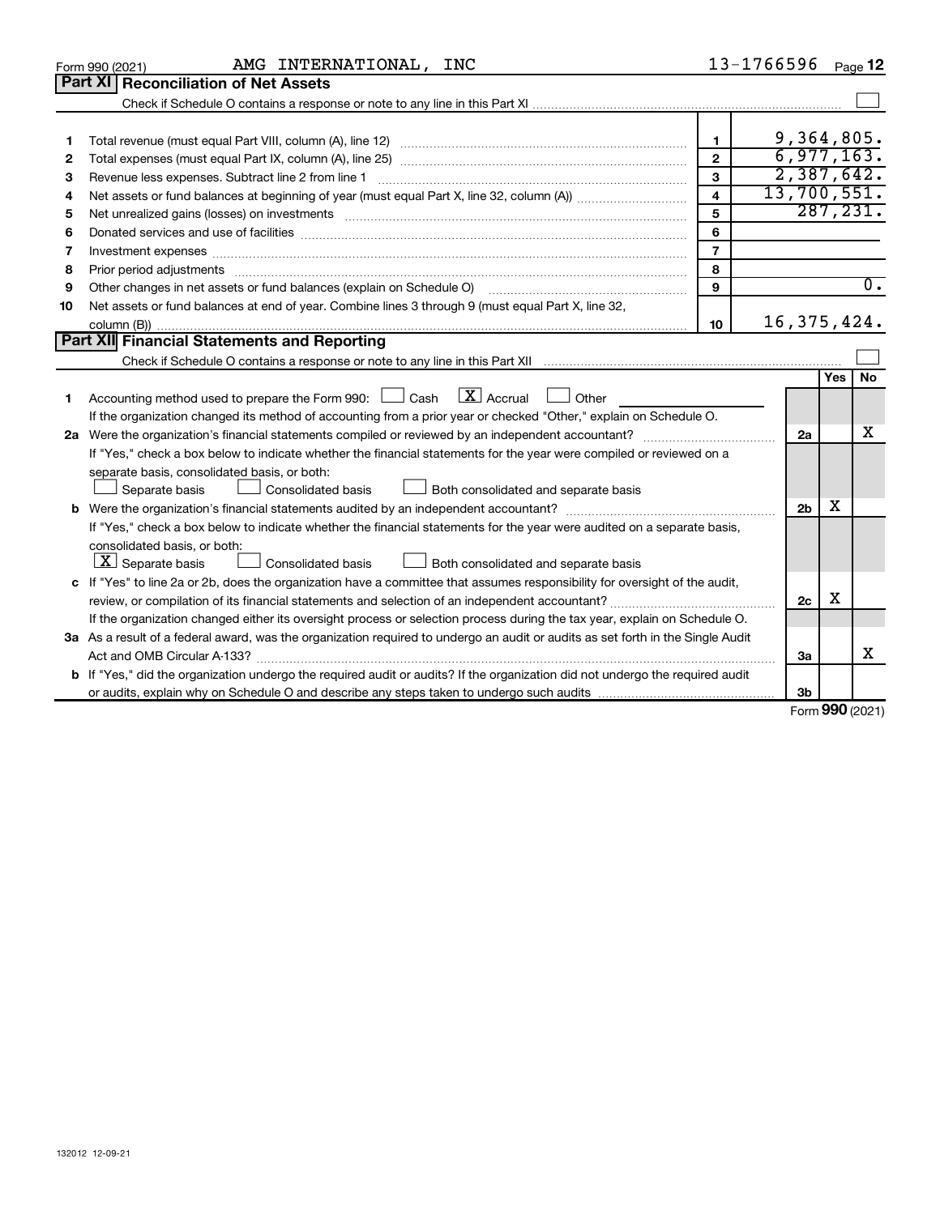Form 990 (2021) AMG INTERNATIONAL, INC 13-1766596 Page **12**

## Part XI Reconciliation of Net Assets

Check if Schedule O contains a response or note to any line in this Part XI ☐

| | | | |
|---|---|---|---|
| 1 | Total revenue (must equal Part VIII, column (A), line 12) | 1 | 9,364,805. |
| 2 | Total expenses (must equal Part IX, column (A), line 25) | 2 | 6,977,163. |
| 3 | Revenue less expenses. Subtract line 2 from line 1 | 3 | 2,387,642. |
| 4 | Net assets or fund balances at beginning of year (must equal Part X, line 32, column (A)) | 4 | 13,700,551. |
| 5 | Net unrealized gains (losses) on investments | 5 | 287,231. |
| 6 | Donated services and use of facilities | 6 | |
| 7 | Investment expenses | 7 | |
| 8 | Prior period adjustments | 8 | |
| 9 | Other changes in net assets or fund balances (explain on Schedule O) | 9 | 0. |
| 10 | Net assets or fund balances at end of year. Combine lines 3 through 9 (must equal Part X, line 32, column (B)) | 10 | 16,375,424. |

## Part XII Financial Statements and Reporting

Check if Schedule O contains a response or note to any line in this Part XII ☐

| | | | Yes | No |
|---|---|---|---|---|
| 1 | Accounting method used to prepare the Form 990: ☐ Cash ☒ Accrual ☐ Other<br>If the organization changed its method of accounting from a prior year or checked "Other," explain on Schedule O. | | | |
| 2a | Were the organization's financial statements compiled or reviewed by an independent accountant?<br>If "Yes," check a box below to indicate whether the financial statements for the year were compiled or reviewed on a separate basis, consolidated basis, or both:<br>☐ Separate basis ☐ Consolidated basis ☐ Both consolidated and separate basis | 2a | | X |
| b | Were the organization's financial statements audited by an independent accountant?<br>If "Yes," check a box below to indicate whether the financial statements for the year were audited on a separate basis, consolidated basis, or both:<br>☒ Separate basis ☐ Consolidated basis ☐ Both consolidated and separate basis | 2b | X | |
| c | If "Yes" to line 2a or 2b, does the organization have a committee that assumes responsibility for oversight of the audit, review, or compilation of its financial statements and selection of an independent accountant?<br>If the organization changed either its oversight process or selection process during the tax year, explain on Schedule O. | 2c | X | |
| 3a | As a result of a federal award, was the organization required to undergo an audit or audits as set forth in the Single Audit Act and OMB Circular A-133? | 3a | | X |
| b | If "Yes," did the organization undergo the required audit or audits? If the organization did not undergo the required audit or audits, explain why on Schedule O and describe any steps taken to undergo such audits | 3b | | |

Form **990** (2021)

132012 12-09-21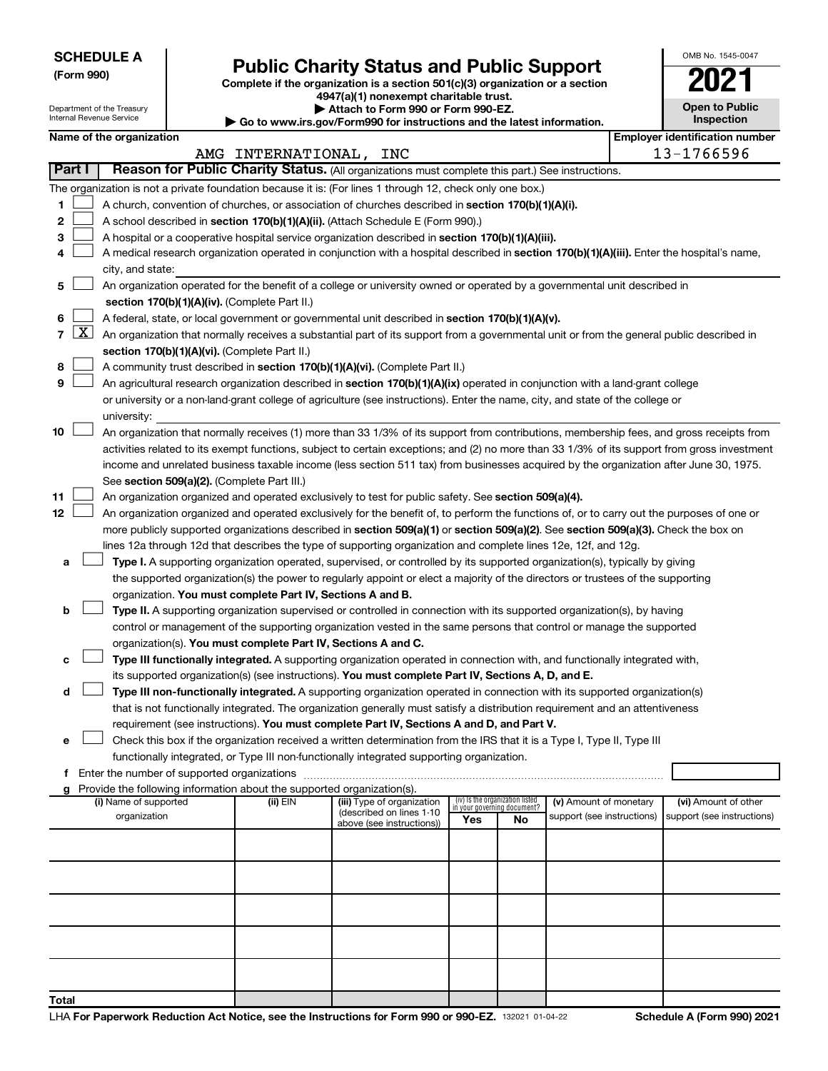**SCHEDULE A**
**(Form 990)**

Department of the Treasury
Internal Revenue Service

# Public Charity Status and Public Support

**Complete if the organization is a section 501(c)(3) organization or a section 4947(a)(1) nonexempt charitable trust.**
**▶ Attach to Form 990 or Form 990-EZ.**
**▶ Go to www.irs.gov/Form990 for instructions and the latest information.**

OMB No. 1545-0047

**2021**

**Open to Public Inspection**

**Name of the organization**: AMG INTERNATIONAL, INC

**Employer identification number**: 13-1766596

**Part I** **Reason for Public Charity Status.** (All organizations must complete this part.) See instructions.

The organization is not a private foundation because it is: (For lines 1 through 12, check only one box.)

1. ☐ A church, convention of churches, or association of churches described in **section 170(b)(1)(A)(i).**
2. ☐ A school described in **section 170(b)(1)(A)(ii).** (Attach Schedule E (Form 990).)
3. ☐ A hospital or a cooperative hospital service organization described in **section 170(b)(1)(A)(iii).**
4. ☐ A medical research organization operated in conjunction with a hospital described in **section 170(b)(1)(A)(iii).** Enter the hospital's name, city, and state:
5. ☐ An organization operated for the benefit of a college or university owned or operated by a governmental unit described in **section 170(b)(1)(A)(iv).** (Complete Part II.)
6. ☐ A federal, state, or local government or governmental unit described in **section 170(b)(1)(A)(v).**
7. ☒ An organization that normally receives a substantial part of its support from a governmental unit or from the general public described in **section 170(b)(1)(A)(vi).** (Complete Part II.)
8. ☐ A community trust described in **section 170(b)(1)(A)(vi).** (Complete Part II.)
9. ☐ An agricultural research organization described in **section 170(b)(1)(A)(ix)** operated in conjunction with a land-grant college or university or a non-land-grant college of agriculture (see instructions). Enter the name, city, and state of the college or university:
10. ☐ An organization that normally receives (1) more than 33 1/3% of its support from contributions, membership fees, and gross receipts from activities related to its exempt functions, subject to certain exceptions; and (2) no more than 33 1/3% of its support from gross investment income and unrelated business taxable income (less section 511 tax) from businesses acquired by the organization after June 30, 1975. See **section 509(a)(2).** (Complete Part III.)
11. ☐ An organization organized and operated exclusively to test for public safety. See **section 509(a)(4).**
12. ☐ An organization organized and operated exclusively for the benefit of, to perform the functions of, or to carry out the purposes of one or more publicly supported organizations described in **section 509(a)(1)** or **section 509(a)(2).** See **section 509(a)(3).** Check the box on lines 12a through 12d that describes the type of supporting organization and complete lines 12e, 12f, and 12g.
   - **a** ☐ **Type I.** A supporting organization operated, supervised, or controlled by its supported organization(s), typically by giving the supported organization(s) the power to regularly appoint or elect a majority of the directors or trustees of the supporting organization. **You must complete Part IV, Sections A and B.**
   - **b** ☐ **Type II.** A supporting organization supervised or controlled in connection with its supported organization(s), by having control or management of the supporting organization vested in the same persons that control or manage the supported organization(s). **You must complete Part IV, Sections A and C.**
   - **c** ☐ **Type III functionally integrated.** A supporting organization operated in connection with, and functionally integrated with, its supported organization(s) (see instructions). **You must complete Part IV, Sections A, D, and E.**
   - **d** ☐ **Type III non-functionally integrated.** A supporting organization operated in connection with its supported organization(s) that is not functionally integrated. The organization generally must satisfy a distribution requirement and an attentiveness requirement (see instructions). **You must complete Part IV, Sections A and D, and Part V.**
   - **e** ☐ Check this box if the organization received a written determination from the IRS that it is a Type I, Type II, Type III functionally integrated, or Type III non-functionally integrated supporting organization.
   - **f** Enter the number of supported organizations
   - **g** Provide the following information about the supported organization(s).

| (i) Name of supported organization | (ii) EIN | (iii) Type of organization (described on lines 1-10 above (see instructions)) | (iv) Is the organization listed in your governing document? Yes | No | (v) Amount of monetary support (see instructions) | (vi) Amount of other support (see instructions) |
|---|---|---|---|---|---|---|
| | | | | | | |
| | | | | | | |
| | | | | | | |
| | | | | | | |
| | | | | | | |
| **Total** | | | | | | |

LHA **For Paperwork Reduction Act Notice, see the Instructions for Form 990 or 990-EZ.** 132021 01-04-22 **Schedule A (Form 990) 2021**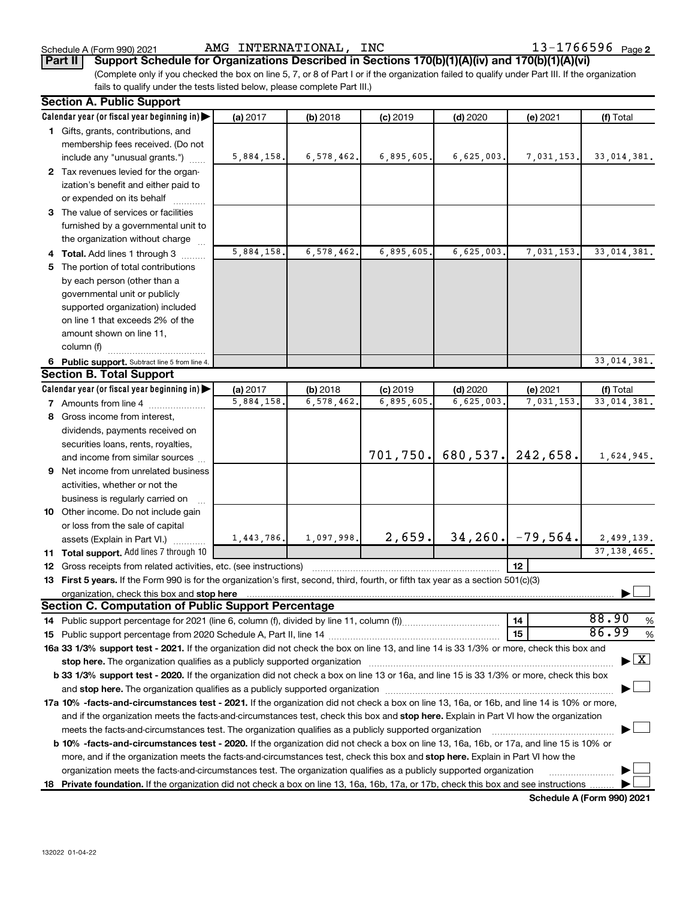Schedule A (Form 990) 2021    AMG INTERNATIONAL, INC    13-1766596 Page 2

**Part II** **Support Schedule for Organizations Described in Sections 170(b)(1)(A)(iv) and 170(b)(1)(A)(vi)**

(Complete only if you checked the box on line 5, 7, or 8 of Part I or if the organization failed to qualify under Part III. If the organization fails to qualify under the tests listed below, please complete Part III.)

## Section A. Public Support

| Calendar year (or fiscal year beginning in) ▶ | (a) 2017 | (b) 2018 | (c) 2019 | (d) 2020 | (e) 2021 | (f) Total |
|---|---|---|---|---|---|---|
| **1** Gifts, grants, contributions, and membership fees received. (Do not include any "unusual grants.") | 5,884,158. | 6,578,462. | 6,895,605. | 6,625,003. | 7,031,153. | 33,014,381. |
| **2** Tax revenues levied for the organization's benefit and either paid to or expended on its behalf | | | | | | |
| **3** The value of services or facilities furnished by a governmental unit to the organization without charge | | | | | | |
| **4 Total.** Add lines 1 through 3 | 5,884,158. | 6,578,462. | 6,895,605. | 6,625,003. | 7,031,153. | 33,014,381. |
| **5** The portion of total contributions by each person (other than a governmental unit or publicly supported organization) included on line 1 that exceeds 2% of the amount shown on line 11, column (f) | | | | | | |
| **6 Public support.** Subtract line 5 from line 4. | | | | | | 33,014,381. |

## Section B. Total Support

| Calendar year (or fiscal year beginning in) ▶ | (a) 2017 | (b) 2018 | (c) 2019 | (d) 2020 | (e) 2021 | (f) Total |
|---|---|---|---|---|---|---|
| **7** Amounts from line 4 | 5,884,158. | 6,578,462. | 6,895,605. | 6,625,003. | 7,031,153. | 33,014,381. |
| **8** Gross income from interest, dividends, payments received on securities loans, rents, royalties, and income from similar sources | | | 701,750. | 680,537. | 242,658. | 1,624,945. |
| **9** Net income from unrelated business activities, whether or not the business is regularly carried on | | | | | | |
| **10** Other income. Do not include gain or loss from the sale of capital assets (Explain in Part VI.) | 1,443,786. | 1,097,998. | 2,659. | 34,260. | -79,564. | 2,499,139. |
| **11 Total support.** Add lines 7 through 10 | | | | | | 37,138,465. |

**12** Gross receipts from related activities, etc. (see instructions) | **12** |

**13 First 5 years.** If the Form 990 is for the organization's first, second, third, fourth, or fifth tax year as a section 501(c)(3) organization, check this box and **stop here** ▶ ☐

## Section C. Computation of Public Support Percentage

| | | |
|---|---|---|
| **14** Public support percentage for 2021 (line 6, column (f), divided by line 11, column (f)) | **14** | 88.90 % |
| **15** Public support percentage from 2020 Schedule A, Part II, line 14 | **15** | 86.99 % |

**16a 33 1/3% support test - 2021.** If the organization did not check the box on line 13, and line 14 is 33 1/3% or more, check this box and **stop here.** The organization qualifies as a publicly supported organization ▶ ☒

**b 33 1/3% support test - 2020.** If the organization did not check a box on line 13 or 16a, and line 15 is 33 1/3% or more, check this box and **stop here.** The organization qualifies as a publicly supported organization ▶ ☐

**17a 10% -facts-and-circumstances test - 2021.** If the organization did not check a box on line 13, 16a, or 16b, and line 14 is 10% or more, and if the organization meets the facts-and-circumstances test, check this box and **stop here.** Explain in Part VI how the organization meets the facts-and-circumstances test. The organization qualifies as a publicly supported organization ▶ ☐

**b 10% -facts-and-circumstances test - 2020.** If the organization did not check a box on line 13, 16a, 16b, or 17a, and line 15 is 10% or more, and if the organization meets the facts-and-circumstances test, check this box and **stop here.** Explain in Part VI how the organization meets the facts-and-circumstances test. The organization qualifies as a publicly supported organization ▶ ☐

**18 Private foundation.** If the organization did not check a box on line 13, 16a, 16b, 17a, or 17b, check this box and see instructions ▶ ☐

**Schedule A (Form 990) 2021**

132022 01-04-22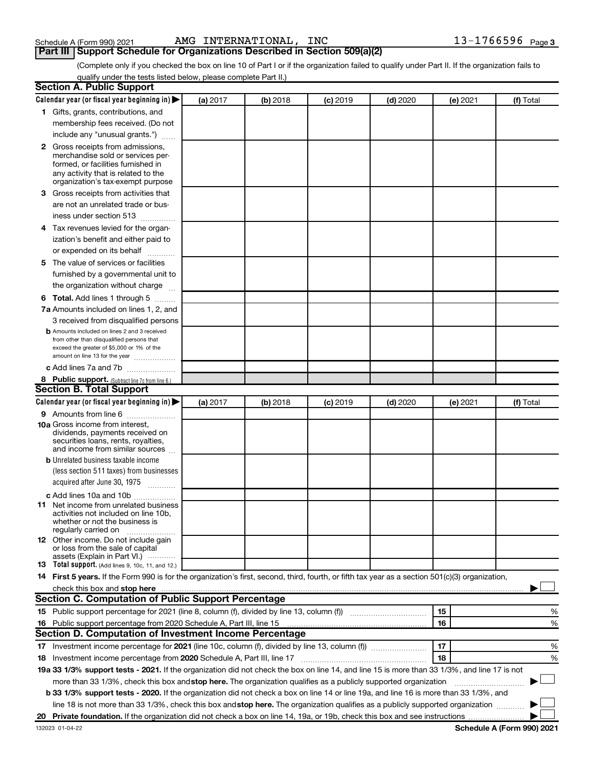Schedule A (Form 990) 2021 AMG INTERNATIONAL, INC 13-1766596 Page 3

## Part III Support Schedule for Organizations Described in Section 509(a)(2)

(Complete only if you checked the box on line 10 of Part I or if the organization failed to qualify under Part II. If the organization fails to qualify under the tests listed below, please complete Part II.)

### Section A. Public Support

| Calendar year (or fiscal year beginning in) ▶ | (a) 2017 | (b) 2018 | (c) 2019 | (d) 2020 | (e) 2021 | (f) Total |
|---|---|---|---|---|---|---|
| **1** Gifts, grants, contributions, and membership fees received. (Do not include any "unusual grants.") | | | | | | |
| **2** Gross receipts from admissions, merchandise sold or services performed, or facilities furnished in any activity that is related to the organization's tax-exempt purpose | | | | | | |
| **3** Gross receipts from activities that are not an unrelated trade or business under section 513 | | | | | | |
| **4** Tax revenues levied for the organization's benefit and either paid to or expended on its behalf | | | | | | |
| **5** The value of services or facilities furnished by a governmental unit to the organization without charge | | | | | | |
| **6 Total.** Add lines 1 through 5 | | | | | | |
| **7a** Amounts included on lines 1, 2, and 3 received from disqualified persons | | | | | | |
| **b** Amounts included on lines 2 and 3 received from other than disqualified persons that exceed the greater of $5,000 or 1% of the amount on line 13 for the year | | | | | | |
| **c** Add lines 7a and 7b | | | | | | |
| **8 Public support.** (Subtract line 7c from line 6.) | | | | | | |

### Section B. Total Support

| Calendar year (or fiscal year beginning in) ▶ | (a) 2017 | (b) 2018 | (c) 2019 | (d) 2020 | (e) 2021 | (f) Total |
|---|---|---|---|---|---|---|
| **9** Amounts from line 6 | | | | | | |
| **10a** Gross income from interest, dividends, payments received on securities loans, rents, royalties, and income from similar sources | | | | | | |
| **b** Unrelated business taxable income (less section 511 taxes) from businesses acquired after June 30, 1975 | | | | | | |
| **c** Add lines 10a and 10b | | | | | | |
| **11** Net income from unrelated business activities not included on line 10b, whether or not the business is regularly carried on | | | | | | |
| **12** Other income. Do not include gain or loss from the sale of capital assets (Explain in Part VI.) | | | | | | |
| **13 Total support.** (Add lines 9, 10c, 11, and 12.) | | | | | | |

**14 First 5 years.** If the Form 990 is for the organization's first, second, third, fourth, or fifth tax year as a section 501(c)(3) organization, check this box and **stop here** ▶ ☐

### Section C. Computation of Public Support Percentage

| | | | |
|---|---|---|---|
| **15** Public support percentage for 2021 (line 8, column (f), divided by line 13, column (f)) | 15 | | % |
| **16** Public support percentage from 2020 Schedule A, Part III, line 15 | 16 | | % |

### Section D. Computation of Investment Income Percentage

| | | | |
|---|---|---|---|
| **17** Investment income percentage for **2021** (line 10c, column (f), divided by line 13, column (f)) | 17 | | % |
| **18** Investment income percentage from **2020** Schedule A, Part III, line 17 | 18 | | % |

**19a 33 1/3% support tests - 2021.** If the organization did not check the box on line 14, and line 15 is more than 33 1/3%, and line 17 is not more than 33 1/3%, check this box and **stop here.** The organization qualifies as a publicly supported organization ▶ ☐

**b 33 1/3% support tests - 2020.** If the organization did not check a box on line 14 or line 19a, and line 16 is more than 33 1/3%, and line 18 is not more than 33 1/3%, check this box and **stop here.** The organization qualifies as a publicly supported organization ▶ ☐

**20 Private foundation.** If the organization did not check a box on line 14, 19a, or 19b, check this box and see instructions ▶ ☐

132023 01-04-22 **Schedule A (Form 990) 2021**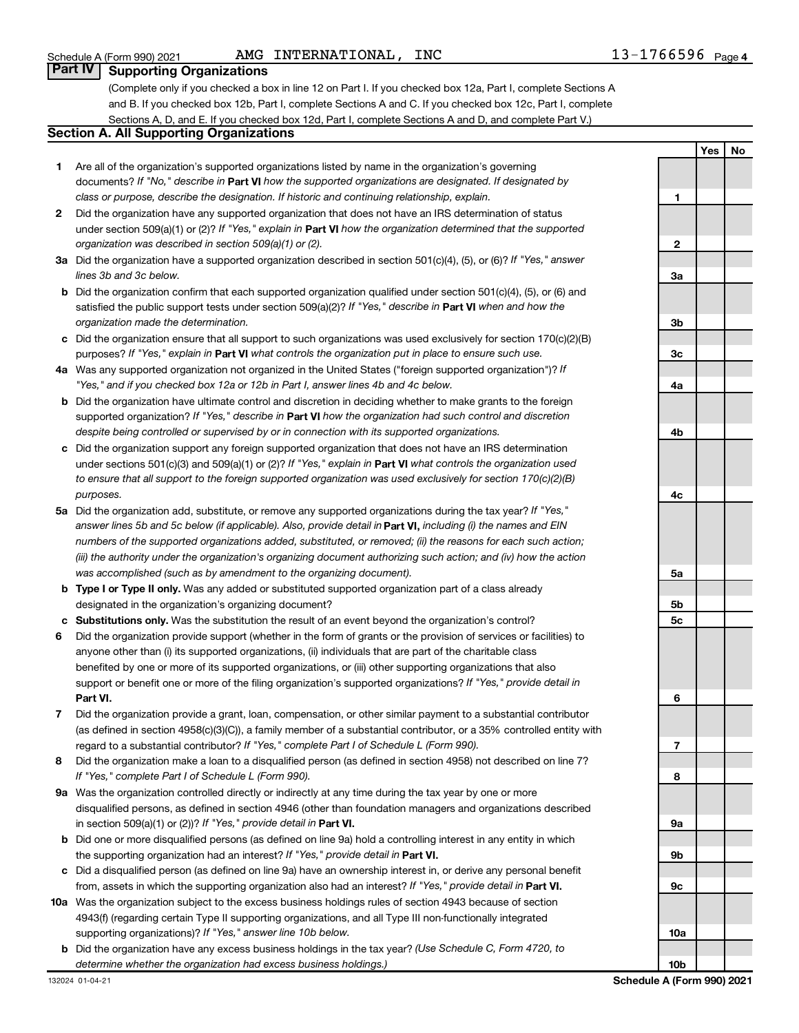Schedule A (Form 990) 2021 AMG INTERNATIONAL, INC 13-1766596 Page 4

## Part IV Supporting Organizations

(Complete only if you checked a box in line 12 on Part I. If you checked box 12a, Part I, complete Sections A and B. If you checked box 12b, Part I, complete Sections A and C. If you checked box 12c, Part I, complete Sections A, D, and E. If you checked box 12d, Part I, complete Sections A and D, and complete Part V.)

### Section A. All Supporting Organizations

| | | | Yes | No |
|---|---|---|---|---|
| **1** | Are all of the organization's supported organizations listed by name in the organization's governing documents? *If "No," describe in* **Part VI** *how the supported organizations are designated. If designated by class or purpose, describe the designation. If historic and continuing relationship, explain.* | 1 | | |
| **2** | Did the organization have any supported organization that does not have an IRS determination of status under section 509(a)(1) or (2)? *If "Yes," explain in* **Part VI** *how the organization determined that the supported organization was described in section 509(a)(1) or (2).* | 2 | | |
| **3a** | Did the organization have a supported organization described in section 501(c)(4), (5), or (6)? *If "Yes," answer lines 3b and 3c below.* | 3a | | |
| **b** | Did the organization confirm that each supported organization qualified under section 501(c)(4), (5), or (6) and satisfied the public support tests under section 509(a)(2)? *If "Yes," describe in* **Part VI** *when and how the organization made the determination.* | 3b | | |
| **c** | Did the organization ensure that all support to such organizations was used exclusively for section 170(c)(2)(B) purposes? *If "Yes," explain in* **Part VI** *what controls the organization put in place to ensure such use.* | 3c | | |
| **4a** | Was any supported organization not organized in the United States ("foreign supported organization")? *If "Yes," and if you checked box 12a or 12b in Part I, answer lines 4b and 4c below.* | 4a | | |
| **b** | Did the organization have ultimate control and discretion in deciding whether to make grants to the foreign supported organization? *If "Yes," describe in* **Part VI** *how the organization had such control and discretion despite being controlled or supervised by or in connection with its supported organizations.* | 4b | | |
| **c** | Did the organization support any foreign supported organization that does not have an IRS determination under sections 501(c)(3) and 509(a)(1) or (2)? *If "Yes," explain in* **Part VI** *what controls the organization used to ensure that all support to the foreign supported organization was used exclusively for section 170(c)(2)(B) purposes.* | 4c | | |
| **5a** | Did the organization add, substitute, or remove any supported organizations during the tax year? *If "Yes," answer lines 5b and 5c below (if applicable). Also, provide detail in* **Part VI,** *including (i) the names and EIN numbers of the supported organizations added, substituted, or removed; (ii) the reasons for each such action; (iii) the authority under the organization's organizing document authorizing such action; and (iv) how the action was accomplished (such as by amendment to the organizing document).* | 5a | | |
| **b** | **Type I or Type II only.** Was any added or substituted supported organization part of a class already designated in the organization's organizing document? | 5b | | |
| **c** | **Substitutions only.** Was the substitution the result of an event beyond the organization's control? | 5c | | |
| **6** | Did the organization provide support (whether in the form of grants or the provision of services or facilities) to anyone other than (i) its supported organizations, (ii) individuals that are part of the charitable class benefited by one or more of its supported organizations, or (iii) other supporting organizations that also support or benefit one or more of the filing organization's supported organizations? *If "Yes," provide detail in* **Part VI.** | 6 | | |
| **7** | Did the organization provide a grant, loan, compensation, or other similar payment to a substantial contributor (as defined in section 4958(c)(3)(C)), a family member of a substantial contributor, or a 35% controlled entity with regard to a substantial contributor? *If "Yes," complete Part I of Schedule L (Form 990).* | 7 | | |
| **8** | Did the organization make a loan to a disqualified person (as defined in section 4958) not described on line 7? *If "Yes," complete Part I of Schedule L (Form 990).* | 8 | | |
| **9a** | Was the organization controlled directly or indirectly at any time during the tax year by one or more disqualified persons, as defined in section 4946 (other than foundation managers and organizations described in section 509(a)(1) or (2))? *If "Yes," provide detail in* **Part VI.** | 9a | | |
| **b** | Did one or more disqualified persons (as defined on line 9a) hold a controlling interest in any entity in which the supporting organization had an interest? *If "Yes," provide detail in* **Part VI.** | 9b | | |
| **c** | Did a disqualified person (as defined on line 9a) have an ownership interest in, or derive any personal benefit from, assets in which the supporting organization also had an interest? *If "Yes," provide detail in* **Part VI.** | 9c | | |
| **10a** | Was the organization subject to the excess business holdings rules of section 4943 because of section 4943(f) (regarding certain Type II supporting organizations, and all Type III non-functionally integrated supporting organizations)? *If "Yes," answer line 10b below.* | 10a | | |
| **b** | Did the organization have any excess business holdings in the tax year? *(Use Schedule C, Form 4720, to determine whether the organization had excess business holdings.)* | 10b | | |

Schedule A (Form 990) 2021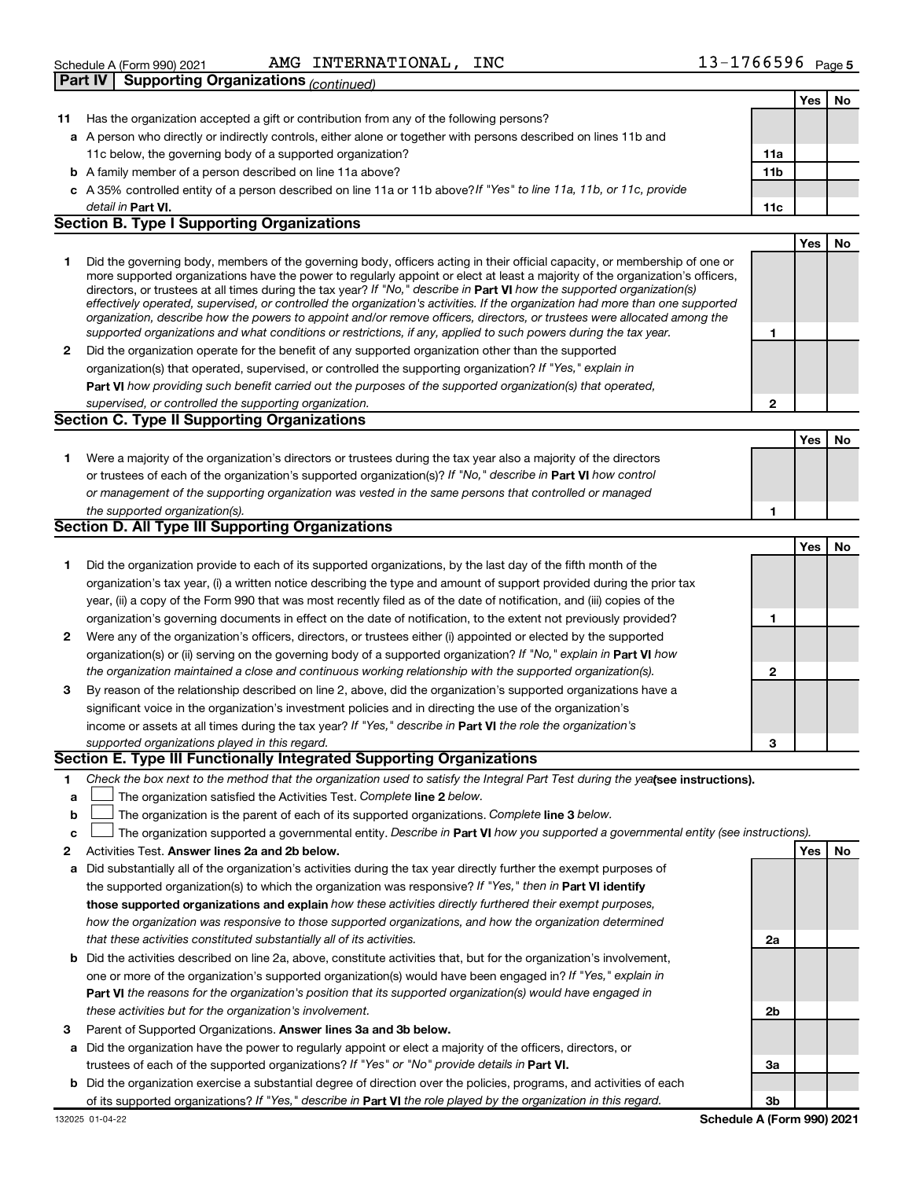Schedule A (Form 990) 2021 AMG INTERNATIONAL, INC 13-1766596 Page 5

## Part IV Supporting Organizations *(continued)*

| | | | Yes | No |
|---|---|---|---|---|
| **11** | Has the organization accepted a gift or contribution from any of the following persons? | | | |
| **a** | A person who directly or indirectly controls, either alone or together with persons described on lines 11b and 11c below, the governing body of a supported organization? | **11a** | | |
| **b** | A family member of a person described on line 11a above? | **11b** | | |
| **c** | A 35% controlled entity of a person described on line 11a or 11b above? *If "Yes" to line 11a, 11b, or 11c, provide detail in* **Part VI.** | **11c** | | |

### Section B. Type I Supporting Organizations

| | | | Yes | No |
|---|---|---|---|---|
| **1** | Did the governing body, members of the governing body, officers acting in their official capacity, or membership of one or more supported organizations have the power to regularly appoint or elect at least a majority of the organization's officers, directors, or trustees at all times during the tax year? *If "No," describe in* **Part VI** *how the supported organization(s) effectively operated, supervised, or controlled the organization's activities. If the organization had more than one supported organization, describe how the powers to appoint and/or remove officers, directors, or trustees were allocated among the supported organizations and what conditions or restrictions, if any, applied to such powers during the tax year.* | **1** | | |
| **2** | Did the organization operate for the benefit of any supported organization other than the supported organization(s) that operated, supervised, or controlled the supporting organization? *If "Yes," explain in* **Part VI** *how providing such benefit carried out the purposes of the supported organization(s) that operated, supervised, or controlled the supporting organization.* | **2** | | |

### Section C. Type II Supporting Organizations

| | | | Yes | No |
|---|---|---|---|---|
| **1** | Were a majority of the organization's directors or trustees during the tax year also a majority of the directors or trustees of each of the organization's supported organization(s)? *If "No," describe in* **Part VI** *how control or management of the supporting organization was vested in the same persons that controlled or managed the supported organization(s).* | **1** | | |

### Section D. All Type III Supporting Organizations

| | | | Yes | No |
|---|---|---|---|---|
| **1** | Did the organization provide to each of its supported organizations, by the last day of the fifth month of the organization's tax year, (i) a written notice describing the type and amount of support provided during the prior tax year, (ii) a copy of the Form 990 that was most recently filed as of the date of notification, and (iii) copies of the organization's governing documents in effect on the date of notification, to the extent not previously provided? | **1** | | |
| **2** | Were any of the organization's officers, directors, or trustees either (i) appointed or elected by the supported organization(s) or (ii) serving on the governing body of a supported organization? *If "No," explain in* **Part VI** *how the organization maintained a close and continuous working relationship with the supported organization(s).* | **2** | | |
| **3** | By reason of the relationship described on line 2, above, did the organization's supported organizations have a significant voice in the organization's investment policies and in directing the use of the organization's income or assets at all times during the tax year? *If "Yes," describe in* **Part VI** *the role the organization's supported organizations played in this regard.* | **3** | | |

### Section E. Type III Functionally Integrated Supporting Organizations

**1** *Check the box next to the method that the organization used to satisfy the Integral Part Test during the year* **(see instructions).**

- **a** ☐ The organization satisfied the Activities Test. *Complete* **line 2** *below.*
- **b** ☐ The organization is the parent of each of its supported organizations. *Complete* **line 3** *below.*
- **c** ☐ The organization supported a governmental entity. *Describe in* **Part VI** *how you supported a governmental entity (see instructions).*

| | | | Yes | No |
|---|---|---|---|---|
| **2** | Activities Test. **Answer lines 2a and 2b below.** | | | |
| **a** | Did substantially all of the organization's activities during the tax year directly further the exempt purposes of the supported organization(s) to which the organization was responsive? *If "Yes," then in* **Part VI identify those supported organizations and explain** *how these activities directly furthered their exempt purposes, how the organization was responsive to those supported organizations, and how the organization determined that these activities constituted substantially all of its activities.* | **2a** | | |
| **b** | Did the activities described on line 2a, above, constitute activities that, but for the organization's involvement, one or more of the organization's supported organization(s) would have been engaged in? *If "Yes," explain in* **Part VI** *the reasons for the organization's position that its supported organization(s) would have engaged in these activities but for the organization's involvement.* | **2b** | | |
| **3** | Parent of Supported Organizations. **Answer lines 3a and 3b below.** | | | |
| **a** | Did the organization have the power to regularly appoint or elect a majority of the officers, directors, or trustees of each of the supported organizations? *If "Yes" or "No" provide details in* **Part VI.** | **3a** | | |
| **b** | Did the organization exercise a substantial degree of direction over the policies, programs, and activities of each of its supported organizations? *If "Yes," describe in* **Part VI** *the role played by the organization in this regard.* | **3b** | | |

132025 01-04-22 **Schedule A (Form 990) 2021**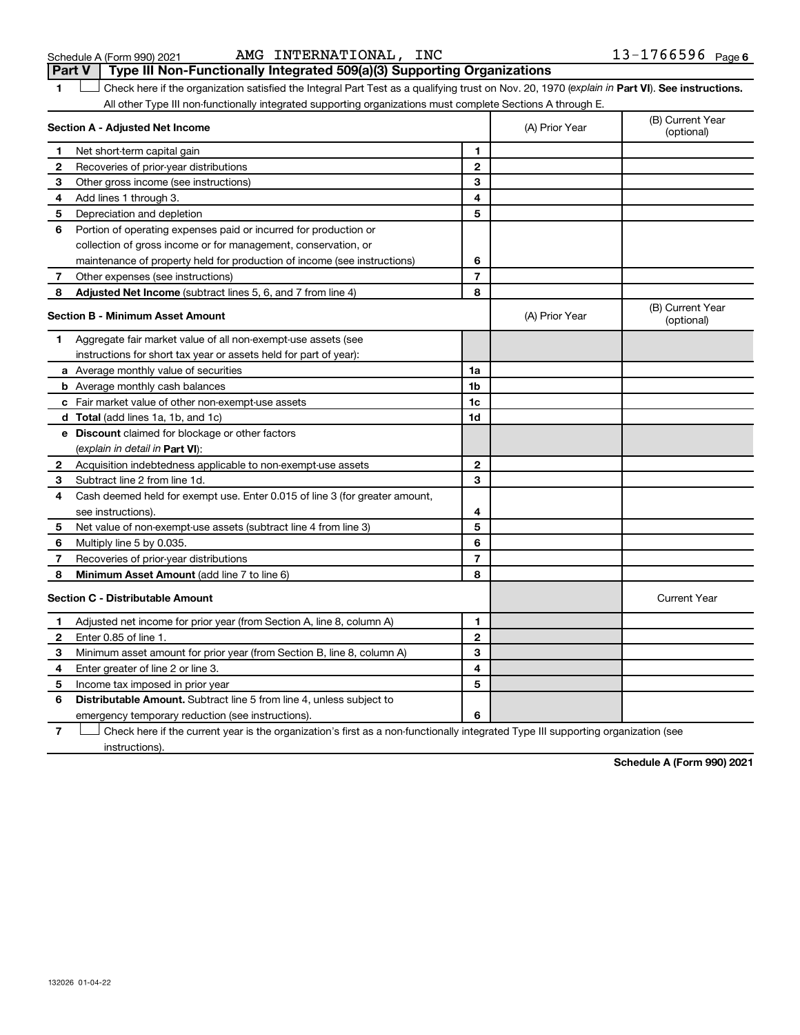Schedule A (Form 990) 2021 AMG INTERNATIONAL, INC 13-1766596 Page 6

**Part V | Type III Non-Functionally Integrated 509(a)(3) Supporting Organizations**

1 ☐ Check here if the organization satisfied the Integral Part Test as a qualifying trust on Nov. 20, 1970 (*explain in* **Part VI**). **See instructions.** All other Type III non-functionally integrated supporting organizations must complete Sections A through E.

| **Section A - Adjusted Net Income** | | | (A) Prior Year | (B) Current Year (optional) |
|---|---|---|---|---|
| 1 | Net short-term capital gain | 1 | | |
| 2 | Recoveries of prior-year distributions | 2 | | |
| 3 | Other gross income (see instructions) | 3 | | |
| 4 | Add lines 1 through 3. | 4 | | |
| 5 | Depreciation and depletion | 5 | | |
| 6 | Portion of operating expenses paid or incurred for production or collection of gross income or for management, conservation, or maintenance of property held for production of income (see instructions) | 6 | | |
| 7 | Other expenses (see instructions) | 7 | | |
| 8 | **Adjusted Net Income** (subtract lines 5, 6, and 7 from line 4) | 8 | | |

| **Section B - Minimum Asset Amount** | | | (A) Prior Year | (B) Current Year (optional) |
|---|---|---|---|---|
| 1 | Aggregate fair market value of all non-exempt-use assets (see instructions for short tax year or assets held for part of year): | | | |
| a | Average monthly value of securities | 1a | | |
| b | Average monthly cash balances | 1b | | |
| c | Fair market value of other non-exempt-use assets | 1c | | |
| d | **Total** (add lines 1a, 1b, and 1c) | 1d | | |
| e | **Discount** claimed for blockage or other factors (*explain in detail in* **Part VI**): | | | |
| 2 | Acquisition indebtedness applicable to non-exempt-use assets | 2 | | |
| 3 | Subtract line 2 from line 1d. | 3 | | |
| 4 | Cash deemed held for exempt use. Enter 0.015 of line 3 (for greater amount, see instructions). | 4 | | |
| 5 | Net value of non-exempt-use assets (subtract line 4 from line 3) | 5 | | |
| 6 | Multiply line 5 by 0.035. | 6 | | |
| 7 | Recoveries of prior-year distributions | 7 | | |
| 8 | **Minimum Asset Amount** (add line 7 to line 6) | 8 | | |

| **Section C - Distributable Amount** | | | | Current Year |
|---|---|---|---|---|
| 1 | Adjusted net income for prior year (from Section A, line 8, column A) | 1 | | |
| 2 | Enter 0.85 of line 1. | 2 | | |
| 3 | Minimum asset amount for prior year (from Section B, line 8, column A) | 3 | | |
| 4 | Enter greater of line 2 or line 3. | 4 | | |
| 5 | Income tax imposed in prior year | 5 | | |
| 6 | **Distributable Amount.** Subtract line 5 from line 4, unless subject to emergency temporary reduction (see instructions). | 6 | | |

7 ☐ Check here if the current year is the organization's first as a non-functionally integrated Type III supporting organization (see instructions).

**Schedule A (Form 990) 2021**

132026 01-04-22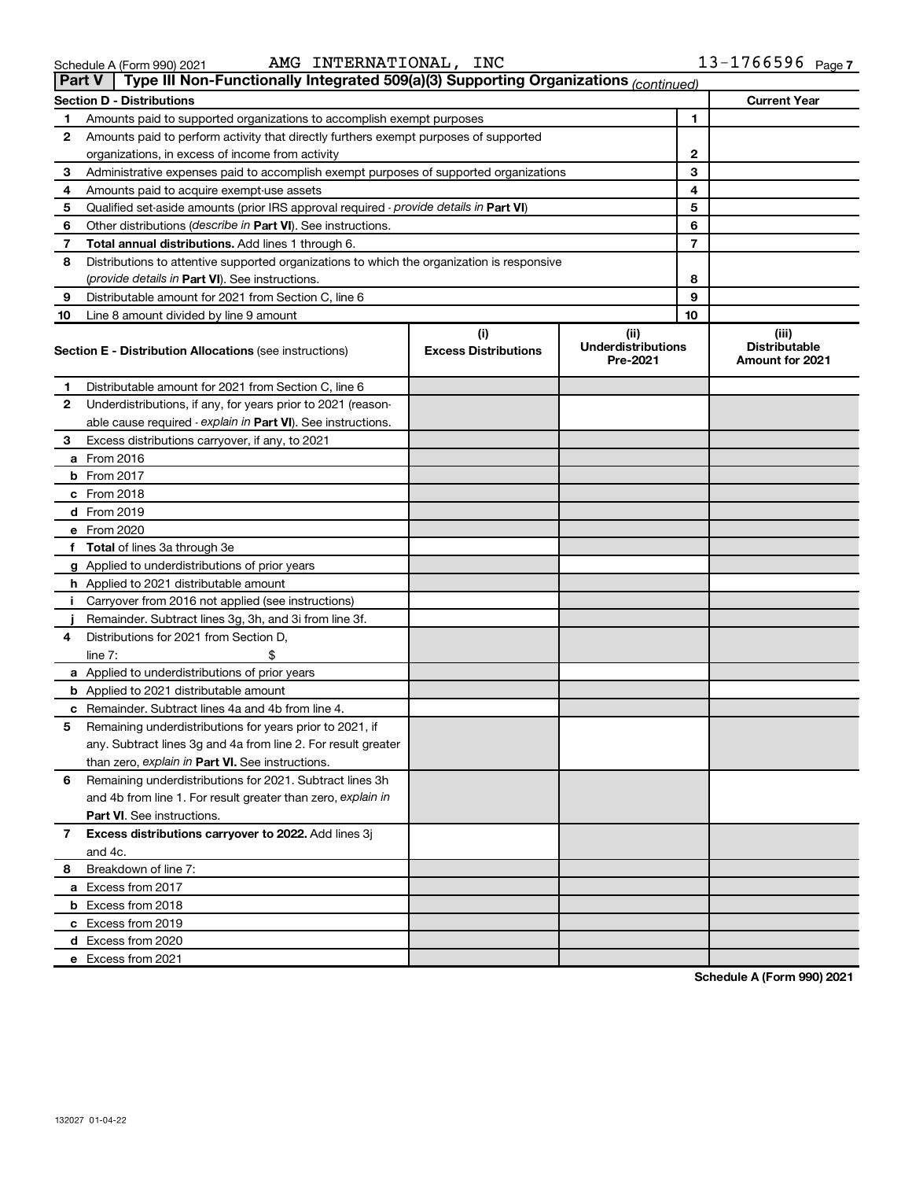Schedule A (Form 990) 2021 AMG INTERNATIONAL, INC 13-1766596

## Part V Type III Non-Functionally Integrated 509(a)(3) Supporting Organizations *(continued)*

| Section D - Distributions | | | Current Year |
|---|---|---|---|
| 1 | Amounts paid to supported organizations to accomplish exempt purposes | 1 | |
| 2 | Amounts paid to perform activity that directly furthers exempt purposes of supported organizations, in excess of income from activity | 2 | |
| 3 | Administrative expenses paid to accomplish exempt purposes of supported organizations | 3 | |
| 4 | Amounts paid to acquire exempt-use assets | 4 | |
| 5 | Qualified set-aside amounts (prior IRS approval required - *provide details in* **Part VI**) | 5 | |
| 6 | Other distributions (*describe in* **Part VI**). See instructions. | 6 | |
| 7 | **Total annual distributions.** Add lines 1 through 6. | 7 | |
| 8 | Distributions to attentive supported organizations to which the organization is responsive (*provide details in* **Part VI**). See instructions. | 8 | |
| 9 | Distributable amount for 2021 from Section C, line 6 | 9 | |
| 10 | Line 8 amount divided by line 9 amount | 10 | |

| **Section E - Distribution Allocations** (see instructions) | (i) Excess Distributions | (ii) Underdistributions Pre-2021 | (iii) Distributable Amount for 2021 |
|---|---|---|---|
| **1** Distributable amount for 2021 from Section C, line 6 | | | |
| **2** Underdistributions, if any, for years prior to 2021 (reasonable cause required - *explain in* **Part VI**). See instructions. | | | |
| **3** Excess distributions carryover, if any, to 2021 | | | |
| **a** From 2016 | | | |
| **b** From 2017 | | | |
| **c** From 2018 | | | |
| **d** From 2019 | | | |
| **e** From 2020 | | | |
| **f Total** of lines 3a through 3e | | | |
| **g** Applied to underdistributions of prior years | | | |
| **h** Applied to 2021 distributable amount | | | |
| **i** Carryover from 2016 not applied (see instructions) | | | |
| **j** Remainder. Subtract lines 3g, 3h, and 3i from line 3f. | | | |
| **4** Distributions for 2021 from Section D, line 7: $ | | | |
| **a** Applied to underdistributions of prior years | | | |
| **b** Applied to 2021 distributable amount | | | |
| **c** Remainder. Subtract lines 4a and 4b from line 4. | | | |
| **5** Remaining underdistributions for years prior to 2021, if any. Subtract lines 3g and 4a from line 2. For result greater than zero, *explain in* **Part VI.** See instructions. | | | |
| **6** Remaining underdistributions for 2021. Subtract lines 3h and 4b from line 1. For result greater than zero, *explain in* **Part VI**. See instructions. | | | |
| **7 Excess distributions carryover to 2022.** Add lines 3j and 4c. | | | |
| **8** Breakdown of line 7: | | | |
| **a** Excess from 2017 | | | |
| **b** Excess from 2018 | | | |
| **c** Excess from 2019 | | | |
| **d** Excess from 2020 | | | |
| **e** Excess from 2021 | | | |

**Schedule A (Form 990) 2021**

132027 01-04-22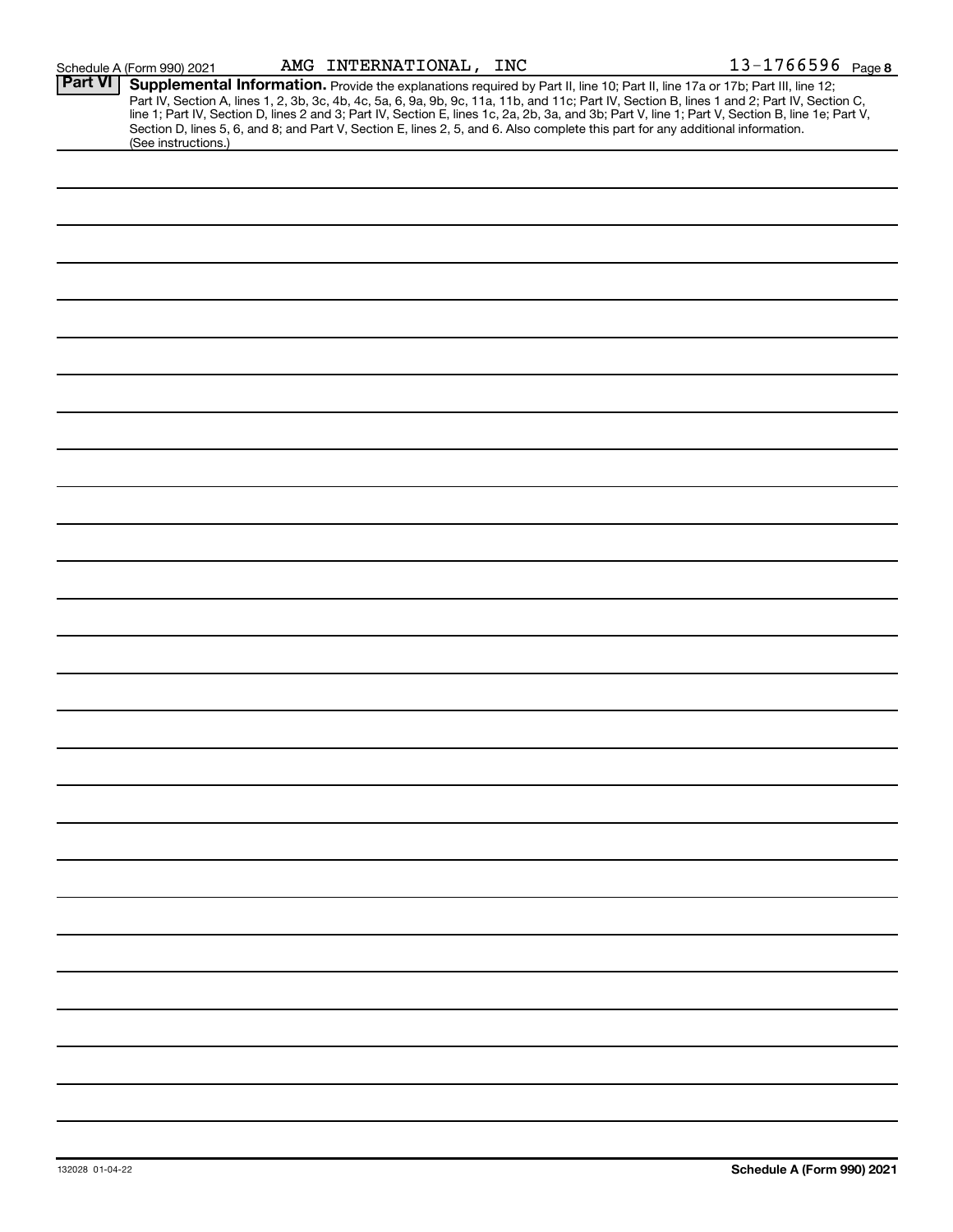Schedule A (Form 990) 2021 AMG INTERNATIONAL, INC 13-1766596 Page **8**

## Part VI Supplemental Information.

Provide the explanations required by Part II, line 10; Part II, line 17a or 17b; Part III, line 12; Part IV, Section A, lines 1, 2, 3b, 3c, 4b, 4c, 5a, 6, 9a, 9b, 9c, 11a, 11b, and 11c; Part IV, Section B, lines 1 and 2; Part IV, Section C, line 1; Part IV, Section D, lines 2 and 3; Part IV, Section E, lines 1c, 2a, 2b, 3a, and 3b; Part V, line 1; Part V, Section B, line 1e; Part V, Section D, lines 5, 6, and 8; and Part V, Section E, lines 2, 5, and 6. Also complete this part for any additional information. (See instructions.)

132028 01-04-22 **Schedule A (Form 990) 2021**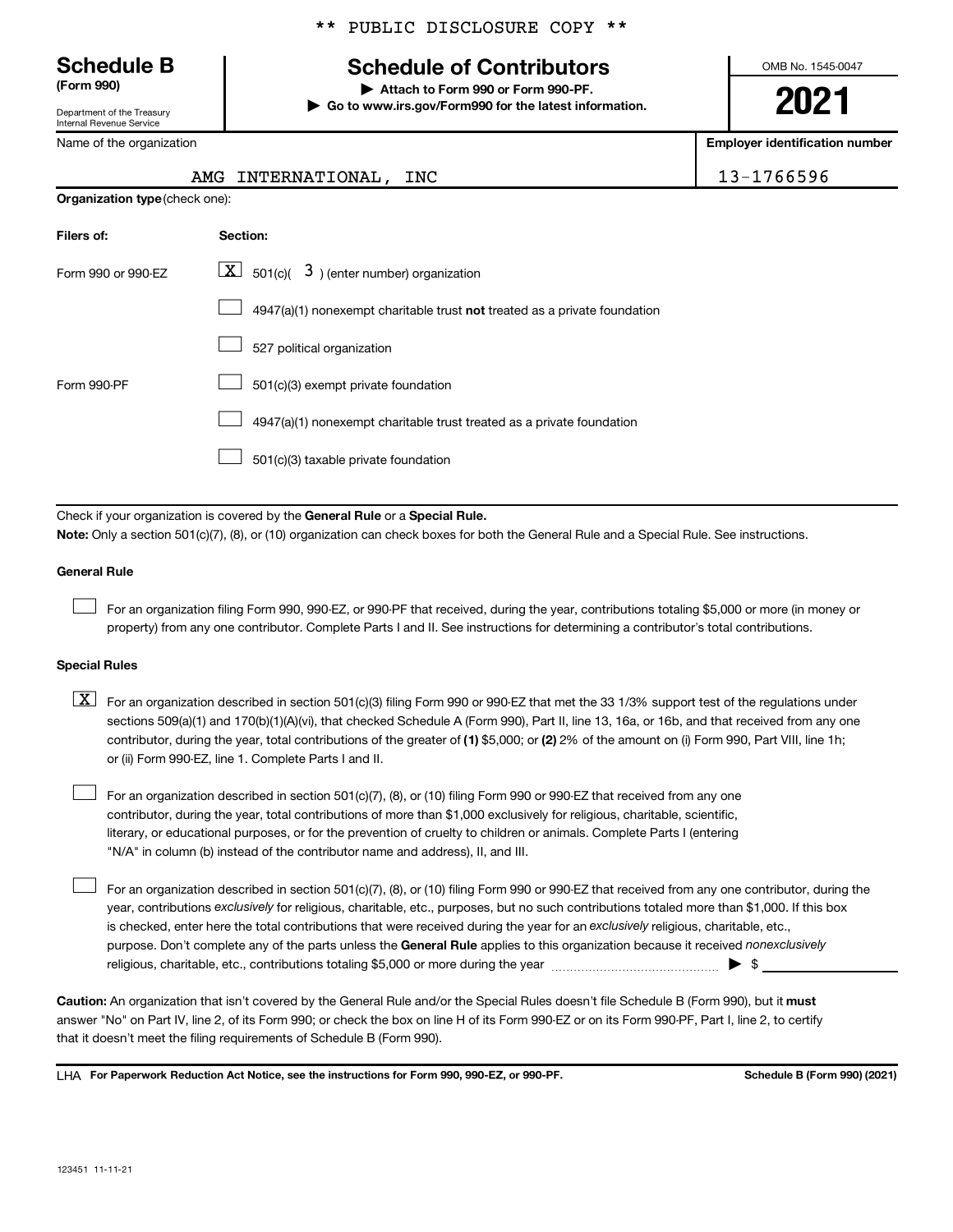** PUBLIC DISCLOSURE COPY **

# Schedule B (Form 990)

Department of the Treasury
Internal Revenue Service

## Schedule of Contributors

▶ Attach to Form 990 or Form 990-PF.
▶ Go to www.irs.gov/Form990 for the latest information.

OMB No. 1545-0047

**2021**

| Name of the organization | Employer identification number |
|---|---|
| AMG INTERNATIONAL, INC | 13-1766596 |

**Organization type** (check one):

| Filers of: | Section: |
|---|---|
| Form 990 or 990-EZ | [X] 501(c)( 3 ) (enter number) organization |
| | [ ] 4947(a)(1) nonexempt charitable trust **not** treated as a private foundation |
| | [ ] 527 political organization |
| Form 990-PF | [ ] 501(c)(3) exempt private foundation |
| | [ ] 4947(a)(1) nonexempt charitable trust treated as a private foundation |
| | [ ] 501(c)(3) taxable private foundation |

Check if your organization is covered by the **General Rule** or a **Special Rule.**

**Note:** Only a section 501(c)(7), (8), or (10) organization can check boxes for both the General Rule and a Special Rule. See instructions.

**General Rule**

[ ] For an organization filing Form 990, 990-EZ, or 990-PF that received, during the year, contributions totaling $5,000 or more (in money or property) from any one contributor. Complete Parts I and II. See instructions for determining a contributor's total contributions.

**Special Rules**

[X] For an organization described in section 501(c)(3) filing Form 990 or 990-EZ that met the 33 1/3% support test of the regulations under sections 509(a)(1) and 170(b)(1)(A)(vi), that checked Schedule A (Form 990), Part II, line 13, 16a, or 16b, and that received from any one contributor, during the year, total contributions of the greater of **(1)** $5,000; or **(2)** 2% of the amount on (i) Form 990, Part VIII, line 1h; or (ii) Form 990-EZ, line 1. Complete Parts I and II.

[ ] For an organization described in section 501(c)(7), (8), or (10) filing Form 990 or 990-EZ that received from any one contributor, during the year, total contributions of more than $1,000 exclusively for religious, charitable, scientific, literary, or educational purposes, or for the prevention of cruelty to children or animals. Complete Parts I (entering "N/A" in column (b) instead of the contributor name and address), II, and III.

[ ] For an organization described in section 501(c)(7), (8), or (10) filing Form 990 or 990-EZ that received from any one contributor, during the year, contributions *exclusively* for religious, charitable, etc., purposes, but no such contributions totaled more than $1,000. If this box is checked, enter here the total contributions that were received during the year for an *exclusively* religious, charitable, etc., purpose. Don't complete any of the parts unless the **General Rule** applies to this organization because it received *nonexclusively* religious, charitable, etc., contributions totaling $5,000 or more during the year ▶ $ ____________

**Caution:** An organization that isn't covered by the General Rule and/or the Special Rules doesn't file Schedule B (Form 990), but it **must** answer "No" on Part IV, line 2, of its Form 990; or check the box on line H of its Form 990-EZ or on its Form 990-PF, Part I, line 2, to certify that it doesn't meet the filing requirements of Schedule B (Form 990).

LHA **For Paperwork Reduction Act Notice, see the instructions for Form 990, 990-EZ, or 990-PF.** **Schedule B (Form 990) (2021)**

123451 11-11-21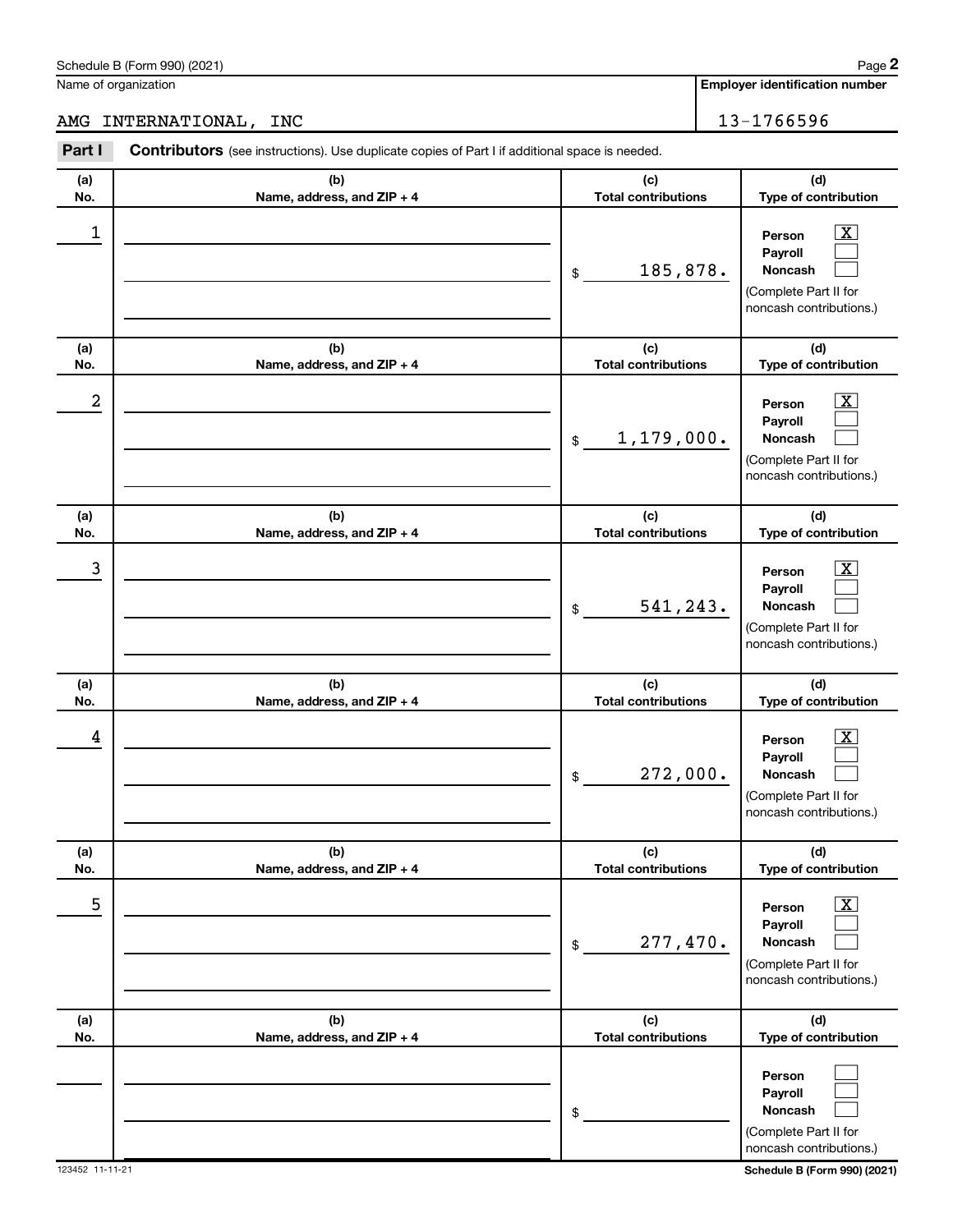Schedule B (Form 990) (2021)

Name of organization: AMG INTERNATIONAL, INC

Employer identification number: 13-1766596

**Part I** **Contributors** (see instructions). Use duplicate copies of Part I if additional space is needed.

| (a) No. | (b) Name, address, and ZIP + 4 | (c) Total contributions | (d) Type of contribution |
|---|---|---|---|
| 1 | | $ 185,878. | Person [X] Payroll [ ] Noncash [ ] (Complete Part II for noncash contributions.) |
| 2 | | $ 1,179,000. | Person [X] Payroll [ ] Noncash [ ] (Complete Part II for noncash contributions.) |
| 3 | | $ 541,243. | Person [X] Payroll [ ] Noncash [ ] (Complete Part II for noncash contributions.) |
| 4 | | $ 272,000. | Person [X] Payroll [ ] Noncash [ ] (Complete Part II for noncash contributions.) |
| 5 | | $ 277,470. | Person [X] Payroll [ ] Noncash [ ] (Complete Part II for noncash contributions.) |
| | | $ | Person [ ] Payroll [ ] Noncash [ ] (Complete Part II for noncash contributions.) |

123452 11-11-21

Schedule B (Form 990) (2021)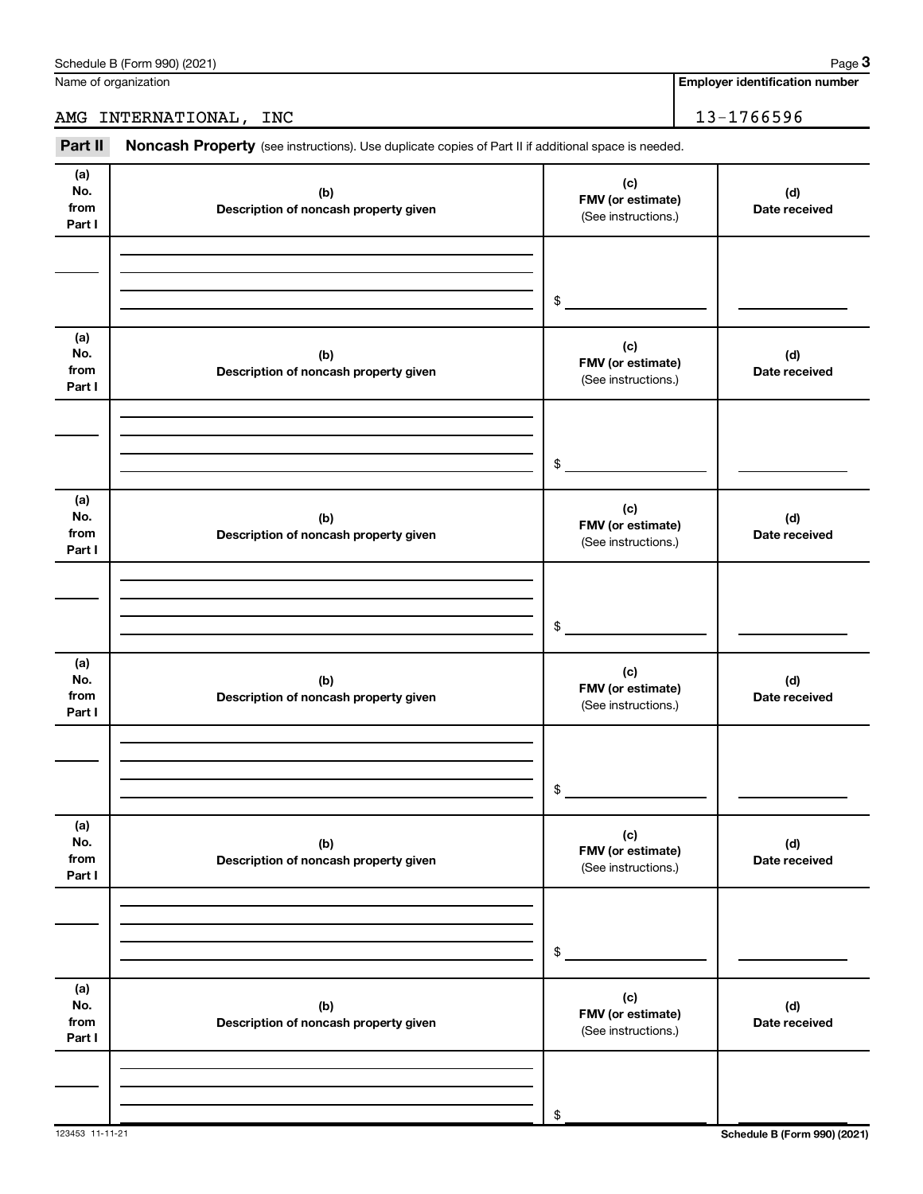Name of organization | Employer identification number

AMG INTERNATIONAL, INC | 13-1766596

**Part II** **Noncash Property** (see instructions). Use duplicate copies of Part II if additional space is needed.

| (a) No. from Part I | (b) Description of noncash property given | (c) FMV (or estimate) (See instructions.) | (d) Date received |
|---|---|---|---|
| | | $ | |

| (a) No. from Part I | (b) Description of noncash property given | (c) FMV (or estimate) (See instructions.) | (d) Date received |
|---|---|---|---|
| | | $ | |

| (a) No. from Part I | (b) Description of noncash property given | (c) FMV (or estimate) (See instructions.) | (d) Date received |
|---|---|---|---|
| | | $ | |

| (a) No. from Part I | (b) Description of noncash property given | (c) FMV (or estimate) (See instructions.) | (d) Date received |
|---|---|---|---|
| | | $ | |

| (a) No. from Part I | (b) Description of noncash property given | (c) FMV (or estimate) (See instructions.) | (d) Date received |
|---|---|---|---|
| | | $ | |

| (a) No. from Part I | (b) Description of noncash property given | (c) FMV (or estimate) (See instructions.) | (d) Date received |
|---|---|---|---|
| | | $ | |

123453 11-11-21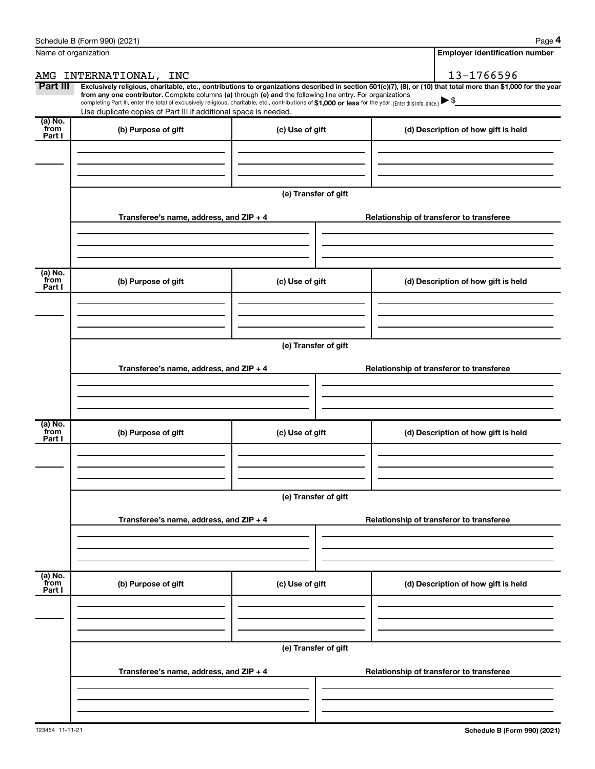Name of organization | Employer identification number

AMG INTERNATIONAL, INC | 13-1766596

**Part III** **Exclusively religious, charitable, etc., contributions to organizations described in section 501(c)(7), (8), or (10) that total more than $1,000 for the year from any one contributor.** Complete columns **(a)** through **(e)** and the following line entry. For organizations completing Part III, enter the total of exclusively religious, charitable, etc., contributions of **$1,000 or less** for the year. (Enter this info. once.) ▶ $

Use duplicate copies of Part III if additional space is needed.

| (a) No. from Part I | (b) Purpose of gift | (c) Use of gift | (d) Description of how gift is held |
|---|---|---|---|
| | | | |

(e) Transfer of gift

| Transferee's name, address, and ZIP + 4 | Relationship of transferor to transferee |
|---|---|
| | |

| (a) No. from Part I | (b) Purpose of gift | (c) Use of gift | (d) Description of how gift is held |
|---|---|---|---|
| | | | |

(e) Transfer of gift

| Transferee's name, address, and ZIP + 4 | Relationship of transferor to transferee |
|---|---|
| | |

| (a) No. from Part I | (b) Purpose of gift | (c) Use of gift | (d) Description of how gift is held |
|---|---|---|---|
| | | | |

(e) Transfer of gift

| Transferee's name, address, and ZIP + 4 | Relationship of transferor to transferee |
|---|---|
| | |

| (a) No. from Part I | (b) Purpose of gift | (c) Use of gift | (d) Description of how gift is held |
|---|---|---|---|
| | | | |

(e) Transfer of gift

| Transferee's name, address, and ZIP + 4 | Relationship of transferor to transferee |
|---|---|
| | |

123454 11-11-21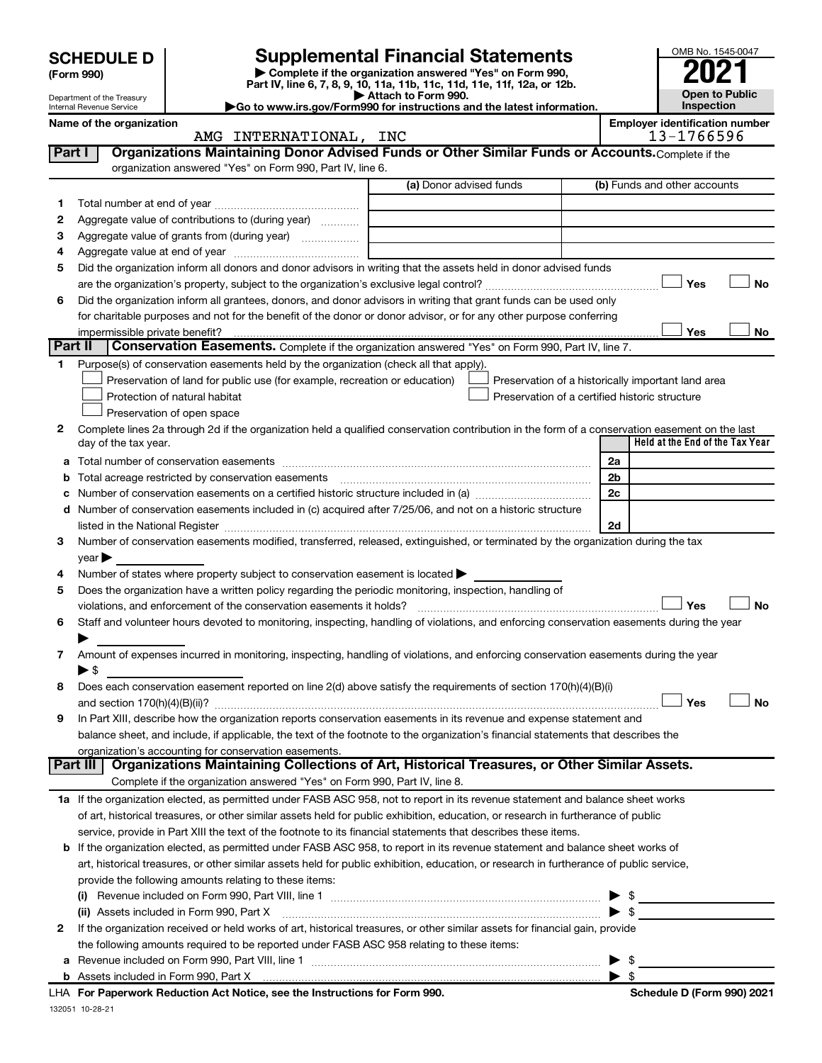# SCHEDULE D (Form 990)

Department of the Treasury
Internal Revenue Service

## Supplemental Financial Statements

▶ Complete if the organization answered "Yes" on Form 990, Part IV, line 6, 7, 8, 9, 10, 11a, 11b, 11c, 11d, 11e, 11f, 12a, or 12b.
▶ Attach to Form 990.
▶Go to www.irs.gov/Form990 for instructions and the latest information.

OMB No. 1545-0047

**2021**

**Open to Public Inspection**

Name of the organization: AMG INTERNATIONAL, INC

Employer identification number: 13-1766596

### Part I — Organizations Maintaining Donor Advised Funds or Other Similar Funds or Accounts.
Complete if the organization answered "Yes" on Form 990, Part IV, line 6.

| | | (a) Donor advised funds | (b) Funds and other accounts |
|---|---|---|---|
| 1 | Total number at end of year | | |
| 2 | Aggregate value of contributions to (during year) | | |
| 3 | Aggregate value of grants from (during year) | | |
| 4 | Aggregate value at end of year | | |

5 Did the organization inform all donors and donor advisors in writing that the assets held in donor advised funds are the organization's property, subject to the organization's exclusive legal control? ☐ Yes ☐ No

6 Did the organization inform all grantees, donors, and donor advisors in writing that grant funds can be used only for charitable purposes and not for the benefit of the donor or donor advisor, or for any other purpose conferring impermissible private benefit? ☐ Yes ☐ No

### Part II — Conservation Easements.
Complete if the organization answered "Yes" on Form 990, Part IV, line 7.

1 Purpose(s) of conservation easements held by the organization (check all that apply).

- ☐ Preservation of land for public use (for example, recreation or education)
- ☐ Protection of natural habitat
- ☐ Preservation of open space
- ☐ Preservation of a historically important land area
- ☐ Preservation of a certified historic structure

2 Complete lines 2a through 2d if the organization held a qualified conservation contribution in the form of a conservation easement on the last day of the tax year.

| | | | Held at the End of the Tax Year |
|---|---|---|---|
| a | Total number of conservation easements | 2a | |
| b | Total acreage restricted by conservation easements | 2b | |
| c | Number of conservation easements on a certified historic structure included in (a) | 2c | |
| d | Number of conservation easements included in (c) acquired after 7/25/06, and not on a historic structure listed in the National Register | 2d | |

3 Number of conservation easements modified, transferred, released, extinguished, or terminated by the organization during the tax year ▶

4 Number of states where property subject to conservation easement is located ▶

5 Does the organization have a written policy regarding the periodic monitoring, inspection, handling of violations, and enforcement of the conservation easements it holds? ☐ Yes ☐ No

6 Staff and volunteer hours devoted to monitoring, inspecting, handling of violations, and enforcing conservation easements during the year ▶

7 Amount of expenses incurred in monitoring, inspecting, handling of violations, and enforcing conservation easements during the year ▶ $

8 Does each conservation easement reported on line 2(d) above satisfy the requirements of section 170(h)(4)(B)(i) and section 170(h)(4)(B)(ii)? ☐ Yes ☐ No

9 In Part XIII, describe how the organization reports conservation easements in its revenue and expense statement and balance sheet, and include, if applicable, the text of the footnote to the organization's financial statements that describes the organization's accounting for conservation easements.

### Part III — Organizations Maintaining Collections of Art, Historical Treasures, or Other Similar Assets.
Complete if the organization answered "Yes" on Form 990, Part IV, line 8.

1a If the organization elected, as permitted under FASB ASC 958, not to report in its revenue statement and balance sheet works of art, historical treasures, or other similar assets held for public exhibition, education, or research in furtherance of public service, provide in Part XIII the text of the footnote to its financial statements that describes these items.

b If the organization elected, as permitted under FASB ASC 958, to report in its revenue statement and balance sheet works of art, historical treasures, or other similar assets held for public exhibition, education, or research in furtherance of public service, provide the following amounts relating to these items:

(i) Revenue included on Form 990, Part VIII, line 1 ▶ $

(ii) Assets included in Form 990, Part X ▶ $

2 If the organization received or held works of art, historical treasures, or other similar assets for financial gain, provide the following amounts required to be reported under FASB ASC 958 relating to these items:

a Revenue included on Form 990, Part VIII, line 1 ▶ $

b Assets included in Form 990, Part X ▶ $

LHA For Paperwork Reduction Act Notice, see the Instructions for Form 990. Schedule D (Form 990) 2021

132051 10-28-21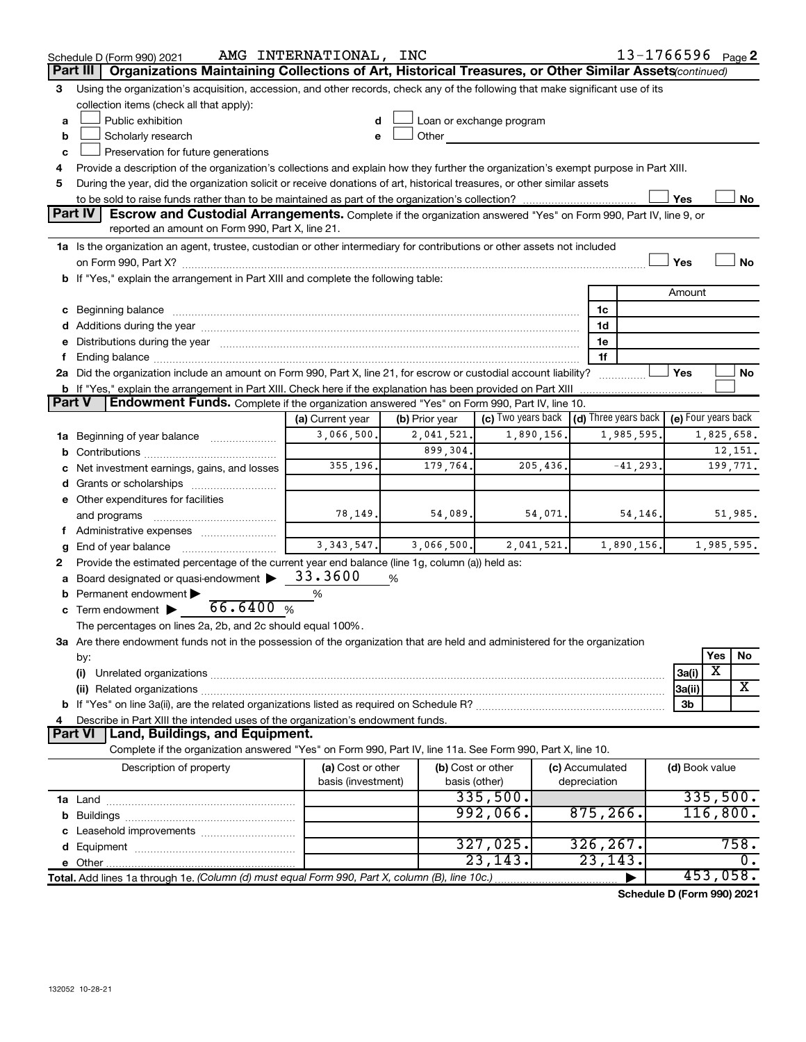Schedule D (Form 990) 2021 AMG INTERNATIONAL, INC 13-1766596 Page 2

## Part III Organizations Maintaining Collections of Art, Historical Treasures, or Other Similar Assets *(continued)*

3 Using the organization's acquisition, accession, and other records, check any of the following that make significant use of its collection items (check all that apply):

a ☐ Public exhibition
b ☐ Scholarly research
c ☐ Preservation for future generations
d ☐ Loan or exchange program
e ☐ Other

4 Provide a description of the organization's collections and explain how they further the organization's exempt purpose in Part XIII.

5 During the year, did the organization solicit or receive donations of art, historical treasures, or other similar assets to be sold to raise funds rather than to be maintained as part of the organization's collection? ☐ Yes ☐ No

## Part IV Escrow and Custodial Arrangements.

Complete if the organization answered "Yes" on Form 990, Part IV, line 9, or reported an amount on Form 990, Part X, line 21.

1a Is the organization an agent, trustee, custodian or other intermediary for contributions or other assets not included on Form 990, Part X? ☐ Yes ☐ No

b If "Yes," explain the arrangement in Part XIII and complete the following table:

| | | Amount |
|---|---|---|
| c Beginning balance | 1c | |
| d Additions during the year | 1d | |
| e Distributions during the year | 1e | |
| f Ending balance | 1f | |

2a Did the organization include an amount on Form 990, Part X, line 21, for escrow or custodial account liability? ☐ Yes ☐ No

b If "Yes," explain the arrangement in Part XIII. Check here if the explanation has been provided on Part XIII ☐

## Part V Endowment Funds.

Complete if the organization answered "Yes" on Form 990, Part IV, line 10.

| | (a) Current year | (b) Prior year | (c) Two years back | (d) Three years back | (e) Four years back |
|---|---|---|---|---|---|
| 1a Beginning of year balance | 3,066,500. | 2,041,521. | 1,890,156. | 1,985,595. | 1,825,658. |
| b Contributions | | 899,304. | | | 12,151. |
| c Net investment earnings, gains, and losses | 355,196. | 179,764. | 205,436. | -41,293. | 199,771. |
| d Grants or scholarships | | | | | |
| e Other expenditures for facilities and programs | 78,149. | 54,089. | 54,071. | 54,146. | 51,985. |
| f Administrative expenses | | | | | |
| g End of year balance | 3,343,547. | 3,066,500. | 2,041,521. | 1,890,156. | 1,985,595. |

2 Provide the estimated percentage of the current year end balance (line 1g, column (a)) held as:

a Board designated or quasi-endowment ▶ 33.3600 %

b Permanent endowment ▶ %

c Term endowment ▶ 66.6400 %

The percentages on lines 2a, 2b, and 2c should equal 100%.

3a Are there endowment funds not in the possession of the organization that are held and administered for the organization by:

| | | Yes | No |
|---|---|---|---|
| (i) Unrelated organizations | 3a(i) | X | |
| (ii) Related organizations | 3a(ii) | | X |
| b If "Yes" on line 3a(ii), are the related organizations listed as required on Schedule R? | 3b | | |

4 Describe in Part XIII the intended uses of the organization's endowment funds.

## Part VI Land, Buildings, and Equipment.

Complete if the organization answered "Yes" on Form 990, Part IV, line 11a. See Form 990, Part X, line 10.

| Description of property | (a) Cost or other basis (investment) | (b) Cost or other basis (other) | (c) Accumulated depreciation | (d) Book value |
|---|---|---|---|---|
| 1a Land | | 335,500. | | 335,500. |
| b Buildings | | 992,066. | 875,266. | 116,800. |
| c Leasehold improvements | | | | |
| d Equipment | | 327,025. | 326,267. | 758. |
| e Other | | 23,143. | 23,143. | 0. |
| Total. Add lines 1a through 1e. *(Column (d) must equal Form 990, Part X, column (B), line 10c.)* | | | ▶ | 453,058. |

Schedule D (Form 990) 2021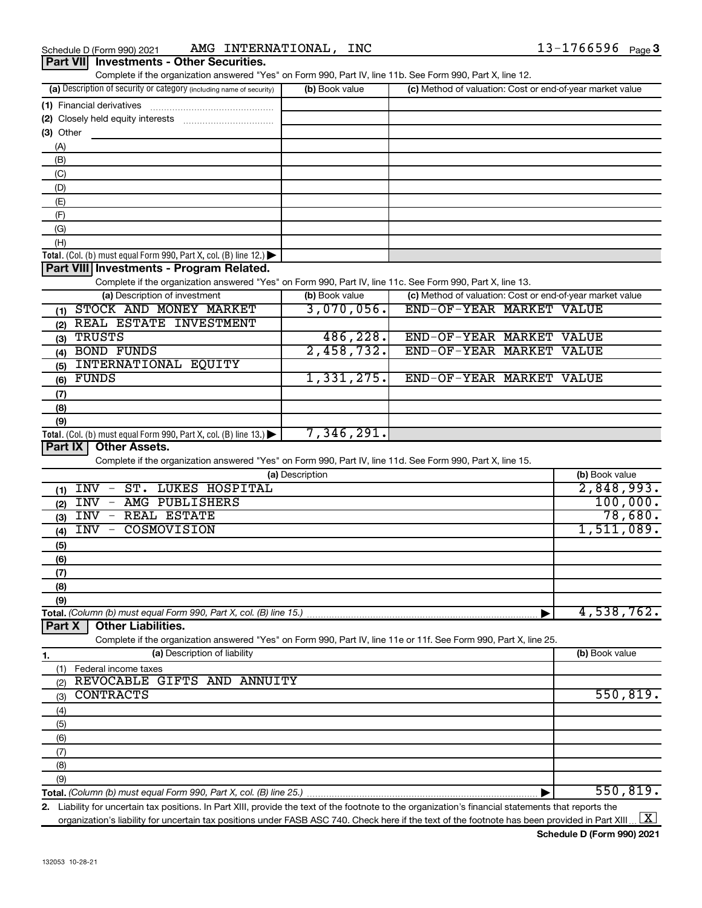Schedule D (Form 990) 2021 AMG INTERNATIONAL, INC 13-1766596 Page 3

## Part VII Investments - Other Securities.

Complete if the organization answered "Yes" on Form 990, Part IV, line 11b. See Form 990, Part X, line 12.

| (a) Description of security or category (including name of security) | (b) Book value | (c) Method of valuation: Cost or end-of-year market value |
|---|---|---|
| (1) Financial derivatives | | |
| (2) Closely held equity interests | | |
| (3) Other | | |
| (A) | | |
| (B) | | |
| (C) | | |
| (D) | | |
| (E) | | |
| (F) | | |
| (G) | | |
| (H) | | |
| Total. (Col. (b) must equal Form 990, Part X, col. (B) line 12.) | | |

## Part VIII Investments - Program Related.

Complete if the organization answered "Yes" on Form 990, Part IV, line 11c. See Form 990, Part X, line 13.

| (a) Description of investment | (b) Book value | (c) Method of valuation: Cost or end-of-year market value |
|---|---|---|
| (1) STOCK AND MONEY MARKET | 3,070,056. | END-OF-YEAR MARKET VALUE |
| (2) REAL ESTATE INVESTMENT | | |
| (3) TRUSTS | 486,228. | END-OF-YEAR MARKET VALUE |
| (4) BOND FUNDS | 2,458,732. | END-OF-YEAR MARKET VALUE |
| (5) INTERNATIONAL EQUITY | | |
| (6) FUNDS | 1,331,275. | END-OF-YEAR MARKET VALUE |
| (7) | | |
| (8) | | |
| (9) | | |
| Total. (Col. (b) must equal Form 990, Part X, col. (B) line 13.) | 7,346,291. | |

## Part IX Other Assets.

Complete if the organization answered "Yes" on Form 990, Part IV, line 11d. See Form 990, Part X, line 15.

| (a) Description | (b) Book value |
|---|---|
| (1) INV - ST. LUKES HOSPITAL | 2,848,993. |
| (2) INV - AMG PUBLISHERS | 100,000. |
| (3) INV - REAL ESTATE | 78,680. |
| (4) INV - COSMOVISION | 1,511,089. |
| (5) | |
| (6) | |
| (7) | |
| (8) | |
| (9) | |
| Total. (Column (b) must equal Form 990, Part X, col. (B) line 15.) | 4,538,762. |

## Part X Other Liabilities.

Complete if the organization answered "Yes" on Form 990, Part IV, line 11e or 11f. See Form 990, Part X, line 25.

| 1. (a) Description of liability | (b) Book value |
|---|---|
| (1) Federal income taxes | |
| (2) REVOCABLE GIFTS AND ANNUITY | |
| (3) CONTRACTS | 550,819. |
| (4) | |
| (5) | |
| (6) | |
| (7) | |
| (8) | |
| (9) | |
| Total. (Column (b) must equal Form 990, Part X, col. (B) line 25.) | 550,819. |

2. Liability for uncertain tax positions. In Part XIII, provide the text of the footnote to the organization's financial statements that reports the organization's liability for uncertain tax positions under FASB ASC 740. Check here if the text of the footnote has been provided in Part XIII [X]

Schedule D (Form 990) 2021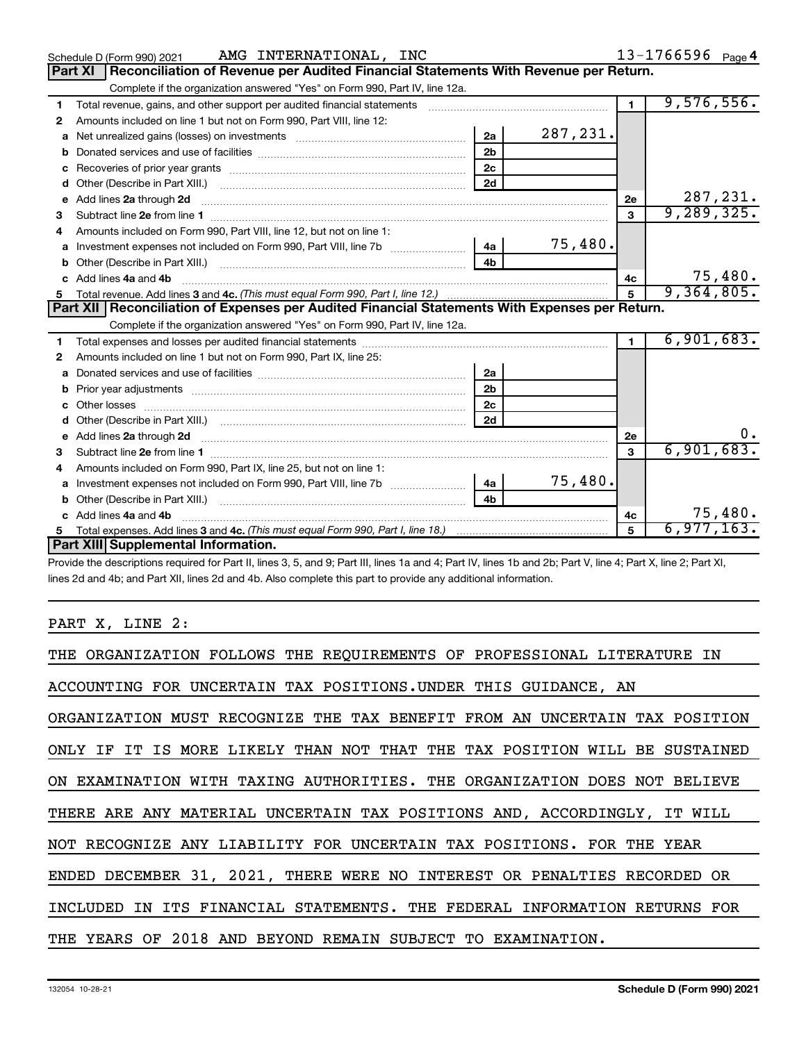Schedule D (Form 990) 2021 AMG INTERNATIONAL, INC 13-1766596 Page 4

## Part XI Reconciliation of Revenue per Audited Financial Statements With Revenue per Return.

Complete if the organization answered "Yes" on Form 990, Part IV, line 12a.

| | | | | | |
|---|---|---|---|---|---|
| 1 | Total revenue, gains, and other support per audited financial statements | | | 1 | 9,576,556. |
| 2 | Amounts included on line 1 but not on Form 990, Part VIII, line 12: | | | | |
| a | Net unrealized gains (losses) on investments | 2a | 287,231. | | |
| b | Donated services and use of facilities | 2b | | | |
| c | Recoveries of prior year grants | 2c | | | |
| d | Other (Describe in Part XIII.) | 2d | | | |
| e | Add lines 2a through 2d | | | 2e | 287,231. |
| 3 | Subtract line 2e from line 1 | | | 3 | 9,289,325. |
| 4 | Amounts included on Form 990, Part VIII, line 12, but not on line 1: | | | | |
| a | Investment expenses not included on Form 990, Part VIII, line 7b | 4a | 75,480. | | |
| b | Other (Describe in Part XIII.) | 4b | | | |
| c | Add lines 4a and 4b | | | 4c | 75,480. |
| 5 | Total revenue. Add lines 3 and 4c. *(This must equal Form 990, Part I, line 12.)* | | | 5 | 9,364,805. |

## Part XII Reconciliation of Expenses per Audited Financial Statements With Expenses per Return.

Complete if the organization answered "Yes" on Form 990, Part IV, line 12a.

| | | | | | |
|---|---|---|---|---|---|
| 1 | Total expenses and losses per audited financial statements | | | 1 | 6,901,683. |
| 2 | Amounts included on line 1 but not on Form 990, Part IX, line 25: | | | | |
| a | Donated services and use of facilities | 2a | | | |
| b | Prior year adjustments | 2b | | | |
| c | Other losses | 2c | | | |
| d | Other (Describe in Part XIII.) | 2d | | | |
| e | Add lines 2a through 2d | | | 2e | 0. |
| 3 | Subtract line 2e from line 1 | | | 3 | 6,901,683. |
| 4 | Amounts included on Form 990, Part IX, line 25, but not on line 1: | | | | |
| a | Investment expenses not included on Form 990, Part VIII, line 7b | 4a | 75,480. | | |
| b | Other (Describe in Part XIII.) | 4b | | | |
| c | Add lines 4a and 4b | | | 4c | 75,480. |
| 5 | Total expenses. Add lines 3 and 4c. *(This must equal Form 990, Part I, line 18.)* | | | 5 | 6,977,163. |

## Part XIII Supplemental Information.

Provide the descriptions required for Part II, lines 3, 5, and 9; Part III, lines 1a and 4; Part IV, lines 1b and 2b; Part V, line 4; Part X, line 2; Part XI, lines 2d and 4b; and Part XII, lines 2d and 4b. Also complete this part to provide any additional information.

PART X, LINE 2:

THE ORGANIZATION FOLLOWS THE REQUIREMENTS OF PROFESSIONAL LITERATURE IN ACCOUNTING FOR UNCERTAIN TAX POSITIONS.UNDER THIS GUIDANCE, AN ORGANIZATION MUST RECOGNIZE THE TAX BENEFIT FROM AN UNCERTAIN TAX POSITION ONLY IF IT IS MORE LIKELY THAN NOT THAT THE TAX POSITION WILL BE SUSTAINED ON EXAMINATION WITH TAXING AUTHORITIES. THE ORGANIZATION DOES NOT BELIEVE THERE ARE ANY MATERIAL UNCERTAIN TAX POSITIONS AND, ACCORDINGLY, IT WILL NOT RECOGNIZE ANY LIABILITY FOR UNCERTAIN TAX POSITIONS. FOR THE YEAR ENDED DECEMBER 31, 2021, THERE WERE NO INTEREST OR PENALTIES RECORDED OR INCLUDED IN ITS FINANCIAL STATEMENTS. THE FEDERAL INFORMATION RETURNS FOR THE YEARS OF 2018 AND BEYOND REMAIN SUBJECT TO EXAMINATION.

132054 10-28-21 **Schedule D (Form 990) 2021**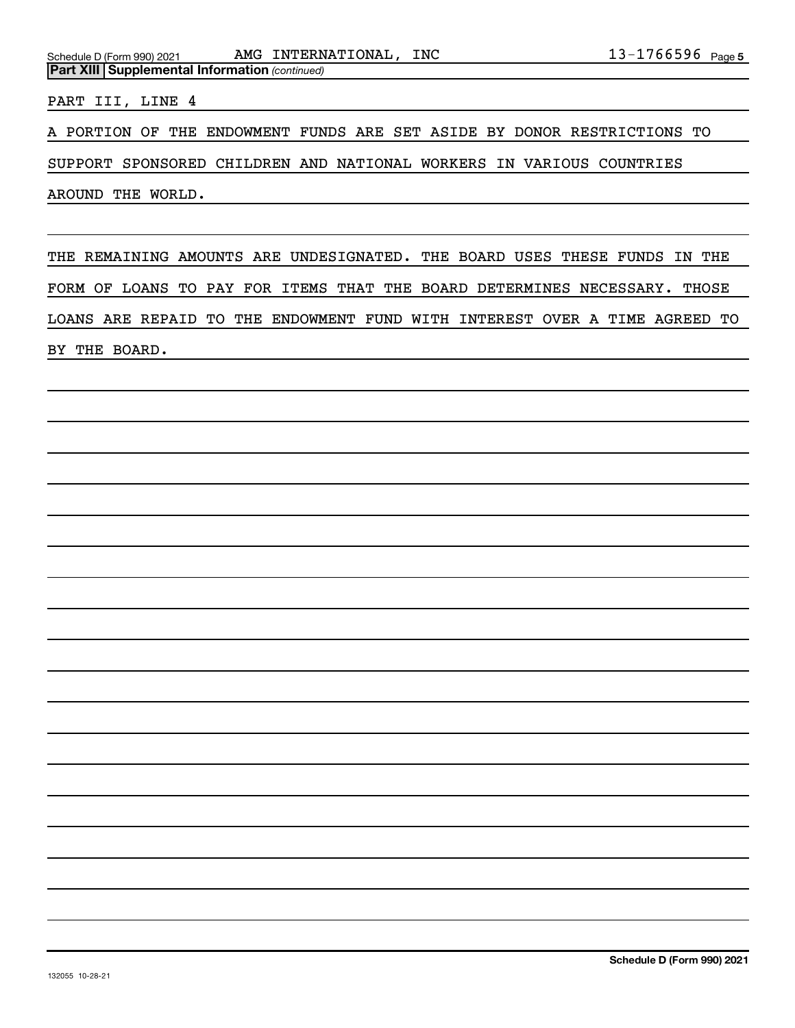**Part XIII Supplemental Information** *(continued)*

PART III, LINE 4

A PORTION OF THE ENDOWMENT FUNDS ARE SET ASIDE BY DONOR RESTRICTIONS TO SUPPORT SPONSORED CHILDREN AND NATIONAL WORKERS IN VARIOUS COUNTRIES AROUND THE WORLD.

THE REMAINING AMOUNTS ARE UNDESIGNATED. THE BOARD USES THESE FUNDS IN THE FORM OF LOANS TO PAY FOR ITEMS THAT THE BOARD DETERMINES NECESSARY. THOSE LOANS ARE REPAID TO THE ENDOWMENT FUND WITH INTEREST OVER A TIME AGREED TO BY THE BOARD.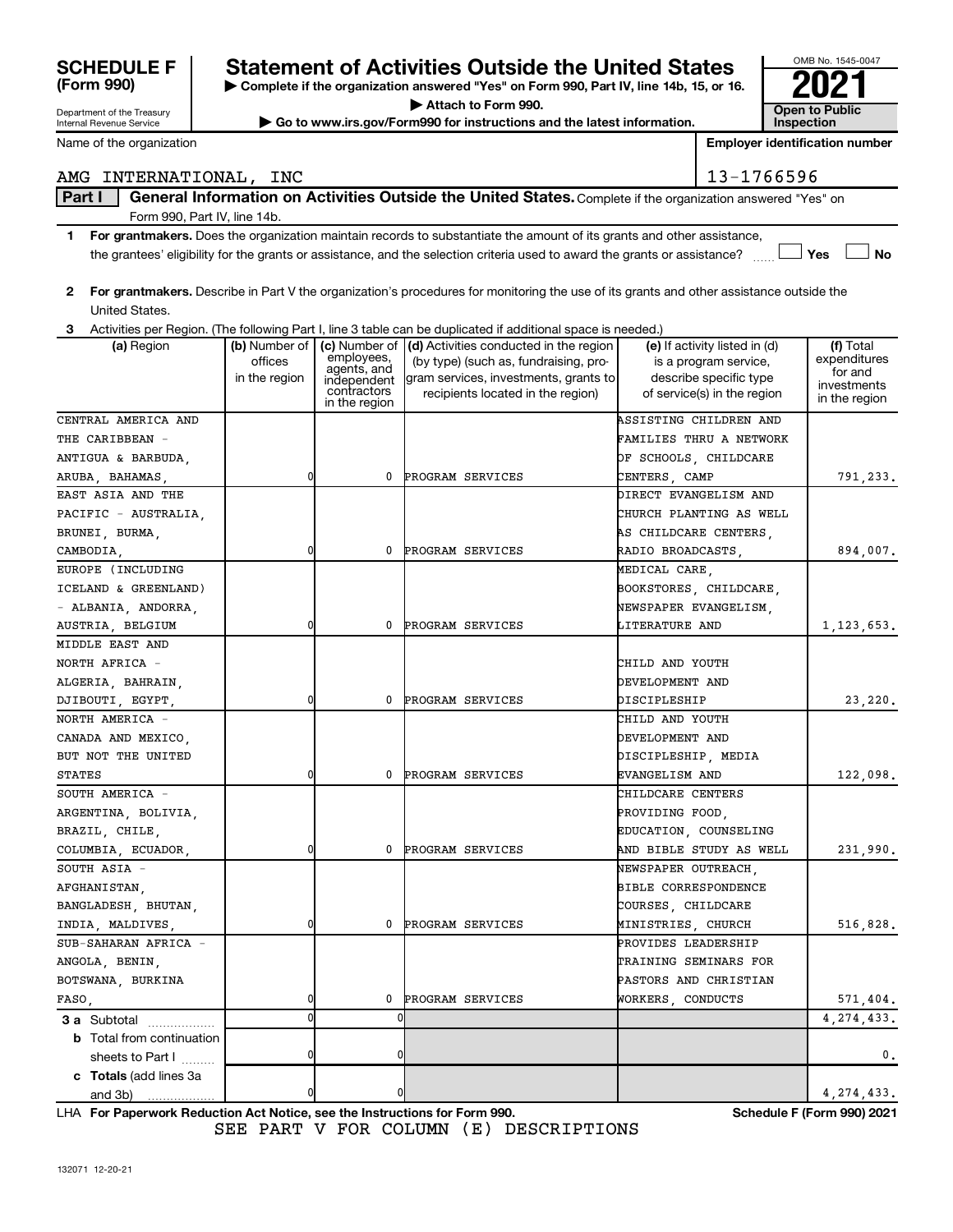# SCHEDULE F (Form 990)

Department of the Treasury
Internal Revenue Service

## Statement of Activities Outside the United States

▶ Complete if the organization answered "Yes" on Form 990, Part IV, line 14b, 15, or 16.

▶ Attach to Form 990.

▶ Go to www.irs.gov/Form990 for instructions and the latest information.

OMB No. 1545-0047

**2021**

**Open to Public Inspection**

Name of the organization: AMG INTERNATIONAL, INC

Employer identification number: 13-1766596

**Part I** General Information on Activities Outside the United States. Complete if the organization answered "Yes" on Form 990, Part IV, line 14b.

1 **For grantmakers.** Does the organization maintain records to substantiate the amount of its grants and other assistance, the grantees' eligibility for the grants or assistance, and the selection criteria used to award the grants or assistance? ☐ Yes ☐ No

2 **For grantmakers.** Describe in Part V the organization's procedures for monitoring the use of its grants and other assistance outside the United States.

3 Activities per Region. (The following Part I, line 3 table can be duplicated if additional space is needed.)

| (a) Region | (b) Number of offices in the region | (c) Number of employees, agents, and independent contractors in the region | (d) Activities conducted in the region (by type) (such as, fundraising, program services, investments, grants to recipients located in the region) | (e) If activity listed in (d) is a program service, describe specific type of service(s) in the region | (f) Total expenditures for and investments in the region |
|---|---|---|---|---|---|
| CENTRAL AMERICA AND THE CARIBBEAN - ANTIGUA & BARBUDA, ARUBA, BAHAMAS, | 0 | 0 | PROGRAM SERVICES | ASSISTING CHILDREN AND FAMILIES THRU A NETWORK OF SCHOOLS, CHILDCARE CENTERS, CAMP | 791,233. |
| EAST ASIA AND THE PACIFIC - AUSTRALIA, BRUNEI, BURMA, CAMBODIA, | 0 | 0 | PROGRAM SERVICES | DIRECT EVANGELISM AND CHURCH PLANTING AS WELL AS CHILDCARE CENTERS, RADIO BROADCASTS, | 894,007. |
| EUROPE (INCLUDING ICELAND & GREENLAND) - ALBANIA, ANDORRA, AUSTRIA, BELGIUM | 0 | 0 | PROGRAM SERVICES | MEDICAL CARE, BOOKSTORES, CHILDCARE, NEWSPAPER EVANGELISM, LITERATURE AND | 1,123,653. |
| MIDDLE EAST AND NORTH AFRICA - ALGERIA, BAHRAIN, DJIBOUTI, EGYPT, | 0 | 0 | PROGRAM SERVICES | CHILD AND YOUTH DEVELOPMENT AND DISCIPLESHIP | 23,220. |
| NORTH AMERICA - CANADA AND MEXICO, BUT NOT THE UNITED STATES | 0 | 0 | PROGRAM SERVICES | CHILD AND YOUTH DEVELOPMENT AND DISCIPLESHIP, MEDIA EVANGELISM AND | 122,098. |
| SOUTH AMERICA - ARGENTINA, BOLIVIA, BRAZIL, CHILE, COLUMBIA, ECUADOR, | 0 | 0 | PROGRAM SERVICES | CHILDCARE CENTERS PROVIDING FOOD, EDUCATION, COUNSELING AND BIBLE STUDY AS WELL | 231,990. |
| SOUTH ASIA - AFGHANISTAN, BANGLADESH, BHUTAN, INDIA, MALDIVES, | 0 | 0 | PROGRAM SERVICES | NEWSPAPER OUTREACH, BIBLE CORRESPONDENCE COURSES, CHILDCARE MINISTRIES, CHURCH | 516,828. |
| SUB-SAHARAN AFRICA - ANGOLA, BENIN, BOTSWANA, BURKINA FASO, | 0 | 0 | PROGRAM SERVICES | PROVIDES LEADERSHIP TRAINING SEMINARS FOR PASTORS AND CHRISTIAN WORKERS, CONDUCTS | 571,404. |
| **3 a** Subtotal | 0 | 0 | | | 4,274,433. |
| **b** Total from continuation sheets to Part I | 0 | 0 | | | 0. |
| **c Totals** (add lines 3a and 3b) | 0 | 0 | | | 4,274,433. |

LHA **For Paperwork Reduction Act Notice, see the Instructions for Form 990.** **Schedule F (Form 990) 2021**

SEE PART V FOR COLUMN (E) DESCRIPTIONS

132071 12-20-21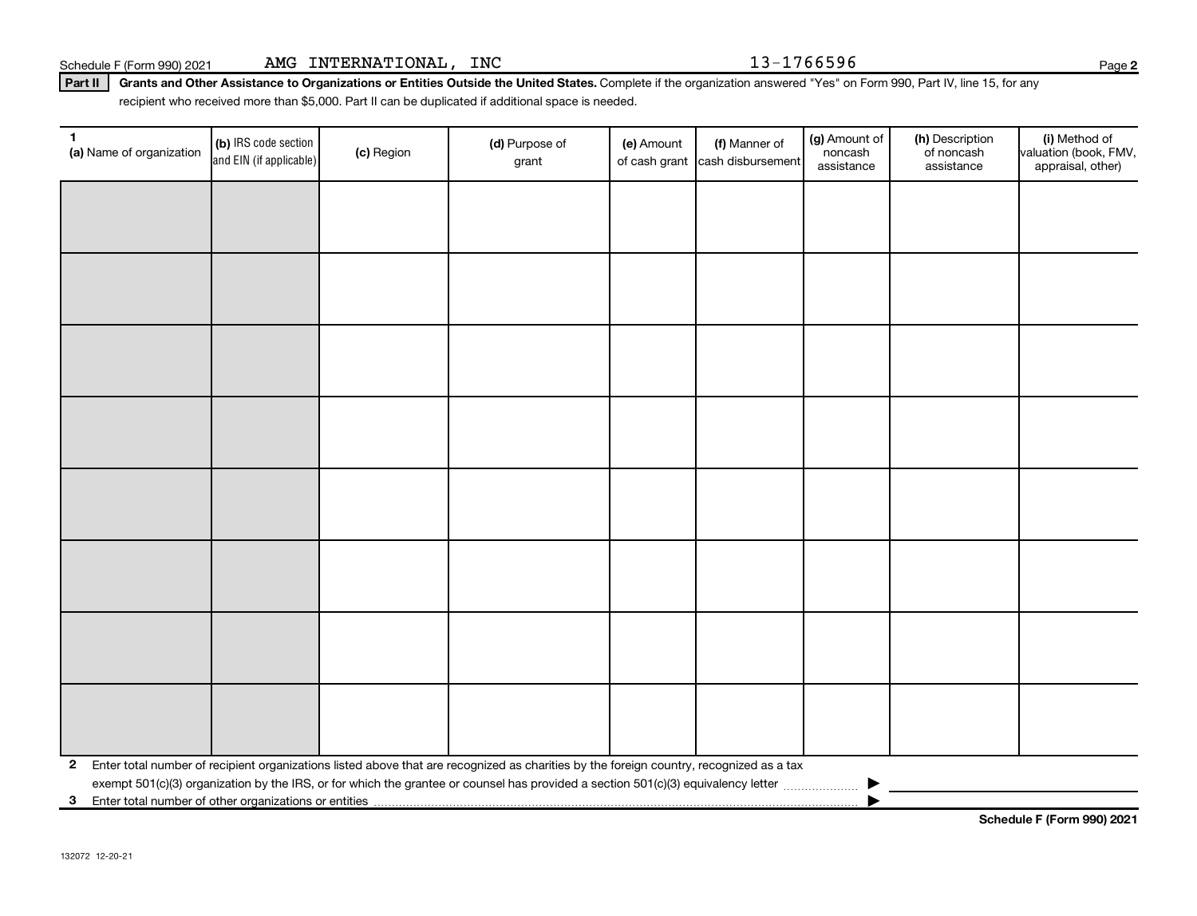Schedule F (Form 990) 2021 AMG INTERNATIONAL, INC 13-1766596

**Part II** **Grants and Other Assistance to Organizations or Entities Outside the United States.** Complete if the organization answered "Yes" on Form 990, Part IV, line 15, for any recipient who received more than $5,000. Part II can be duplicated if additional space is needed.

| 1 (a) Name of organization | (b) IRS code section and EIN (if applicable) | (c) Region | (d) Purpose of grant | (e) Amount of cash grant | (f) Manner of cash disbursement | (g) Amount of noncash assistance | (h) Description of noncash assistance | (i) Method of valuation (book, FMV, appraisal, other) |
|---|---|---|---|---|---|---|---|---|
| | | | | | | | | |
| | | | | | | | | |
| | | | | | | | | |
| | | | | | | | | |
| | | | | | | | | |
| | | | | | | | | |
| | | | | | | | | |
| | | | | | | | | |

**2** Enter total number of recipient organizations listed above that are recognized as charities by the foreign country, recognized as a tax exempt 501(c)(3) organization by the IRS, or for which the grantee or counsel has provided a section 501(c)(3) equivalency letter ▶

**3** Enter total number of other organizations or entities ▶

**Schedule F (Form 990) 2021**

132072 12-20-21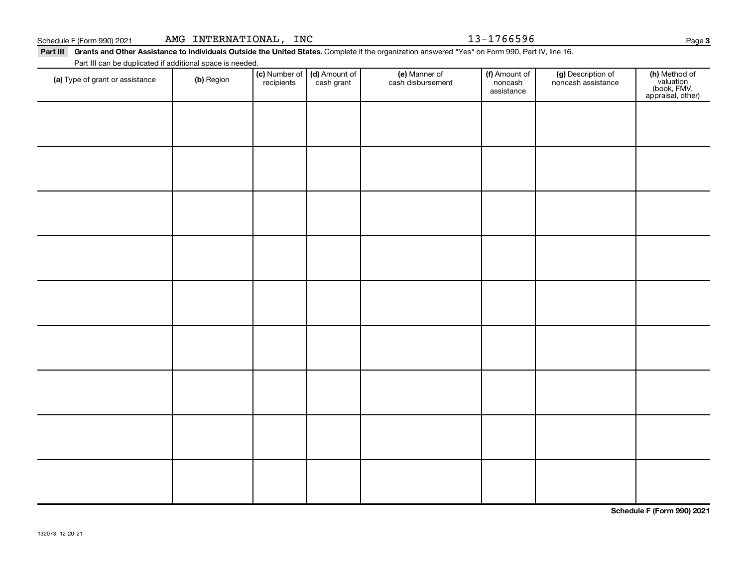Schedule F (Form 990) 2021 AMG INTERNATIONAL, INC 13-1766596

**Part III** **Grants and Other Assistance to Individuals Outside the United States.** Complete if the organization answered "Yes" on Form 990, Part IV, line 16.

Part III can be duplicated if additional space is needed.

| **(a)** Type of grant or assistance | **(b)** Region | **(c)** Number of recipients | **(d)** Amount of cash grant | **(e)** Manner of cash disbursement | **(f)** Amount of noncash assistance | **(g)** Description of noncash assistance | **(h)** Method of valuation (book, FMV, appraisal, other) |
|---|---|---|---|---|---|---|---|
| | | | | | | | |
| | | | | | | | |
| | | | | | | | |
| | | | | | | | |
| | | | | | | | |
| | | | | | | | |
| | | | | | | | |
| | | | | | | | |
| | | | | | | | |

**Schedule F (Form 990) 2021**

132073 12-20-21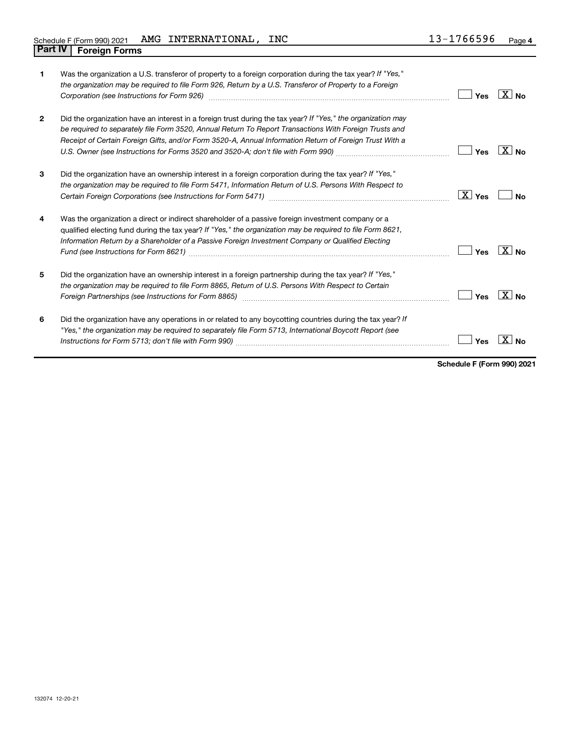Schedule F (Form 990) 2021 AMG INTERNATIONAL, INC 13-1766596 Page 4

## Part IV Foreign Forms

| | | | |
|---|---|---|---|
| **1** | Was the organization a U.S. transferor of property to a foreign corporation during the tax year? *If "Yes," the organization may be required to file Form 926, Return by a U.S. Transferor of Property to a Foreign Corporation (see Instructions for Form 926)* | Yes | [X] No |
| **2** | Did the organization have an interest in a foreign trust during the tax year? *If "Yes," the organization may be required to separately file Form 3520, Annual Return To Report Transactions With Foreign Trusts and Receipt of Certain Foreign Gifts, and/or Form 3520-A, Annual Information Return of Foreign Trust With a U.S. Owner (see Instructions for Forms 3520 and 3520-A; don't file with Form 990)* | Yes | [X] No |
| **3** | Did the organization have an ownership interest in a foreign corporation during the tax year? *If "Yes," the organization may be required to file Form 5471, Information Return of U.S. Persons With Respect to Certain Foreign Corporations (see Instructions for Form 5471)* | [X] Yes | No |
| **4** | Was the organization a direct or indirect shareholder of a passive foreign investment company or a qualified electing fund during the tax year? *If "Yes," the organization may be required to file Form 8621, Information Return by a Shareholder of a Passive Foreign Investment Company or Qualified Electing Fund (see Instructions for Form 8621)* | Yes | [X] No |
| **5** | Did the organization have an ownership interest in a foreign partnership during the tax year? *If "Yes," the organization may be required to file Form 8865, Return of U.S. Persons With Respect to Certain Foreign Partnerships (see Instructions for Form 8865)* | Yes | [X] No |
| **6** | Did the organization have any operations in or related to any boycotting countries during the tax year? *If "Yes," the organization may be required to separately file Form 5713, International Boycott Report (see Instructions for Form 5713; don't file with Form 990)* | Yes | [X] No |

**Schedule F (Form 990) 2021**

132074 12-20-21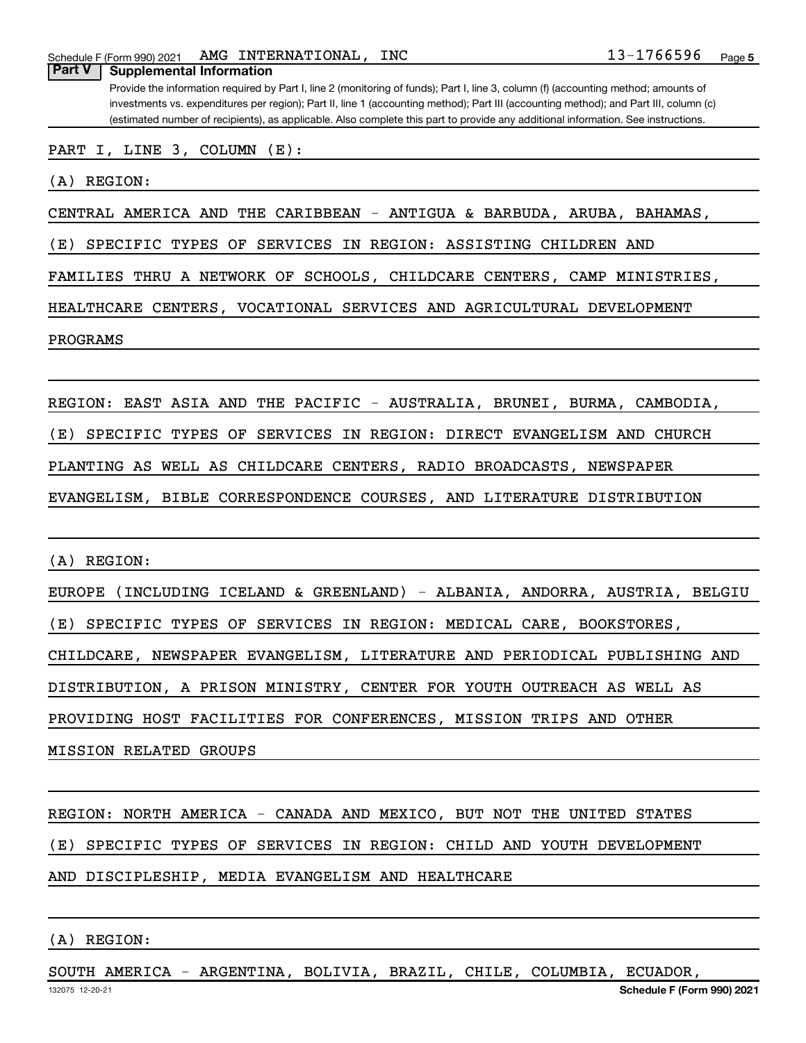**Part V Supplemental Information**

Provide the information required by Part I, line 2 (monitoring of funds); Part I, line 3, column (f) (accounting method; amounts of investments vs. expenditures per region); Part II, line 1 (accounting method); Part III (accounting method); and Part III, column (c) (estimated number of recipients), as applicable. Also complete this part to provide any additional information. See instructions.

PART I, LINE 3, COLUMN (E):

(A) REGION:

CENTRAL AMERICA AND THE CARIBBEAN - ANTIGUA & BARBUDA, ARUBA, BAHAMAS,

(E) SPECIFIC TYPES OF SERVICES IN REGION: ASSISTING CHILDREN AND FAMILIES THRU A NETWORK OF SCHOOLS, CHILDCARE CENTERS, CAMP MINISTRIES, HEALTHCARE CENTERS, VOCATIONAL SERVICES AND AGRICULTURAL DEVELOPMENT PROGRAMS

REGION: EAST ASIA AND THE PACIFIC - AUSTRALIA, BRUNEI, BURMA, CAMBODIA,

(E) SPECIFIC TYPES OF SERVICES IN REGION: DIRECT EVANGELISM AND CHURCH PLANTING AS WELL AS CHILDCARE CENTERS, RADIO BROADCASTS, NEWSPAPER EVANGELISM, BIBLE CORRESPONDENCE COURSES, AND LITERATURE DISTRIBUTION

(A) REGION:

EUROPE (INCLUDING ICELAND & GREENLAND) - ALBANIA, ANDORRA, AUSTRIA, BELGIU

(E) SPECIFIC TYPES OF SERVICES IN REGION: MEDICAL CARE, BOOKSTORES, CHILDCARE, NEWSPAPER EVANGELISM, LITERATURE AND PERIODICAL PUBLISHING AND DISTRIBUTION, A PRISON MINISTRY, CENTER FOR YOUTH OUTREACH AS WELL AS PROVIDING HOST FACILITIES FOR CONFERENCES, MISSION TRIPS AND OTHER MISSION RELATED GROUPS

REGION: NORTH AMERICA - CANADA AND MEXICO, BUT NOT THE UNITED STATES

(E) SPECIFIC TYPES OF SERVICES IN REGION: CHILD AND YOUTH DEVELOPMENT AND DISCIPLESHIP, MEDIA EVANGELISM AND HEALTHCARE

(A) REGION:

SOUTH AMERICA - ARGENTINA, BOLIVIA, BRAZIL, CHILE, COLUMBIA, ECUADOR,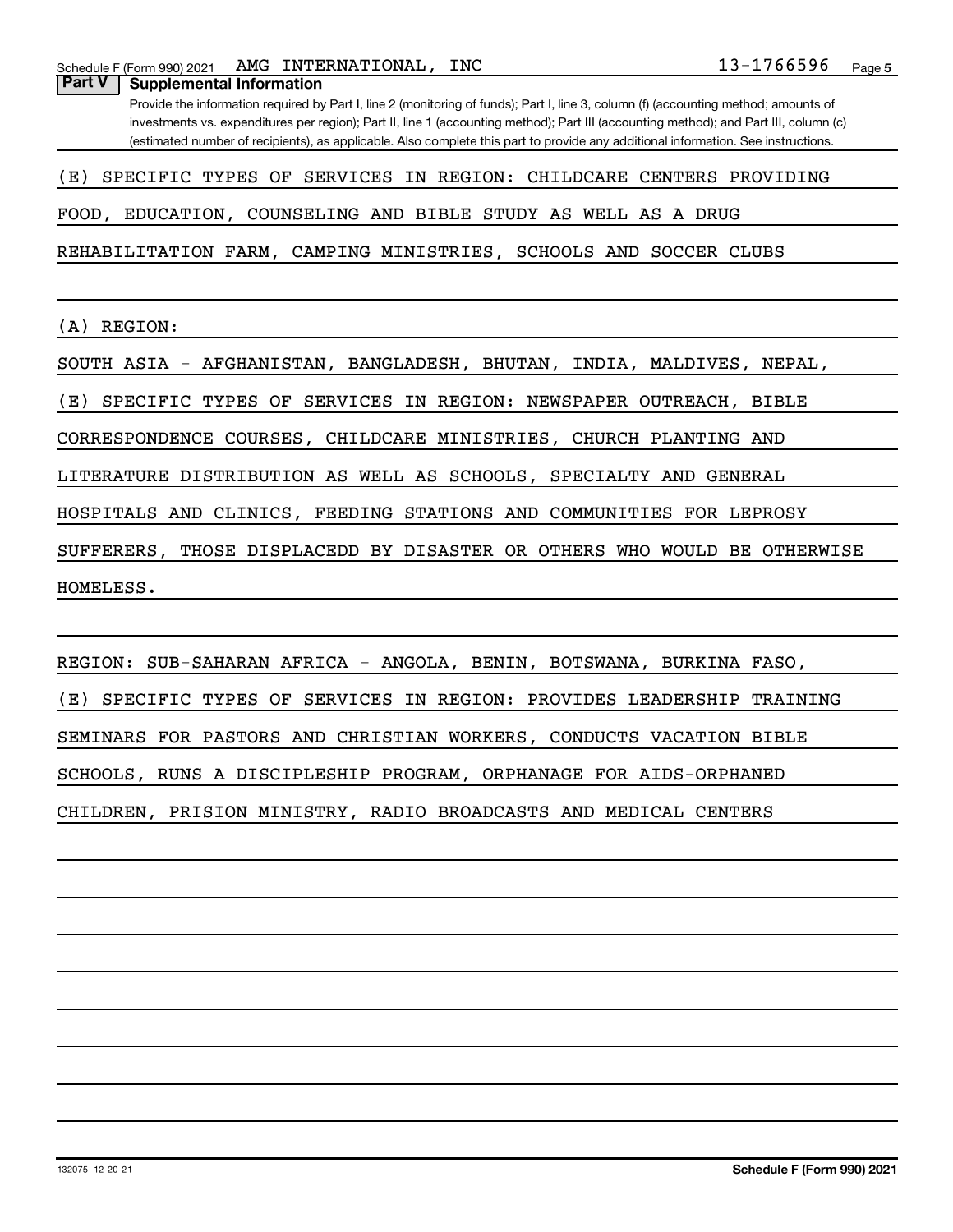Schedule F (Form 990) 2021 AMG INTERNATIONAL, INC 13-1766596

## Part V Supplemental Information

Provide the information required by Part I, line 2 (monitoring of funds); Part I, line 3, column (f) (accounting method; amounts of investments vs. expenditures per region); Part II, line 1 (accounting method); Part III (accounting method); and Part III, column (c) (estimated number of recipients), as applicable. Also complete this part to provide any additional information. See instructions.

(E) SPECIFIC TYPES OF SERVICES IN REGION: CHILDCARE CENTERS PROVIDING FOOD, EDUCATION, COUNSELING AND BIBLE STUDY AS WELL AS A DRUG REHABILITATION FARM, CAMPING MINISTRIES, SCHOOLS AND SOCCER CLUBS

(A) REGION:

SOUTH ASIA - AFGHANISTAN, BANGLADESH, BHUTAN, INDIA, MALDIVES, NEPAL,

(E) SPECIFIC TYPES OF SERVICES IN REGION: NEWSPAPER OUTREACH, BIBLE CORRESPONDENCE COURSES, CHILDCARE MINISTRIES, CHURCH PLANTING AND LITERATURE DISTRIBUTION AS WELL AS SCHOOLS, SPECIALTY AND GENERAL HOSPITALS AND CLINICS, FEEDING STATIONS AND COMMUNITIES FOR LEPROSY SUFFERERS, THOSE DISPLACEDD BY DISASTER OR OTHERS WHO WOULD BE OTHERWISE HOMELESS.

REGION: SUB-SAHARAN AFRICA - ANGOLA, BENIN, BOTSWANA, BURKINA FASO,

(E) SPECIFIC TYPES OF SERVICES IN REGION: PROVIDES LEADERSHIP TRAINING SEMINARS FOR PASTORS AND CHRISTIAN WORKERS, CONDUCTS VACATION BIBLE SCHOOLS, RUNS A DISCIPLESHIP PROGRAM, ORPHANAGE FOR AIDS-ORPHANED CHILDREN, PRISION MINISTRY, RADIO BROADCASTS AND MEDICAL CENTERS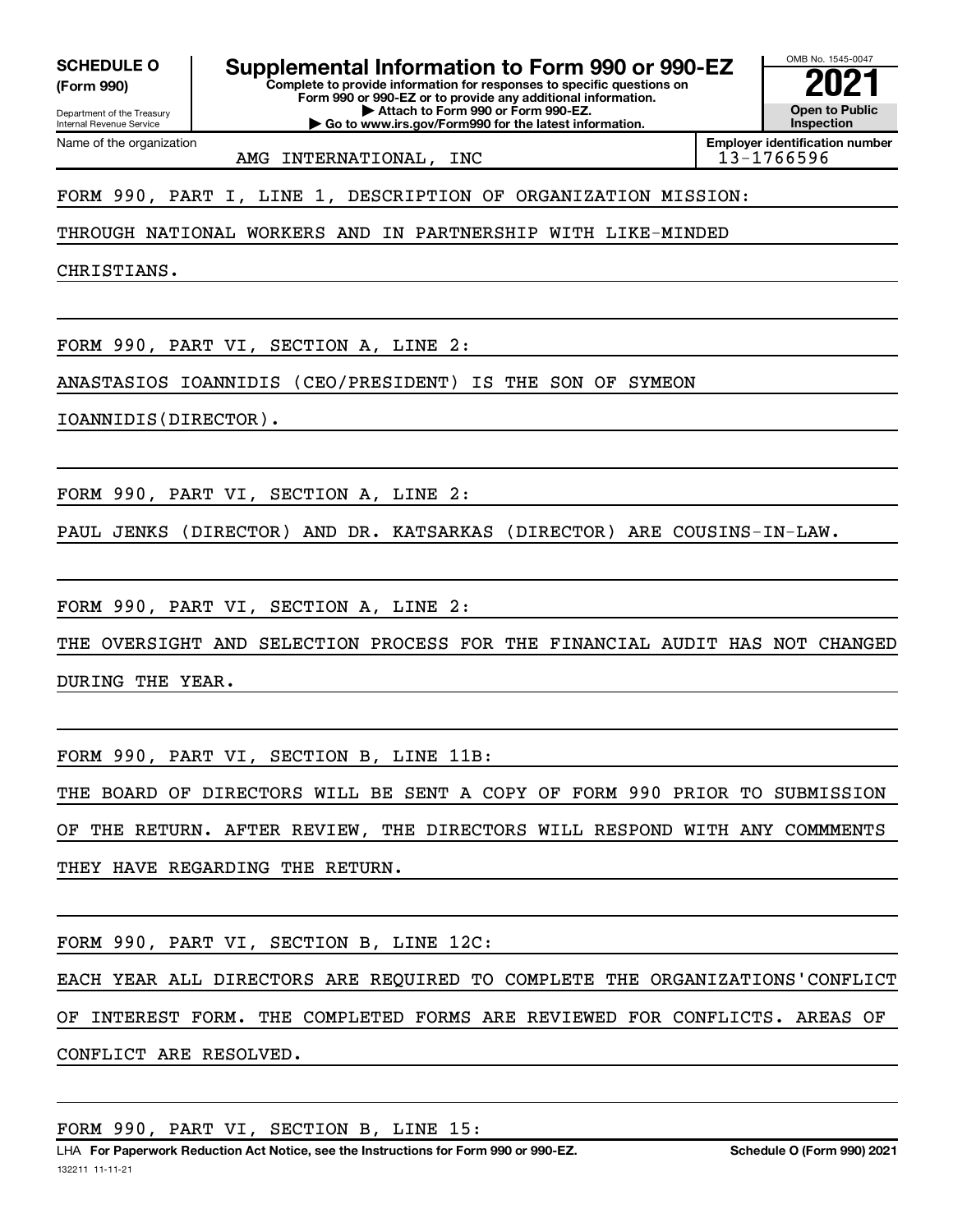**SCHEDULE O**
**(Form 990)**

Department of the Treasury
Internal Revenue Service

# Supplemental Information to Form 990 or 990-EZ

**Complete to provide information for responses to specific questions on Form 990 or 990-EZ or to provide any additional information.**
**▶ Attach to Form 990 or Form 990-EZ.**
**▶ Go to www.irs.gov/Form990 for the latest information.**

OMB No. 1545-0047
**2021**
**Open to Public Inspection**

| Name of the organization | Employer identification number |
|---|---|
| AMG INTERNATIONAL, INC | 13-1766596 |

FORM 990, PART I, LINE 1, DESCRIPTION OF ORGANIZATION MISSION:

THROUGH NATIONAL WORKERS AND IN PARTNERSHIP WITH LIKE-MINDED CHRISTIANS.

FORM 990, PART VI, SECTION A, LINE 2:

ANASTASIOS IOANNIDIS (CEO/PRESIDENT) IS THE SON OF SYMEON IOANNIDIS(DIRECTOR).

FORM 990, PART VI, SECTION A, LINE 2:

PAUL JENKS (DIRECTOR) AND DR. KATSARKAS (DIRECTOR) ARE COUSINS-IN-LAW.

FORM 990, PART VI, SECTION A, LINE 2:

THE OVERSIGHT AND SELECTION PROCESS FOR THE FINANCIAL AUDIT HAS NOT CHANGED DURING THE YEAR.

FORM 990, PART VI, SECTION B, LINE 11B:

THE BOARD OF DIRECTORS WILL BE SENT A COPY OF FORM 990 PRIOR TO SUBMISSION OF THE RETURN. AFTER REVIEW, THE DIRECTORS WILL RESPOND WITH ANY COMMMENTS THEY HAVE REGARDING THE RETURN.

FORM 990, PART VI, SECTION B, LINE 12C:

EACH YEAR ALL DIRECTORS ARE REQUIRED TO COMPLETE THE ORGANIZATIONS'CONFLICT OF INTEREST FORM. THE COMPLETED FORMS ARE REVIEWED FOR CONFLICTS. AREAS OF CONFLICT ARE RESOLVED.

FORM 990, PART VI, SECTION B, LINE 15:

LHA **For Paperwork Reduction Act Notice, see the Instructions for Form 990 or 990-EZ.** **Schedule O (Form 990) 2021**
132211 11-11-21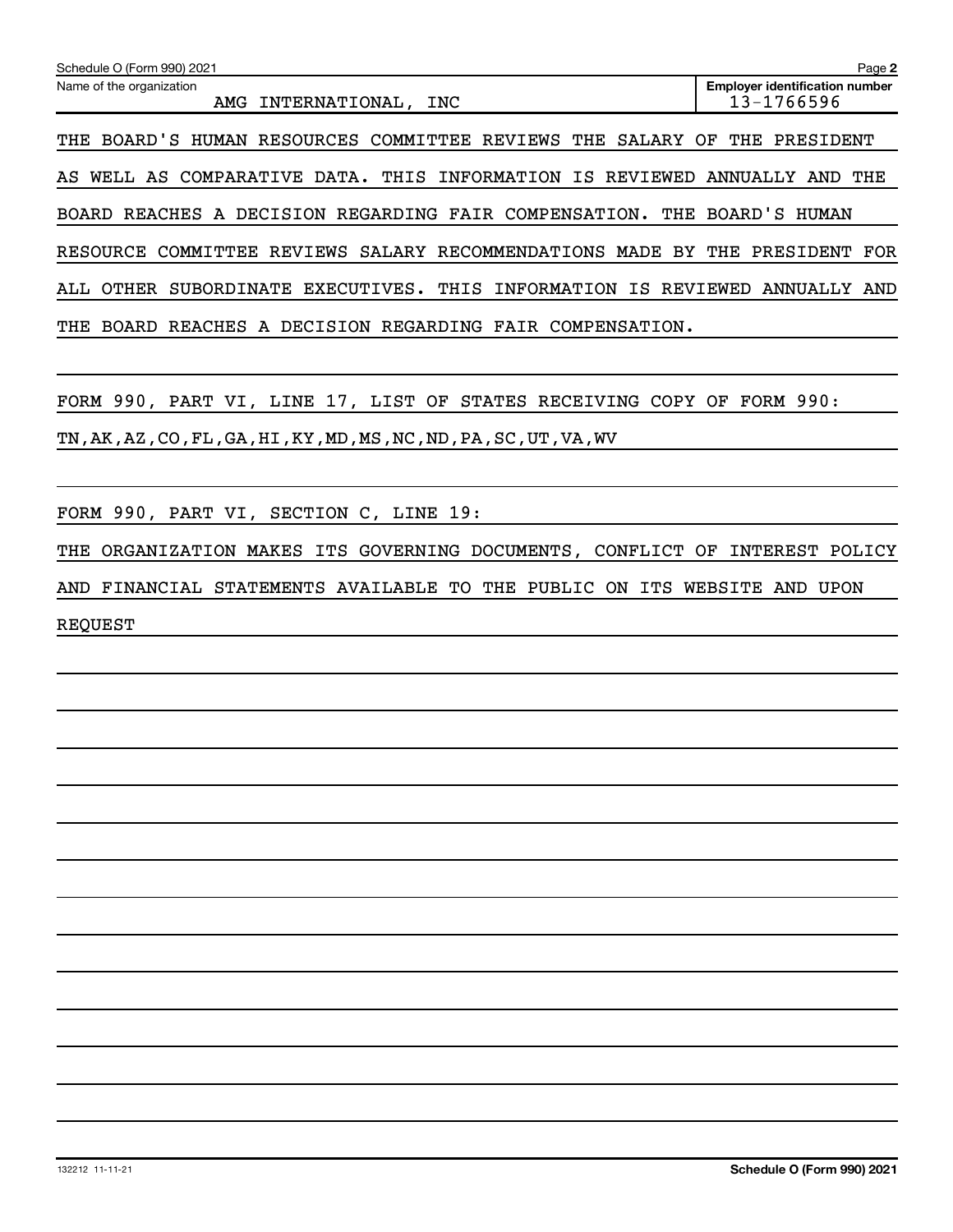Schedule O (Form 990) 2021

Name of the organization: AMG INTERNATIONAL, INC

**Employer identification number** 13-1766596

THE BOARD'S HUMAN RESOURCES COMMITTEE REVIEWS THE SALARY OF THE PRESIDENT AS WELL AS COMPARATIVE DATA. THIS INFORMATION IS REVIEWED ANNUALLY AND THE BOARD REACHES A DECISION REGARDING FAIR COMPENSATION. THE BOARD'S HUMAN RESOURCE COMMITTEE REVIEWS SALARY RECOMMENDATIONS MADE BY THE PRESIDENT FOR ALL OTHER SUBORDINATE EXECUTIVES. THIS INFORMATION IS REVIEWED ANNUALLY AND THE BOARD REACHES A DECISION REGARDING FAIR COMPENSATION.

FORM 990, PART VI, LINE 17, LIST OF STATES RECEIVING COPY OF FORM 990:

TN,AK,AZ,CO,FL,GA,HI,KY,MD,MS,NC,ND,PA,SC,UT,VA,WV

FORM 990, PART VI, SECTION C, LINE 19:

THE ORGANIZATION MAKES ITS GOVERNING DOCUMENTS, CONFLICT OF INTEREST POLICY AND FINANCIAL STATEMENTS AVAILABLE TO THE PUBLIC ON ITS WEBSITE AND UPON REQUEST

132212 11-11-21 **Schedule O (Form 990) 2021**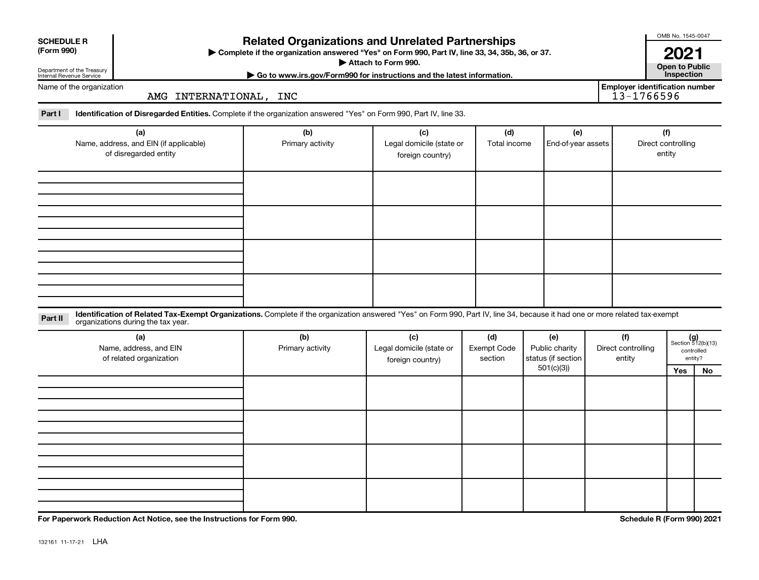**SCHEDULE R (Form 990)**

Department of the Treasury
Internal Revenue Service

# Related Organizations and Unrelated Partnerships

▶ Complete if the organization answered "Yes" on Form 990, Part IV, line 33, 34, 35b, 36, or 37.
▶ Attach to Form 990.
▶ Go to www.irs.gov/Form990 for instructions and the latest information.

OMB No. 1545-0047

**2021**

**Open to Public Inspection**

Name of the organization: AMG INTERNATIONAL, INC

Employer identification number: 13-1766596

**Part I** **Identification of Disregarded Entities.** Complete if the organization answered "Yes" on Form 990, Part IV, line 33.

| (a) Name, address, and EIN (if applicable) of disregarded entity | (b) Primary activity | (c) Legal domicile (state or foreign country) | (d) Total income | (e) End-of-year assets | (f) Direct controlling entity |
|---|---|---|---|---|---|
| | | | | | |
| | | | | | |
| | | | | | |
| | | | | | |

**Part II** **Identification of Related Tax-Exempt Organizations.** Complete if the organization answered "Yes" on Form 990, Part IV, line 34, because it had one or more related tax-exempt organizations during the tax year.

| (a) Name, address, and EIN of related organization | (b) Primary activity | (c) Legal domicile (state or foreign country) | (d) Exempt Code section | (e) Public charity status (if section 501(c)(3)) | (f) Direct controlling entity | (g) Section 512(b)(13) controlled entity? Yes | No |
|---|---|---|---|---|---|---|---|
| | | | | | | | |
| | | | | | | | |
| | | | | | | | |
| | | | | | | | |

**For Paperwork Reduction Act Notice, see the Instructions for Form 990.**

**Schedule R (Form 990) 2021**

132161 11-17-21 LHA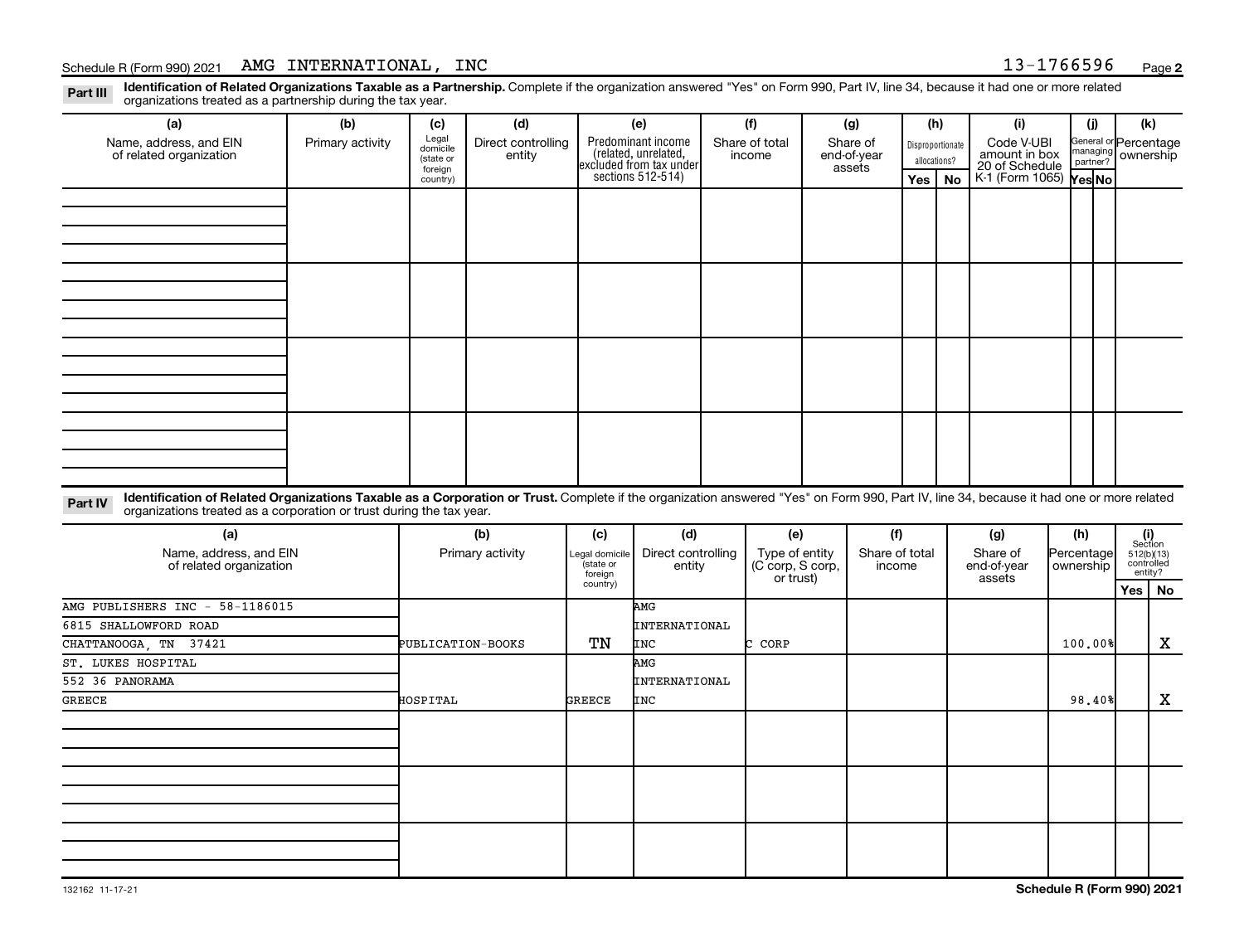Schedule R (Form 990) 2021 AMG INTERNATIONAL, INC 13-1766596 Page 2

**Part III** **Identification of Related Organizations Taxable as a Partnership.** Complete if the organization answered "Yes" on Form 990, Part IV, line 34, because it had one or more related organizations treated as a partnership during the tax year.

| (a) Name, address, and EIN of related organization | (b) Primary activity | (c) Legal domicile (state or foreign country) | (d) Direct controlling entity | (e) Predominant income (related, unrelated, excluded from tax under sections 512-514) | (f) Share of total income | (g) Share of end-of-year assets | (h) Disproportionate allocations? Yes | (h) No | (i) Code V-UBI amount in box 20 of Schedule K-1 (Form 1065) | (j) General or managing partner? Yes | (j) No | (k) Percentage ownership |
|---|---|---|---|---|---|---|---|---|---|---|---|---|
| | | | | | | | | | | | | |
| | | | | | | | | | | | | |
| | | | | | | | | | | | | |
| | | | | | | | | | | | | |

**Part IV** **Identification of Related Organizations Taxable as a Corporation or Trust.** Complete if the organization answered "Yes" on Form 990, Part IV, line 34, because it had one or more related organizations treated as a corporation or trust during the tax year.

| (a) Name, address, and EIN of related organization | (b) Primary activity | (c) Legal domicile (state or foreign country) | (d) Direct controlling entity | (e) Type of entity (C corp, S corp, or trust) | (f) Share of total income | (g) Share of end-of-year assets | (h) Percentage ownership | (i) Section 512(b)(13) controlled entity? Yes | (i) No |
|---|---|---|---|---|---|---|---|---|---|
| AMG PUBLISHERS INC - 58-1186015<br>6815 SHALLOWFORD ROAD<br>CHATTANOOGA, TN 37421 | PUBLICATION-BOOKS | TN | AMG INTERNATIONAL INC | C CORP | | | 100.00% | | X |
| ST. LUKES HOSPITAL<br>552 36 PANORAMA<br>GREECE | HOSPITAL | GREECE | AMG INTERNATIONAL INC | | | | 98.40% | | X |
| | | | | | | | | | |
| | | | | | | | | | |
| | | | | | | | | | |

132162 11-17-21 **Schedule R (Form 990) 2021**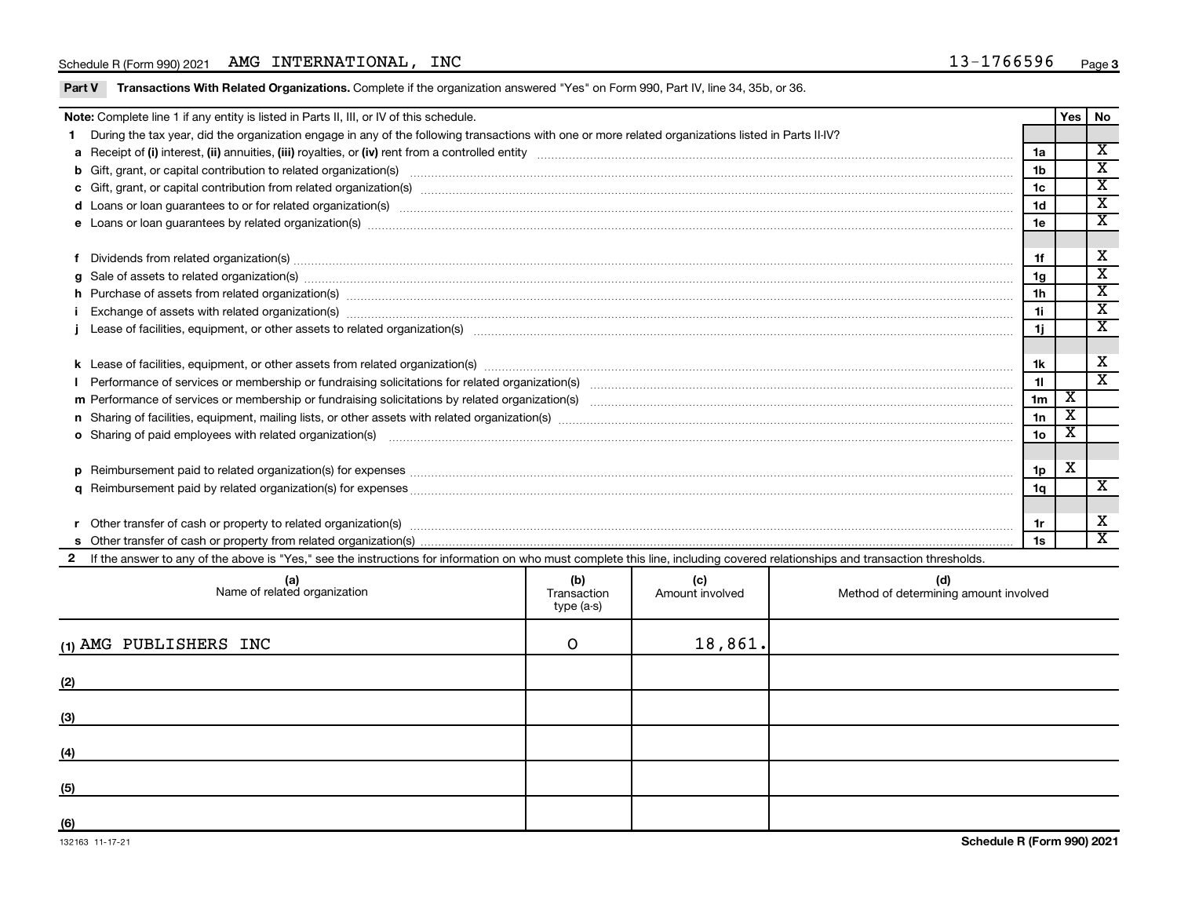Schedule R (Form 990) 2021 AMG INTERNATIONAL, INC 13-1766596

**Part V Transactions With Related Organizations.** Complete if the organization answered "Yes" on Form 990, Part IV, line 34, 35b, or 36.

| **Note:** Complete line 1 if any entity is listed in Parts II, III, or IV of this schedule. | | Yes | No |
|---|---|---|---|
| **1** During the tax year, did the organization engage in any of the following transactions with one or more related organizations listed in Parts II-IV? | | | |
| **a** Receipt of **(i)** interest, **(ii)** annuities, **(iii)** royalties, or **(iv)** rent from a controlled entity | 1a | | X |
| **b** Gift, grant, or capital contribution to related organization(s) | 1b | | X |
| **c** Gift, grant, or capital contribution from related organization(s) | 1c | | X |
| **d** Loans or loan guarantees to or for related organization(s) | 1d | | X |
| **e** Loans or loan guarantees by related organization(s) | 1e | | X |
| **f** Dividends from related organization(s) | 1f | | X |
| **g** Sale of assets to related organization(s) | 1g | | X |
| **h** Purchase of assets from related organization(s) | 1h | | X |
| **i** Exchange of assets with related organization(s) | 1i | | X |
| **j** Lease of facilities, equipment, or other assets to related organization(s) | 1j | | X |
| **k** Lease of facilities, equipment, or other assets from related organization(s) | 1k | | X |
| **l** Performance of services or membership or fundraising solicitations for related organization(s) | 1l | | X |
| **m** Performance of services or membership or fundraising solicitations by related organization(s) | 1m | X | |
| **n** Sharing of facilities, equipment, mailing lists, or other assets with related organization(s) | 1n | X | |
| **o** Sharing of paid employees with related organization(s) | 1o | X | |
| **p** Reimbursement paid to related organization(s) for expenses | 1p | X | |
| **q** Reimbursement paid by related organization(s) for expenses | 1q | | X |
| **r** Other transfer of cash or property to related organization(s) | 1r | | X |
| **s** Other transfer of cash or property from related organization(s) | 1s | | X |

**2** If the answer to any of the above is "Yes," see the instructions for information on who must complete this line, including covered relationships and transaction thresholds.

| (a) Name of related organization | (b) Transaction type (a-s) | (c) Amount involved | (d) Method of determining amount involved |
|---|---|---|---|
| (1) AMG PUBLISHERS INC | O | 18,861. | |
| (2) | | | |
| (3) | | | |
| (4) | | | |
| (5) | | | |
| (6) | | | |

Schedule R (Form 990) 2021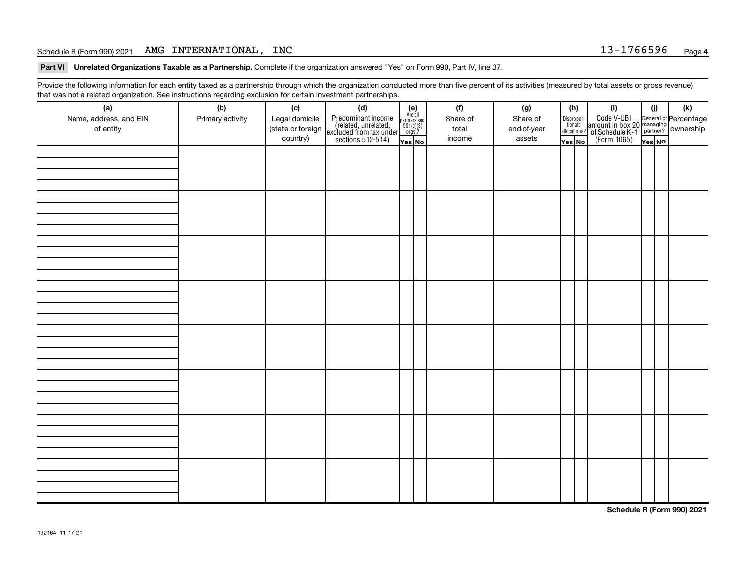Schedule R (Form 990) 2021 AMG INTERNATIONAL, INC 13-1766596 Page 4

**Part VI Unrelated Organizations Taxable as a Partnership.** Complete if the organization answered "Yes" on Form 990, Part IV, line 37.

Provide the following information for each entity taxed as a partnership through which the organization conducted more than five percent of its activities (measured by total assets or gross revenue) that was not a related organization. See instructions regarding exclusion for certain investment partnerships.

| (a) Name, address, and EIN of entity | (b) Primary activity | (c) Legal domicile (state or foreign country) | (d) Predominant income (related, unrelated, excluded from tax under sections 512-514) | (e) Are all partners sec. 501(c)(3) orgs? | | (f) Share of total income | (g) Share of end-of-year assets | (h) Disproportionate allocations? | | (i) Code V-UBI amount in box 20 of Schedule K-1 (Form 1065) | (j) General or managing partner? | | (k) Percentage ownership |
|---|---|---|---|---|---|---|---|---|---|---|---|---|---|
| | | | | Yes | No | | | Yes | No | | Yes | No | |
| | | | | | | | | | | | | | |
| | | | | | | | | | | | | | |
| | | | | | | | | | | | | | |
| | | | | | | | | | | | | | |
| | | | | | | | | | | | | | |
| | | | | | | | | | | | | | |
| | | | | | | | | | | | | | |
| | | | | | | | | | | | | | |

Schedule R (Form 990) 2021

132164 11-17-21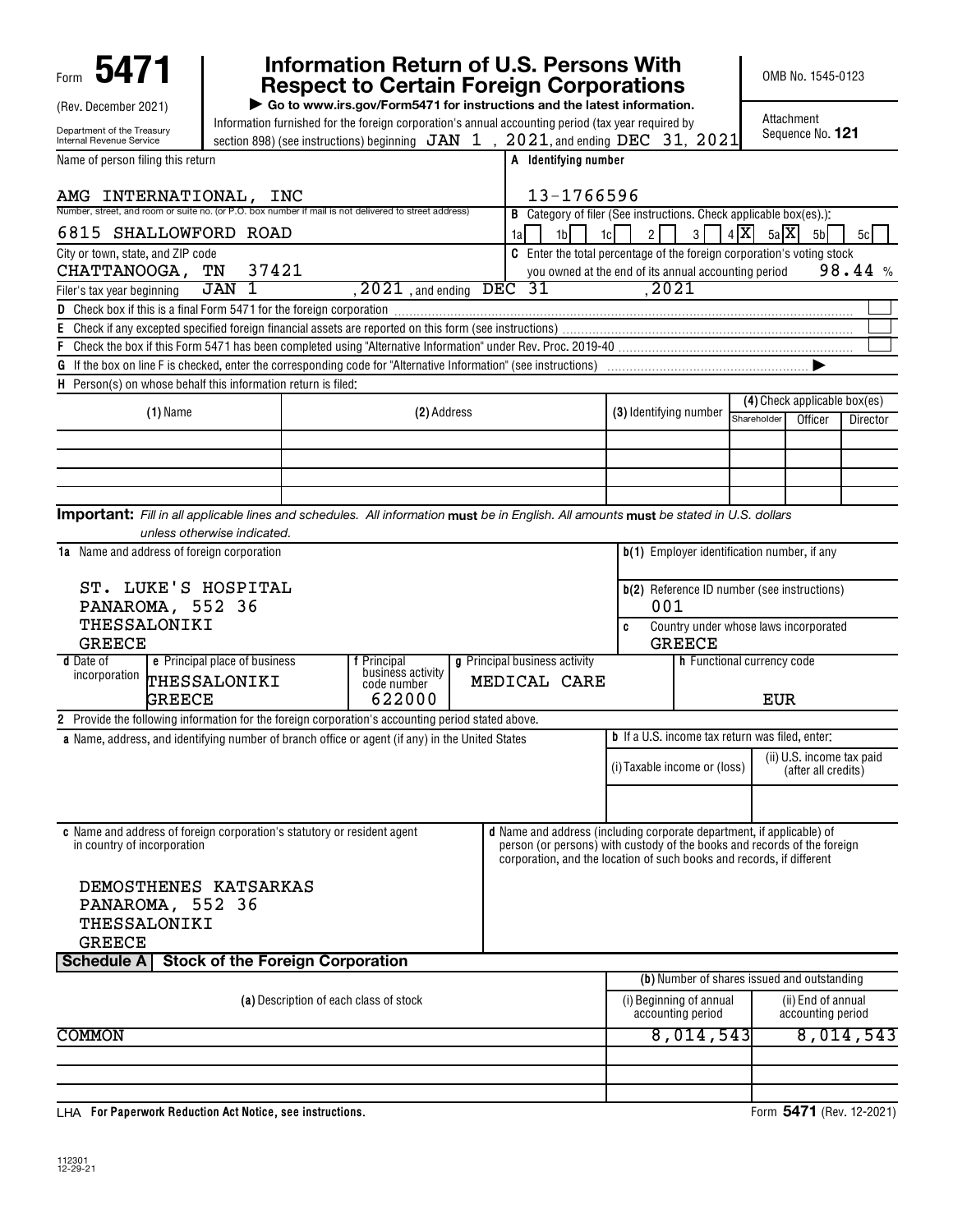Form **5471** (Rev. December 2021)

Department of the Treasury Internal Revenue Service

# Information Return of U.S. Persons With Respect to Certain Foreign Corporations

▶ Go to www.irs.gov/Form5471 for instructions and the latest information.

OMB No. 1545-0123

Attachment Sequence No. **121**

Information furnished for the foreign corporation's annual accounting period (tax year required by section 898) (see instructions) beginning JAN 1 , 2021, and ending DEC 31, 2021

Name of person filing this return: AMG INTERNATIONAL, INC

A Identifying number: 13-1766596

Number, street, and room or suite no. (or P.O. box number if mail is not delivered to street address): 6815 SHALLOWFORD ROAD

B Category of filer (See instructions. Check applicable box(es).): 1a [ ] 1b [ ] 1c [ ] 2 [ ] 3 [ ] 4 [X] 5a [X] 5b [ ] 5c [ ]

City or town, state, and ZIP code: CHATTANOOGA, TN 37421

C Enter the total percentage of the foreign corporation's voting stock you owned at the end of its annual accounting period 98.44 %

Filer's tax year beginning JAN 1, 2021, and ending DEC 31, 2021

D Check box if this is a final Form 5471 for the foreign corporation [ ]

E Check if any excepted specified foreign financial assets are reported on this form (see instructions) [ ]

F Check the box if this Form 5471 has been completed using "Alternative Information" under Rev. Proc. 2019-40 [ ]

G If the box on line F is checked, enter the corresponding code for "Alternative Information" (see instructions) ▶

H Person(s) on whose behalf this information return is filed:

| (1) Name | (2) Address | (3) Identifying number | (4) Shareholder | Officer | Director |
|---|---|---|---|---|---|
| | | | | | |
| | | | | | |
| | | | | | |
| | | | | | |

**Important:** *Fill in all applicable lines and schedules. All information* **must** *be in English. All amounts* **must** *be stated in U.S. dollars unless otherwise indicated.*

**1a** Name and address of foreign corporation

ST. LUKE'S HOSPITAL
PANAROMA, 552 36
THESSALONIKI
GREECE

**b(1)** Employer identification number, if any

**b(2)** Reference ID number (see instructions): 001

**c** Country under whose laws incorporated: GREECE

| d Date of incorporation | e Principal place of business | f Principal business activity code number | g Principal business activity | h Functional currency code |
|---|---|---|---|---|
| | THESSALONIKI GREECE | 622000 | MEDICAL CARE | EUR |

**2** Provide the following information for the foreign corporation's accounting period stated above.

**a** Name, address, and identifying number of branch office or agent (if any) in the United States

**b** If a U.S. income tax return was filed, enter: (i) Taxable income or (loss) (ii) U.S. income tax paid (after all credits)

**c** Name and address of foreign corporation's statutory or resident agent in country of incorporation

DEMOSTHENES KATSARKAS
PANAROMA, 552 36
THESSALONIKI
GREECE

**d** Name and address (including corporate department, if applicable) of person (or persons) with custody of the books and records of the foreign corporation, and the location of such books and records, if different

## Schedule A Stock of the Foreign Corporation

| (a) Description of each class of stock | (b)(i) Number of shares issued and outstanding — Beginning of annual accounting period | (ii) End of annual accounting period |
|---|---|---|
| COMMON | 8,014,543 | 8,014,543 |
| | | |
| | | |

LHA **For Paperwork Reduction Act Notice, see instructions.** Form **5471** (Rev. 12-2021)

112301 12-29-21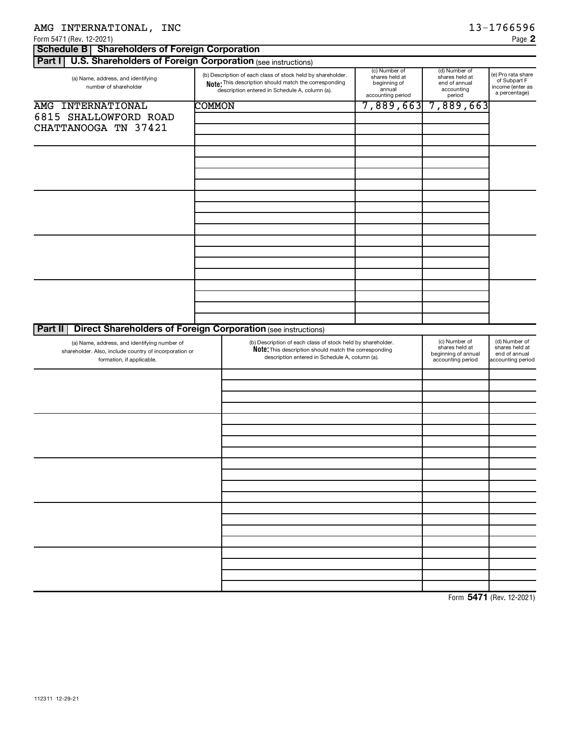AMG INTERNATIONAL, INC 13-1766596

Form 5471 (Rev. 12-2021) Page **2**

## Schedule B Shareholders of Foreign Corporation

### Part I U.S. Shareholders of Foreign Corporation (see instructions)

| (a) Name, address, and identifying number of shareholder | (b) Description of each class of stock held by shareholder. **Note:** This description should match the corresponding description entered in Schedule A, column (a). | (c) Number of shares held at beginning of annual accounting period | (d) Number of shares held at end of annual accounting period | (e) Pro rata share of Subpart F income (enter as a percentage) |
|---|---|---|---|---|
| AMG INTERNATIONAL<br>6815 SHALLOWFORD ROAD<br>CHATTANOOGA TN 37421 | COMMON | 7,889,663 | 7,889,663 | |

### Part II Direct Shareholders of Foreign Corporation (see instructions)

| (a) Name, address, and identifying number of shareholder. Also, include country of incorporation or formation, if applicable. | (b) Description of each class of stock held by shareholder. **Note:** This description should match the corresponding description entered in Schedule A, column (a). | (c) Number of shares held at beginning of annual accounting period | (d) Number of shares held at end of annual accounting period |
|---|---|---|---|
| | | | |

Form **5471** (Rev. 12-2021)

112311 12-29-21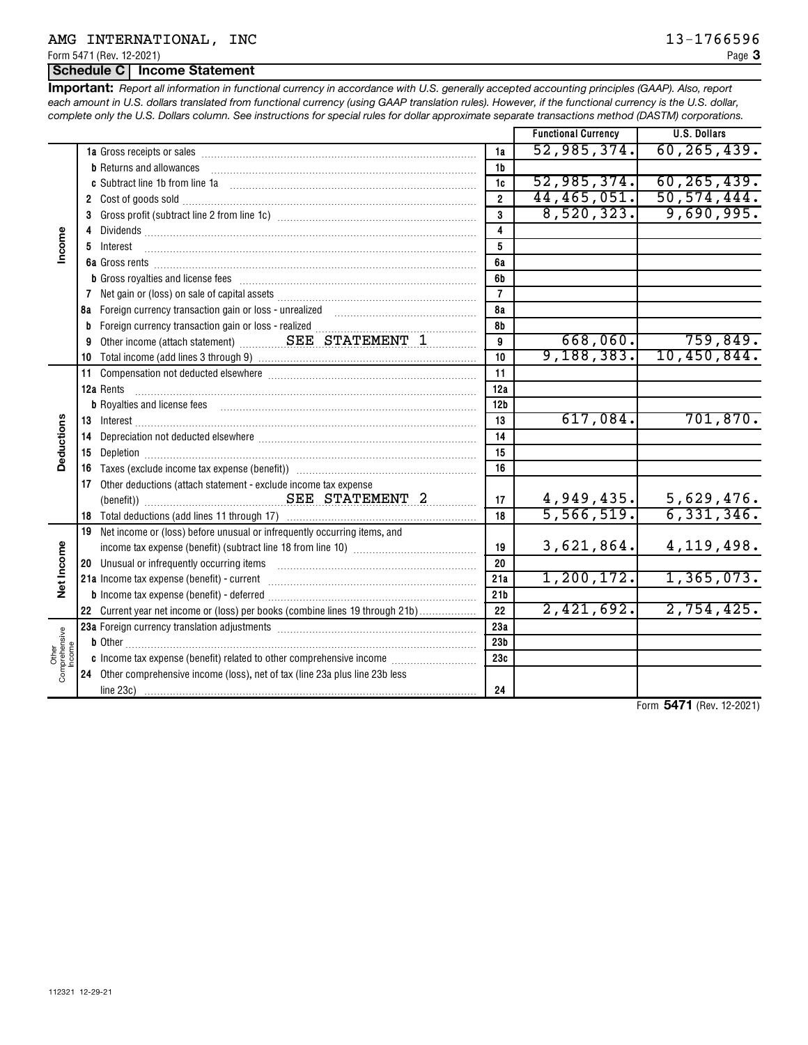AMG INTERNATIONAL, INC 13-1766596

Form 5471 (Rev. 12-2021) Page **3**

## Schedule C | Income Statement

**Important:** *Report all information in functional currency in accordance with U.S. generally accepted accounting principles (GAAP). Also, report each amount in U.S. dollars translated from functional currency (using GAAP translation rules). However, if the functional currency is the U.S. dollar, complete only the U.S. Dollars column. See instructions for special rules for dollar approximate separate transactions method (DASTM) corporations.*

| | | Line | Functional Currency | U.S. Dollars |
|---|---|---|---|---|
| **Income** | **1a** Gross receipts or sales | 1a | 52,985,374. | 60,265,439. |
| | **b** Returns and allowances | 1b | | |
| | **c** Subtract line 1b from line 1a | 1c | 52,985,374. | 60,265,439. |
| | **2** Cost of goods sold | 2 | 44,465,051. | 50,574,444. |
| | **3** Gross profit (subtract line 2 from line 1c) | 3 | 8,520,323. | 9,690,995. |
| | **4** Dividends | 4 | | |
| | **5** Interest | 5 | | |
| | **6a** Gross rents | 6a | | |
| | **b** Gross royalties and license fees | 6b | | |
| | **7** Net gain or (loss) on sale of capital assets | 7 | | |
| | **8a** Foreign currency transaction gain or loss - unrealized | 8a | | |
| | **b** Foreign currency transaction gain or loss - realized | 8b | | |
| | **9** Other income (attach statement) SEE STATEMENT 1 | 9 | 668,060. | 759,849. |
| | **10** Total income (add lines 3 through 9) | 10 | 9,188,383. | 10,450,844. |
| **Deductions** | **11** Compensation not deducted elsewhere | 11 | | |
| | **12a** Rents | 12a | | |
| | **b** Royalties and license fees | 12b | | |
| | **13** Interest | 13 | 617,084. | 701,870. |
| | **14** Depreciation not deducted elsewhere | 14 | | |
| | **15** Depletion | 15 | | |
| | **16** Taxes (exclude income tax expense (benefit)) | 16 | | |
| | **17** Other deductions (attach statement - exclude income tax expense (benefit)) SEE STATEMENT 2 | 17 | 4,949,435. | 5,629,476. |
| | **18** Total deductions (add lines 11 through 17) | 18 | 5,566,519. | 6,331,346. |
| **Net Income** | **19** Net income or (loss) before unusual or infrequently occurring items, and income tax expense (benefit) (subtract line 18 from line 10) | 19 | 3,621,864. | 4,119,498. |
| | **20** Unusual or infrequently occurring items | 20 | | |
| | **21a** Income tax expense (benefit) - current | 21a | 1,200,172. | 1,365,073. |
| | **b** Income tax expense (benefit) - deferred | 21b | | |
| | **22** Current year net income or (loss) per books (combine lines 19 through 21b) | 22 | 2,421,692. | 2,754,425. |
| **Other Comprehensive Income** | **23a** Foreign currency translation adjustments | 23a | | |
| | **b** Other | 23b | | |
| | **c** Income tax expense (benefit) related to other comprehensive income | 23c | | |
| | **24** Other comprehensive income (loss), net of tax (line 23a plus line 23b less line 23c) | 24 | | |

Form **5471** (Rev. 12-2021)

112321 12-29-21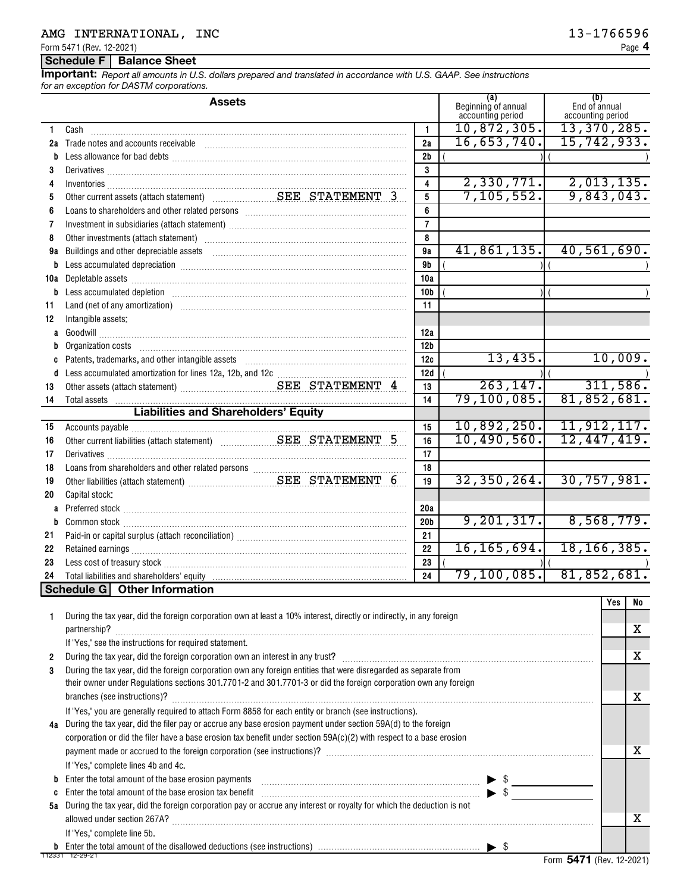AMG INTERNATIONAL, INC 13-1766596

Form 5471 (Rev. 12-2021)

## Schedule F Balance Sheet

**Important:** *Report all amounts in U.S. dollars prepared and translated in accordance with U.S. GAAP. See instructions for an exception for DASTM corporations.*

| | Assets | | (a) Beginning of annual accounting period | (b) End of annual accounting period |
|---|---|---|---|---|
| 1 | Cash | 1 | 10,872,305. | 13,370,285. |
| 2a | Trade notes and accounts receivable | 2a | 16,653,740. | 15,742,933. |
| b | Less allowance for bad debts | 2b | ( ) | ( ) |
| 3 | Derivatives | 3 | | |
| 4 | Inventories | 4 | 2,330,771. | 2,013,135. |
| 5 | Other current assets (attach statement) SEE STATEMENT 3 | 5 | 7,105,552. | 9,843,043. |
| 6 | Loans to shareholders and other related persons | 6 | | |
| 7 | Investment in subsidiaries (attach statement) | 7 | | |
| 8 | Other investments (attach statement) | 8 | | |
| 9a | Buildings and other depreciable assets | 9a | 41,861,135. | 40,561,690. |
| b | Less accumulated depreciation | 9b | ( ) | ( ) |
| 10a | Depletable assets | 10a | | |
| b | Less accumulated depletion | 10b | ( ) | ( ) |
| 11 | Land (net of any amortization) | 11 | | |
| 12 | Intangible assets: | | | |
| a | Goodwill | 12a | | |
| b | Organization costs | 12b | | |
| c | Patents, trademarks, and other intangible assets | 12c | 13,435. | 10,009. |
| d | Less accumulated amortization for lines 12a, 12b, and 12c | 12d | ( ) | ( ) |
| 13 | Other assets (attach statement) SEE STATEMENT 4 | 13 | 263,147. | 311,586. |
| 14 | Total assets | 14 | 79,100,085. | 81,852,681. |
| | **Liabilities and Shareholders' Equity** | | | |
| 15 | Accounts payable | 15 | 10,892,250. | 11,912,117. |
| 16 | Other current liabilities (attach statement) SEE STATEMENT 5 | 16 | 10,490,560. | 12,447,419. |
| 17 | Derivatives | 17 | | |
| 18 | Loans from shareholders and other related persons | 18 | | |
| 19 | Other liabilities (attach statement) SEE STATEMENT 6 | 19 | 32,350,264. | 30,757,981. |
| 20 | Capital stock: | | | |
| a | Preferred stock | 20a | | |
| b | Common stock | 20b | 9,201,317. | 8,568,779. |
| 21 | Paid-in or capital surplus (attach reconciliation) | 21 | | |
| 22 | Retained earnings | 22 | 16,165,694. | 18,166,385. |
| 23 | Less cost of treasury stock | 23 | ( ) | ( ) |
| 24 | Total liabilities and shareholders' equity | 24 | 79,100,085. | 81,852,681. |

## Schedule G Other Information

| | | Yes | No |
|---|---|---|---|
| 1 | During the tax year, did the foreign corporation own at least a 10% interest, directly or indirectly, in any foreign partnership? | | X |
| | If "Yes," see the instructions for required statement. | | |
| 2 | During the tax year, did the foreign corporation own an interest in any trust? | | X |
| 3 | During the tax year, did the foreign corporation own any foreign entities that were disregarded as separate from their owner under Regulations sections 301.7701-2 and 301.7701-3 or did the foreign corporation own any foreign branches (see instructions)? | | X |
| | If "Yes," you are generally required to attach Form 8858 for each entity or branch (see instructions). | | |
| 4a | During the tax year, did the filer pay or accrue any base erosion payment under section 59A(d) to the foreign corporation or did the filer have a base erosion tax benefit under section 59A(c)(2) with respect to a base erosion payment made or accrued to the foreign corporation (see instructions)? | | X |
| | If "Yes," complete lines 4b and 4c. | | |
| b | Enter the total amount of the base erosion payments ▶ $ | | |
| c | Enter the total amount of the base erosion tax benefit ▶ $ | | |
| 5a | During the tax year, did the foreign corporation pay or accrue any interest or royalty for which the deduction is not allowed under section 267A? | | X |
| | If "Yes," complete line 5b. | | |
| b | Enter the total amount of the disallowed deductions (see instructions) ▶ $ | | |

Form **5471** (Rev. 12-2021)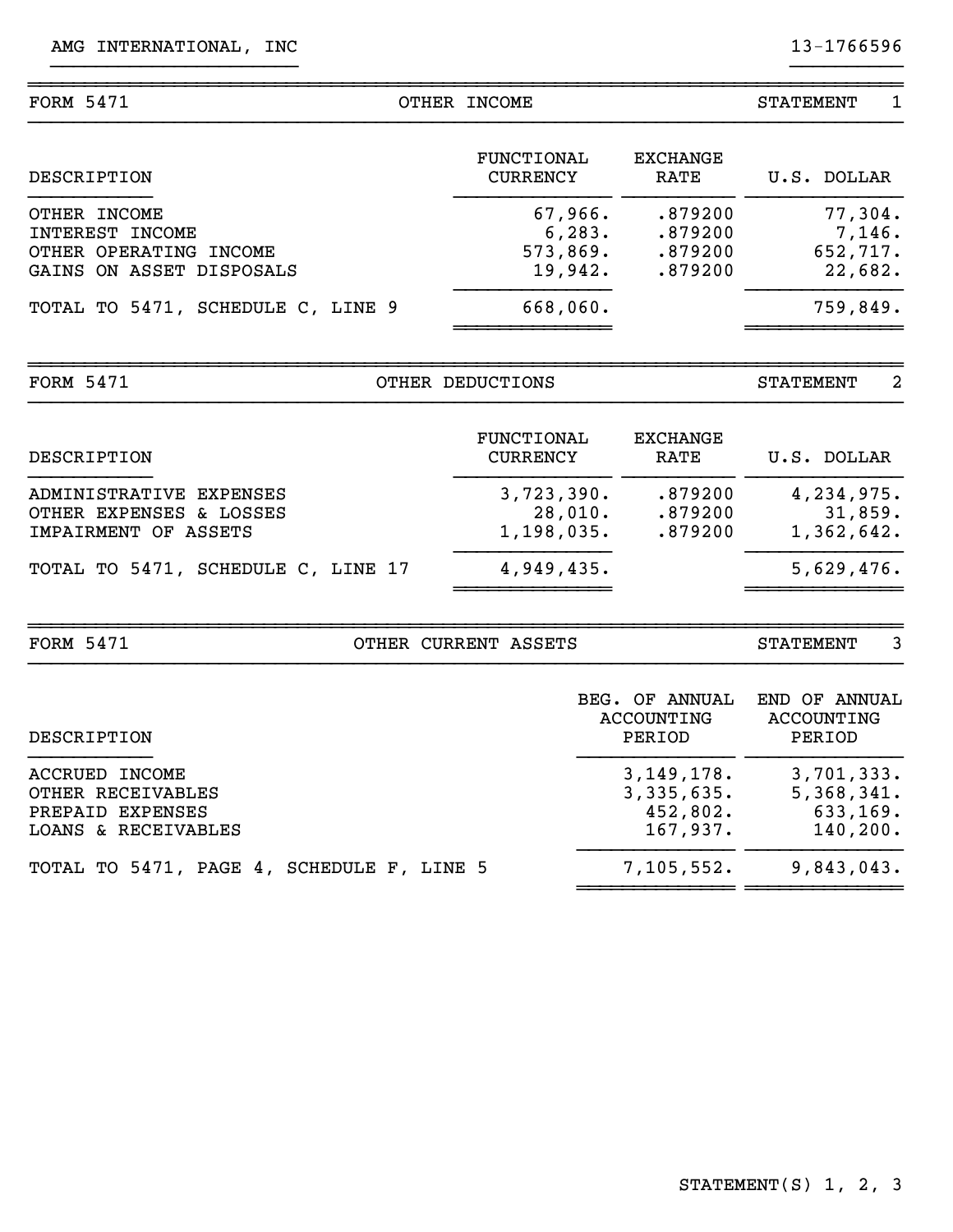AMG INTERNATIONAL, INC 13-1766596

| FORM 5471 | OTHER INCOME | | STATEMENT 1 |
|---|---|---|---|
| DESCRIPTION | FUNCTIONAL CURRENCY | EXCHANGE RATE | U.S. DOLLAR |
| OTHER INCOME | 67,966. | .879200 | 77,304. |
| INTEREST INCOME | 6,283. | .879200 | 7,146. |
| OTHER OPERATING INCOME | 573,869. | .879200 | 652,717. |
| GAINS ON ASSET DISPOSALS | 19,942. | .879200 | 22,682. |
| TOTAL TO 5471, SCHEDULE C, LINE 9 | 668,060. | | 759,849. |

| FORM 5471 | OTHER DEDUCTIONS | | STATEMENT 2 |
|---|---|---|---|
| DESCRIPTION | FUNCTIONAL CURRENCY | EXCHANGE RATE | U.S. DOLLAR |
| ADMINISTRATIVE EXPENSES | 3,723,390. | .879200 | 4,234,975. |
| OTHER EXPENSES & LOSSES | 28,010. | .879200 | 31,859. |
| IMPAIRMENT OF ASSETS | 1,198,035. | .879200 | 1,362,642. |
| TOTAL TO 5471, SCHEDULE C, LINE 17 | 4,949,435. | | 5,629,476. |

| FORM 5471 | OTHER CURRENT ASSETS | STATEMENT 3 |
|---|---|---|
| DESCRIPTION | BEG. OF ANNUAL ACCOUNTING PERIOD | END OF ANNUAL ACCOUNTING PERIOD |
| ACCRUED INCOME | 3,149,178. | 3,701,333. |
| OTHER RECEIVABLES | 3,335,635. | 5,368,341. |
| PREPAID EXPENSES | 452,802. | 633,169. |
| LOANS & RECEIVABLES | 167,937. | 140,200. |
| TOTAL TO 5471, PAGE 4, SCHEDULE F, LINE 5 | 7,105,552. | 9,843,043. |

STATEMENT(S) 1, 2, 3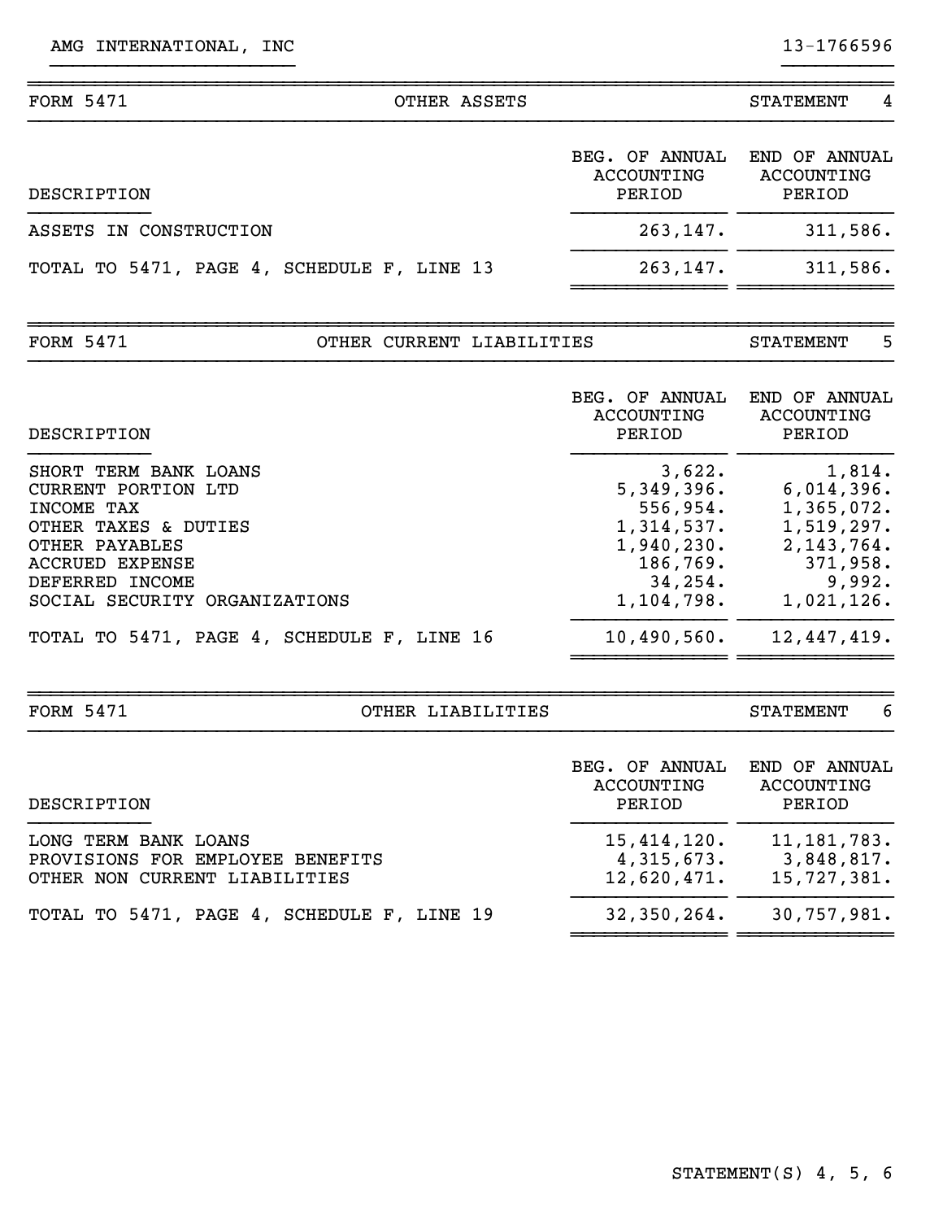AMG INTERNATIONAL, INC | 13-1766596

## FORM 5471 — OTHER ASSETS — STATEMENT 4

| DESCRIPTION | BEG. OF ANNUAL ACCOUNTING PERIOD | END OF ANNUAL ACCOUNTING PERIOD |
|---|---|---|
| ASSETS IN CONSTRUCTION | 263,147. | 311,586. |
| TOTAL TO 5471, PAGE 4, SCHEDULE F, LINE 13 | 263,147. | 311,586. |

## FORM 5471 — OTHER CURRENT LIABILITIES — STATEMENT 5

| DESCRIPTION | BEG. OF ANNUAL ACCOUNTING PERIOD | END OF ANNUAL ACCOUNTING PERIOD |
|---|---|---|
| SHORT TERM BANK LOANS | 3,622. | 1,814. |
| CURRENT PORTION LTD | 5,349,396. | 6,014,396. |
| INCOME TAX | 556,954. | 1,365,072. |
| OTHER TAXES & DUTIES | 1,314,537. | 1,519,297. |
| OTHER PAYABLES | 1,940,230. | 2,143,764. |
| ACCRUED EXPENSE | 186,769. | 371,958. |
| DEFERRED INCOME | 34,254. | 9,992. |
| SOCIAL SECURITY ORGANIZATIONS | 1,104,798. | 1,021,126. |
| TOTAL TO 5471, PAGE 4, SCHEDULE F, LINE 16 | 10,490,560. | 12,447,419. |

## FORM 5471 — OTHER LIABILITIES — STATEMENT 6

| DESCRIPTION | BEG. OF ANNUAL ACCOUNTING PERIOD | END OF ANNUAL ACCOUNTING PERIOD |
|---|---|---|
| LONG TERM BANK LOANS | 15,414,120. | 11,181,783. |
| PROVISIONS FOR EMPLOYEE BENEFITS | 4,315,673. | 3,848,817. |
| OTHER NON CURRENT LIABILITIES | 12,620,471. | 15,727,381. |
| TOTAL TO 5471, PAGE 4, SCHEDULE F, LINE 19 | 32,350,264. | 30,757,981. |

STATEMENT(S) 4, 5, 6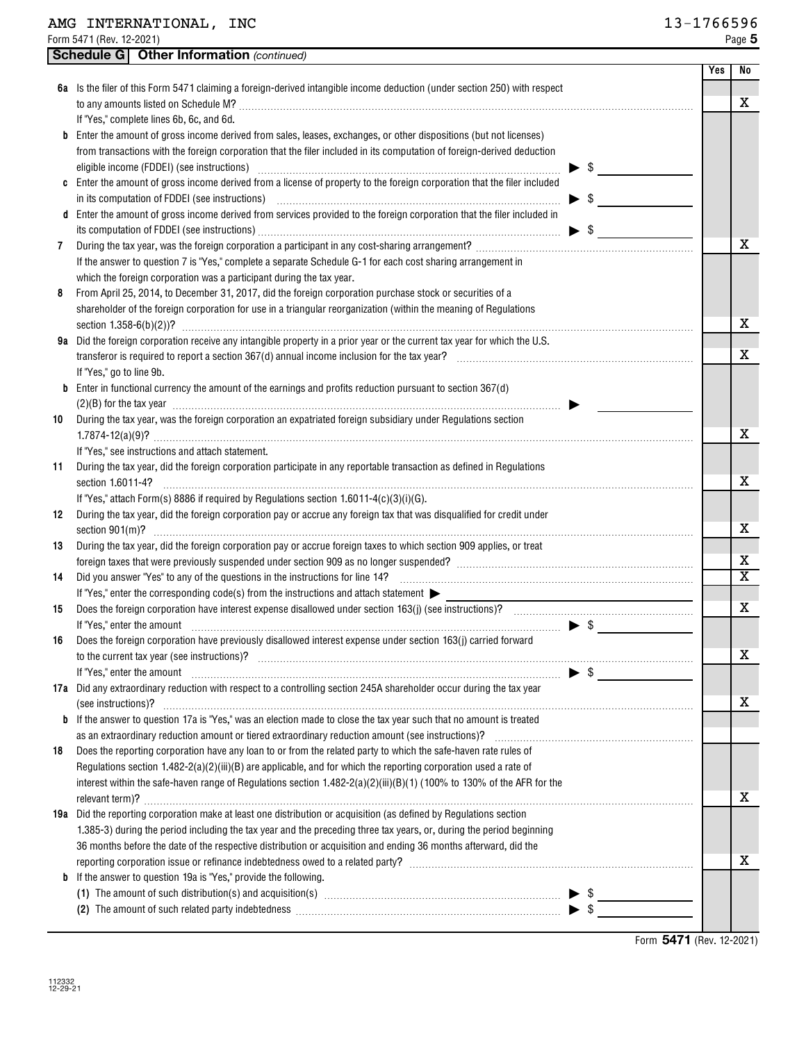AMG INTERNATIONAL, INC 13-1766596

Form 5471 (Rev. 12-2021) Page **5**

## Schedule G Other Information *(continued)*

| | | Yes | No |
|---|---|---|---|
| **6a** | Is the filer of this Form 5471 claiming a foreign-derived intangible income deduction (under section 250) with respect to any amounts listed on Schedule M? If "Yes," complete lines 6b, 6c, and 6d. | | X |
| **b** | Enter the amount of gross income derived from sales, leases, exchanges, or other dispositions (but not licenses) from transactions with the foreign corporation that the filer included in its computation of foreign-derived deduction eligible income (FDDEI) (see instructions) ▶ $ | | |
| **c** | Enter the amount of gross income derived from a license of property to the foreign corporation that the filer included in its computation of FDDEI (see instructions) ▶ $ | | |
| **d** | Enter the amount of gross income derived from services provided to the foreign corporation that the filer included in its computation of FDDEI (see instructions) ▶ $ | | |
| **7** | During the tax year, was the foreign corporation a participant in any cost-sharing arrangement? If the answer to question 7 is "Yes," complete a separate Schedule G-1 for each cost sharing arrangement in which the foreign corporation was a participant during the tax year. | | X |
| **8** | From April 25, 2014, to December 31, 2017, did the foreign corporation purchase stock or securities of a shareholder of the foreign corporation for use in a triangular reorganization (within the meaning of Regulations section 1.358-6(b)(2))? | | X |
| **9a** | Did the foreign corporation receive any intangible property in a prior year or the current tax year for which the U.S. transferor is required to report a section 367(d) annual income inclusion for the tax year? If "Yes," go to line 9b. | | X |
| **b** | Enter in functional currency the amount of the earnings and profits reduction pursuant to section 367(d)(2)(B) for the tax year ▶ | | |
| **10** | During the tax year, was the foreign corporation an expatriated foreign subsidiary under Regulations section 1.7874-12(a)(9)? If "Yes," see instructions and attach statement. | | X |
| **11** | During the tax year, did the foreign corporation participate in any reportable transaction as defined in Regulations section 1.6011-4? If "Yes," attach Form(s) 8886 if required by Regulations section 1.6011-4(c)(3)(i)(G). | | X |
| **12** | During the tax year, did the foreign corporation pay or accrue any foreign tax that was disqualified for credit under section 901(m)? | | X |
| **13** | During the tax year, did the foreign corporation pay or accrue foreign taxes to which section 909 applies, or treat foreign taxes that were previously suspended under section 909 as no longer suspended? | | X |
| **14** | Did you answer "Yes" to any of the questions in the instructions for line 14? If "Yes," enter the corresponding code(s) from the instructions and attach statement ▶ | | X |
| **15** | Does the foreign corporation have interest expense disallowed under section 163(j) (see instructions)? If "Yes," enter the amount ▶ $ | | X |
| **16** | Does the foreign corporation have previously disallowed interest expense under section 163(j) carried forward to the current tax year (see instructions)? If "Yes," enter the amount ▶ $ | | X |
| **17a** | Did any extraordinary reduction with respect to a controlling section 245A shareholder occur during the tax year (see instructions)? | | X |
| **b** | If the answer to question 17a is "Yes," was an election made to close the tax year such that no amount is treated as an extraordinary reduction amount or tiered extraordinary reduction amount (see instructions)? | | |
| **18** | Does the reporting corporation have any loan to or from the related party to which the safe-haven rate rules of Regulations section 1.482-2(a)(2)(iii)(B) are applicable, and for which the reporting corporation used a rate of interest within the safe-haven range of Regulations section 1.482-2(a)(2)(iii)(B)(1) (100% to 130% of the AFR for the relevant term)? | | X |
| **19a** | Did the reporting corporation make at least one distribution or acquisition (as defined by Regulations section 1.385-3) during the period including the tax year and the preceding three tax years, or, during the period beginning 36 months before the date of the respective distribution or acquisition and ending 36 months afterward, did the reporting corporation issue or refinance indebtedness owed to a related party? | | X |
| **b** | If the answer to question 19a is "Yes," provide the following. | | |
| | **(1)** The amount of such distribution(s) and acquisition(s) ▶ $ | | |
| | **(2)** The amount of such related party indebtedness ▶ $ | | |

Form **5471** (Rev. 12-2021)

112332 12-29-21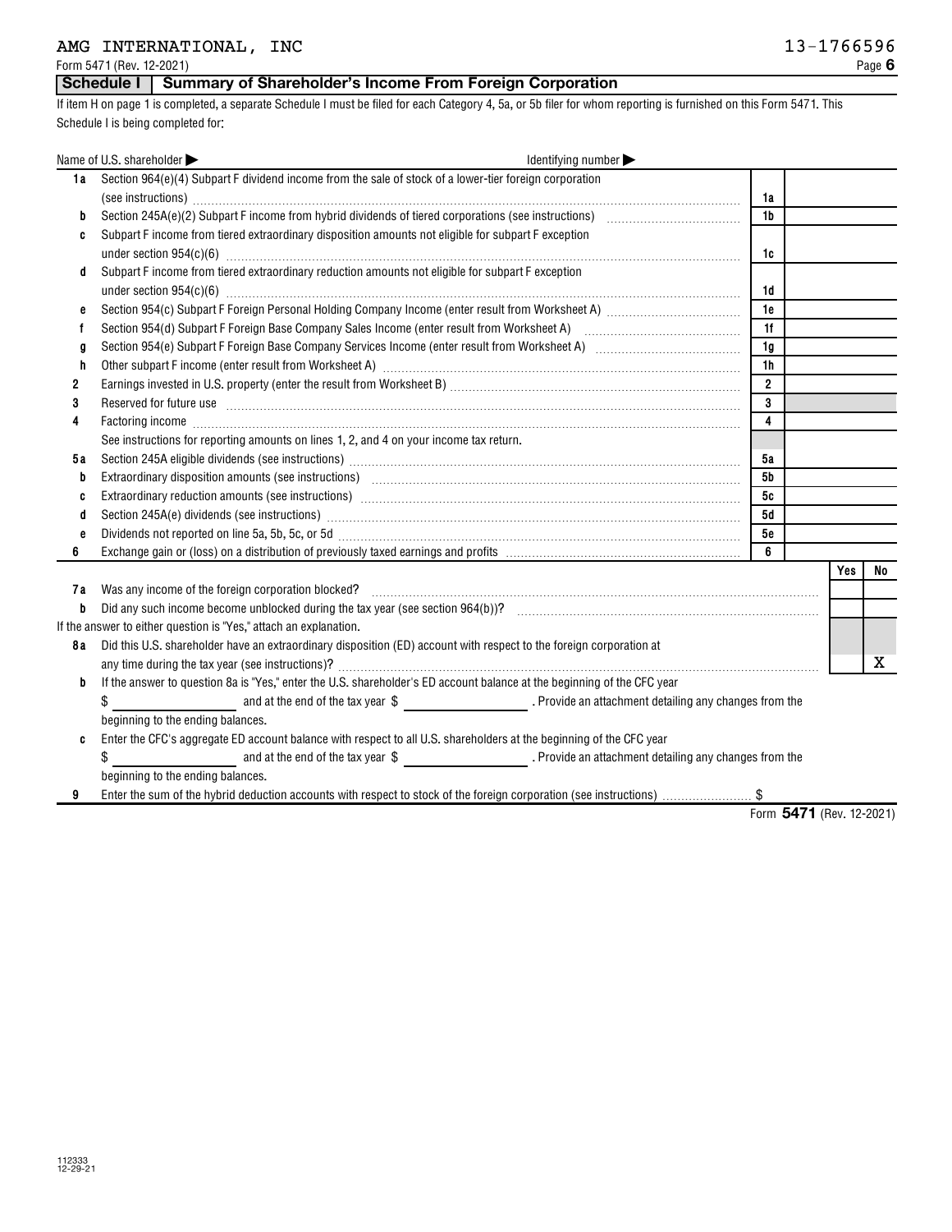AMG INTERNATIONAL, INC 13-1766596

Form 5471 (Rev. 12-2021) Page **6**

## Schedule I  Summary of Shareholder's Income From Foreign Corporation

If item H on page 1 is completed, a separate Schedule I must be filed for each Category 4, 5a, or 5b filer for whom reporting is furnished on this Form 5471. This Schedule I is being completed for:

Name of U.S. shareholder ▶ Identifying number ▶

| | | | |
|---|---|---|---|
| **1a** | Section 964(e)(4) Subpart F dividend income from the sale of stock of a lower-tier foreign corporation (see instructions) | 1a | |
| **b** | Section 245A(e)(2) Subpart F income from hybrid dividends of tiered corporations (see instructions) | 1b | |
| **c** | Subpart F income from tiered extraordinary disposition amounts not eligible for subpart F exception under section 954(c)(6) | 1c | |
| **d** | Subpart F income from tiered extraordinary reduction amounts not eligible for subpart F exception under section 954(c)(6) | 1d | |
| **e** | Section 954(c) Subpart F Foreign Personal Holding Company Income (enter result from Worksheet A) | 1e | |
| **f** | Section 954(d) Subpart F Foreign Base Company Sales Income (enter result from Worksheet A) | 1f | |
| **g** | Section 954(e) Subpart F Foreign Base Company Services Income (enter result from Worksheet A) | 1g | |
| **h** | Other subpart F income (enter result from Worksheet A) | 1h | |
| **2** | Earnings invested in U.S. property (enter the result from Worksheet B) | 2 | |
| **3** | Reserved for future use | 3 | |
| **4** | Factoring income | 4 | |
| | See instructions for reporting amounts on lines 1, 2, and 4 on your income tax return. | | |
| **5a** | Section 245A eligible dividends (see instructions) | 5a | |
| **b** | Extraordinary disposition amounts (see instructions) | 5b | |
| **c** | Extraordinary reduction amounts (see instructions) | 5c | |
| **d** | Section 245A(e) dividends (see instructions) | 5d | |
| **e** | Dividends not reported on line 5a, 5b, 5c, or 5d | 5e | |
| **6** | Exchange gain or (loss) on a distribution of previously taxed earnings and profits | 6 | |

| | | Yes | No |
|---|---|---|---|
| **7a** | Was any income of the foreign corporation blocked? | | |
| **b** | Did any such income become unblocked during the tax year (see section 964(b))? | | |
| | If the answer to either question is "Yes," attach an explanation. | | |
| **8a** | Did this U.S. shareholder have an extraordinary disposition (ED) account with respect to the foreign corporation at any time during the tax year (see instructions)? | | X |

**b** If the answer to question 8a is "Yes," enter the U.S. shareholder's ED account balance at the beginning of the CFC year $ ______ and at the end of the tax year $ ______. Provide an attachment detailing any changes from the beginning to the ending balances.

**c** Enter the CFC's aggregate ED account balance with respect to all U.S. shareholders at the beginning of the CFC year $ ______ and at the end of the tax year $ ______. Provide an attachment detailing any changes from the beginning to the ending balances.

**9** Enter the sum of the hybrid deduction accounts with respect to stock of the foreign corporation (see instructions) $

Form **5471** (Rev. 12-2021)

112333 12-29-21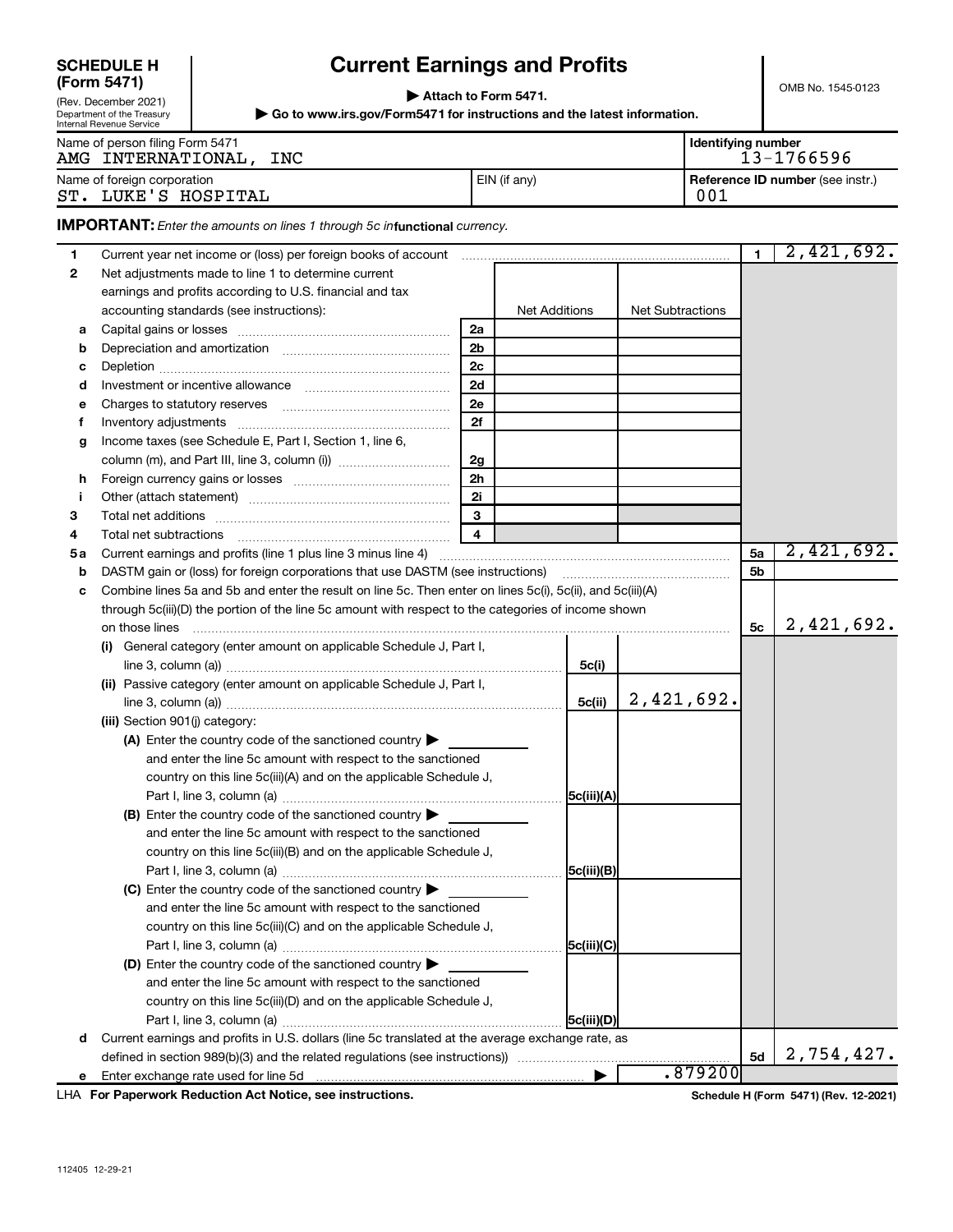**SCHEDULE H (Form 5471)**
(Rev. December 2021)
Department of the Treasury
Internal Revenue Service

# Current Earnings and Profits

▶ Attach to Form 5471.

▶ Go to www.irs.gov/Form5471 for instructions and the latest information.

OMB No. 1545-0123

| Name of person filing Form 5471 | | Identifying number |
|---|---|---|
| AMG INTERNATIONAL, INC | | 13-1766596 |
| **Name of foreign corporation** | **EIN (if any)** | **Reference ID number** (see instr.) |
| ST. LUKE'S HOSPITAL | | 001 |

**IMPORTANT:** *Enter the amounts on lines 1 through 5c in* **functional** *currency.*

| Line | Description | | Net Additions | Net Subtractions | | Amount |
|---|---|---|---|---|---|---|
| 1 | Current year net income or (loss) per foreign books of account | | | | 1 | 2,421,692. |
| 2 | Net adjustments made to line 1 to determine current earnings and profits according to U.S. financial and tax accounting standards (see instructions): | | Net Additions | Net Subtractions | | |
| a | Capital gains or losses | 2a | | | | |
| b | Depreciation and amortization | 2b | | | | |
| c | Depletion | 2c | | | | |
| d | Investment or incentive allowance | 2d | | | | |
| e | Charges to statutory reserves | 2e | | | | |
| f | Inventory adjustments | 2f | | | | |
| g | Income taxes (see Schedule E, Part I, Section 1, line 6, column (m), and Part III, line 3, column (i)) | 2g | | | | |
| h | Foreign currency gains or losses | 2h | | | | |
| i | Other (attach statement) | 2i | | | | |
| 3 | Total net additions | 3 | | | | |
| 4 | Total net subtractions | 4 | | | | |
| 5a | Current earnings and profits (line 1 plus line 3 minus line 4) | | | | 5a | 2,421,692. |
| b | DASTM gain or (loss) for foreign corporations that use DASTM (see instructions) | | | | 5b | |
| c | Combine lines 5a and 5b and enter the result on line 5c. Then enter on lines 5c(i), 5c(ii), and 5c(iii)(A) through 5c(iii)(D) the portion of the line 5c amount with respect to the categories of income shown on those lines | | | | 5c | 2,421,692. |
| | (i) General category (enter amount on applicable Schedule J, Part I, line 3, column (a)) | | 5c(i) | | | |
| | (ii) Passive category (enter amount on applicable Schedule J, Part I, line 3, column (a)) | | 5c(ii) | 2,421,692. | | |
| | (iii) Section 901(j) category: | | | | | |
| | (A) Enter the country code of the sanctioned country ▶ ______ and enter the line 5c amount with respect to the sanctioned country on this line 5c(iii)(A) and on the applicable Schedule J, Part I, line 3, column (a) | | 5c(iii)(A) | | | |
| | (B) Enter the country code of the sanctioned country ▶ ______ and enter the line 5c amount with respect to the sanctioned country on this line 5c(iii)(B) and on the applicable Schedule J, Part I, line 3, column (a) | | 5c(iii)(B) | | | |
| | (C) Enter the country code of the sanctioned country ▶ ______ and enter the line 5c amount with respect to the sanctioned country on this line 5c(iii)(C) and on the applicable Schedule J, Part I, line 3, column (a) | | 5c(iii)(C) | | | |
| | (D) Enter the country code of the sanctioned country ▶ ______ and enter the line 5c amount with respect to the sanctioned country on this line 5c(iii)(D) and on the applicable Schedule J, Part I, line 3, column (a) | | 5c(iii)(D) | | | |
| d | Current earnings and profits in U.S. dollars (line 5c translated at the average exchange rate, as defined in section 989(b)(3) and the related regulations (see instructions)) | | | | 5d | 2,754,427. |
| e | Enter exchange rate used for line 5d ▶ | | | .879200 | | |

LHA **For Paperwork Reduction Act Notice, see instructions.**

**Schedule H (Form 5471) (Rev. 12-2021)**

112405 12-29-21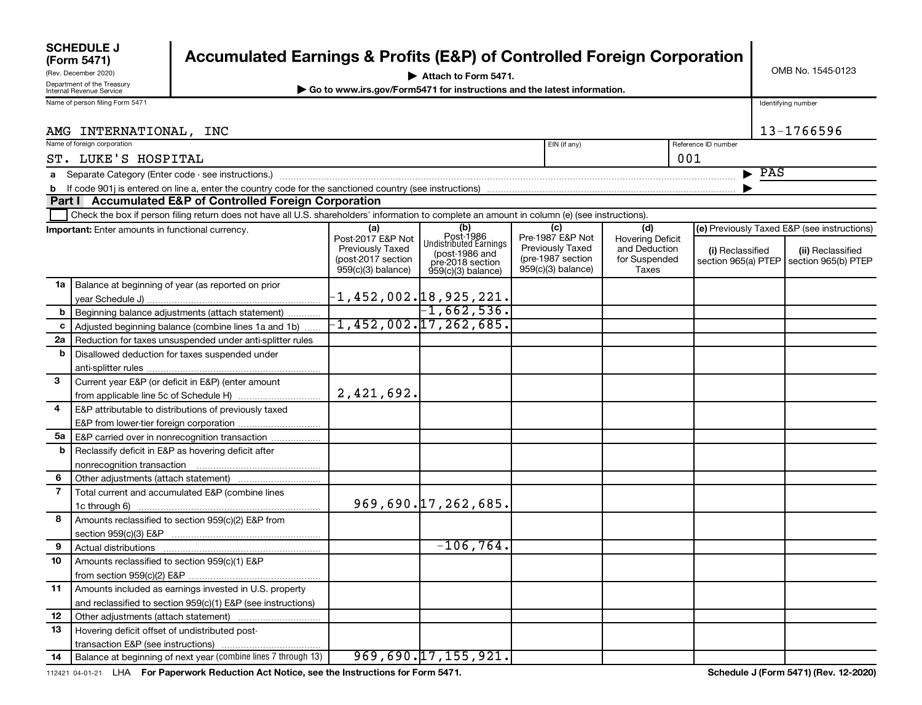**SCHEDULE J (Form 5471)**
(Rev. December 2020)
Department of the Treasury
Internal Revenue Service

# Accumulated Earnings & Profits (E&P) of Controlled Foreign Corporation

▶ Attach to Form 5471.
▶ Go to www.irs.gov/Form5471 for instructions and the latest information.

OMB No. 1545-0123

Name of person filing Form 5471: AMG INTERNATIONAL, INC

Identifying number: 13-1766596

Name of foreign corporation: ST. LUKE'S HOSPITAL

EIN (if any):

Reference ID number: 001

**a** Separate Category (Enter code - see instructions.) ▶ PAS

**b** If code 901j is entered on line a, enter the country code for the sanctioned country (see instructions) ▶

## Part I Accumulated E&P of Controlled Foreign Corporation

☐ Check the box if person filing return does not have all U.S. shareholders' information to complete an amount in column (e) (see instructions).

| | **Important:** Enter amounts in functional currency. | (a) Post-2017 E&P Not Previously Taxed (post-2017 section 959(c)(3) balance) | (b) Post-1986 Undistributed Earnings (post-1986 and pre-2018 section 959(c)(3) balance) | (c) Pre-1987 E&P Not Previously Taxed (pre-1987 section 959(c)(3) balance) | (d) Hovering Deficit and Deduction for Suspended Taxes | (e) Previously Taxed E&P (see instructions) (i) Reclassified section 965(a) PTEP | (ii) Reclassified section 965(b) PTEP |
|---|---|---|---|---|---|---|---|
| 1a | Balance at beginning of year (as reported on prior year Schedule J) | -1,452,002. | 18,925,221. | | | | |
| b | Beginning balance adjustments (attach statement) | | -1,662,536. | | | | |
| c | Adjusted beginning balance (combine lines 1a and 1b) | -1,452,002. | 17,262,685. | | | | |
| 2a | Reduction for taxes unsuspended under anti-splitter rules | | | | | | |
| b | Disallowed deduction for taxes suspended under anti-splitter rules | | | | | | |
| 3 | Current year E&P (or deficit in E&P) (enter amount from applicable line 5c of Schedule H) | 2,421,692. | | | | | |
| 4 | E&P attributable to distributions of previously taxed E&P from lower-tier foreign corporation | | | | | | |
| 5a | E&P carried over in nonrecognition transaction | | | | | | |
| b | Reclassify deficit in E&P as hovering deficit after nonrecognition transaction | | | | | | |
| 6 | Other adjustments (attach statement) | | | | | | |
| 7 | Total current and accumulated E&P (combine lines 1c through 6) | 969,690. | 17,262,685. | | | | |
| 8 | Amounts reclassified to section 959(c)(2) E&P from section 959(c)(3) E&P | | | | | | |
| 9 | Actual distributions | | -106,764. | | | | |
| 10 | Amounts reclassified to section 959(c)(1) E&P from section 959(c)(2) E&P | | | | | | |
| 11 | Amounts included as earnings invested in U.S. property and reclassified to section 959(c)(1) E&P (see instructions) | | | | | | |
| 12 | Other adjustments (attach statement) | | | | | | |
| 13 | Hovering deficit offset of undistributed post-transaction E&P (see instructions) | | | | | | |
| 14 | Balance at beginning of next year (combine lines 7 through 13) | 969,690. | 17,155,921. | | | | |

112421 04-01-21 LHA **For Paperwork Reduction Act Notice, see the Instructions for Form 5471.** **Schedule J (Form 5471) (Rev. 12-2020)**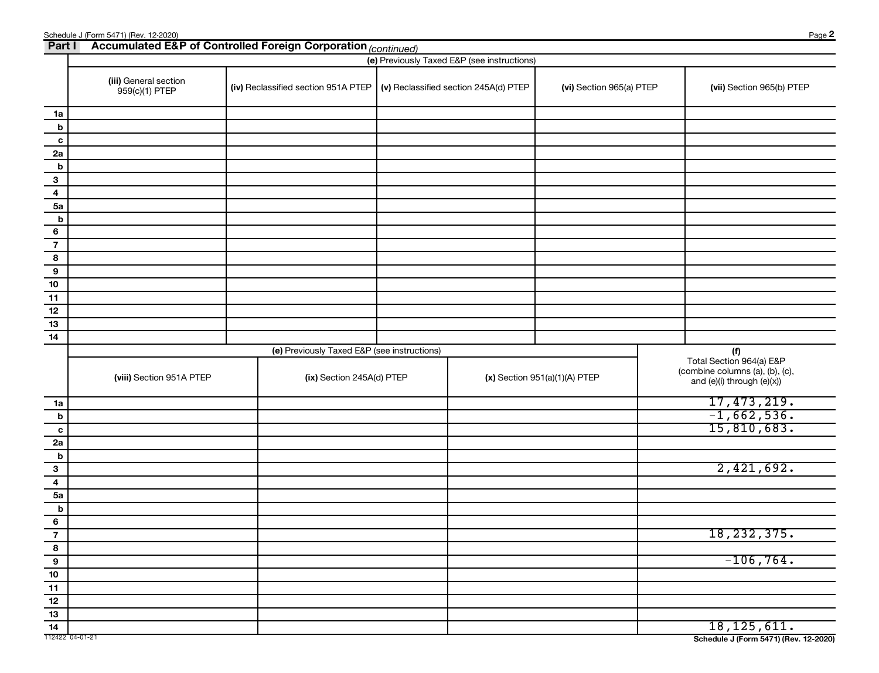## Part I Accumulated E&P of Controlled Foreign Corporation *(continued)*

| | (e) Previously Taxed E&P (see instructions) | | | | |
|---|---|---|---|---|---|
| | **(iii)** General section 959(c)(1) PTEP | **(iv)** Reclassified section 951A PTEP | **(v)** Reclassified section 245A(d) PTEP | **(vi)** Section 965(a) PTEP | **(vii)** Section 965(b) PTEP |
| 1a | | | | | |
| b | | | | | |
| c | | | | | |
| 2a | | | | | |
| b | | | | | |
| 3 | | | | | |
| 4 | | | | | |
| 5a | | | | | |
| b | | | | | |
| 6 | | | | | |
| 7 | | | | | |
| 8 | | | | | |
| 9 | | | | | |
| 10 | | | | | |
| 11 | | | | | |
| 12 | | | | | |
| 13 | | | | | |
| 14 | | | | | |

| | (e) Previously Taxed E&P (see instructions) | | | (f) Total Section 964(a) E&P (combine columns (a), (b), (c), and (e)(i) through (e)(x)) |
|---|---|---|---|---|
| | **(viii)** Section 951A PTEP | **(ix)** Section 245A(d) PTEP | **(x)** Section 951(a)(1)(A) PTEP | |
| 1a | | | | 17,473,219. |
| b | | | | -1,662,536. |
| c | | | | 15,810,683. |
| 2a | | | | |
| b | | | | |
| 3 | | | | 2,421,692. |
| 4 | | | | |
| 5a | | | | |
| b | | | | |
| 6 | | | | |
| 7 | | | | 18,232,375. |
| 8 | | | | |
| 9 | | | | -106,764. |
| 10 | | | | |
| 11 | | | | |
| 12 | | | | |
| 13 | | | | |
| 14 | | | | 18,125,611. |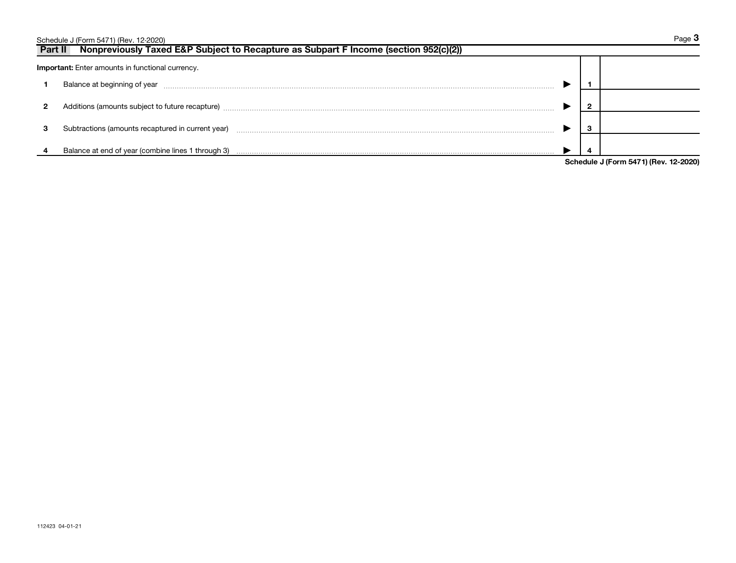## Part II Nonpreviously Taxed E&P Subject to Recapture as Subpart F Income (section 952(c)(2))

**Important:** Enter amounts in functional currency.

| | | | |
|---|---|---|---|
| **1** | Balance at beginning of year ▶ | 1 | |
| **2** | Additions (amounts subject to future recapture) ▶ | 2 | |
| **3** | Subtractions (amounts recaptured in current year) ▶ | 3 | |
| **4** | Balance at end of year (combine lines 1 through 3) ▶ | 4 | |

**Schedule J (Form 5471) (Rev. 12-2020)**

112423 04-01-21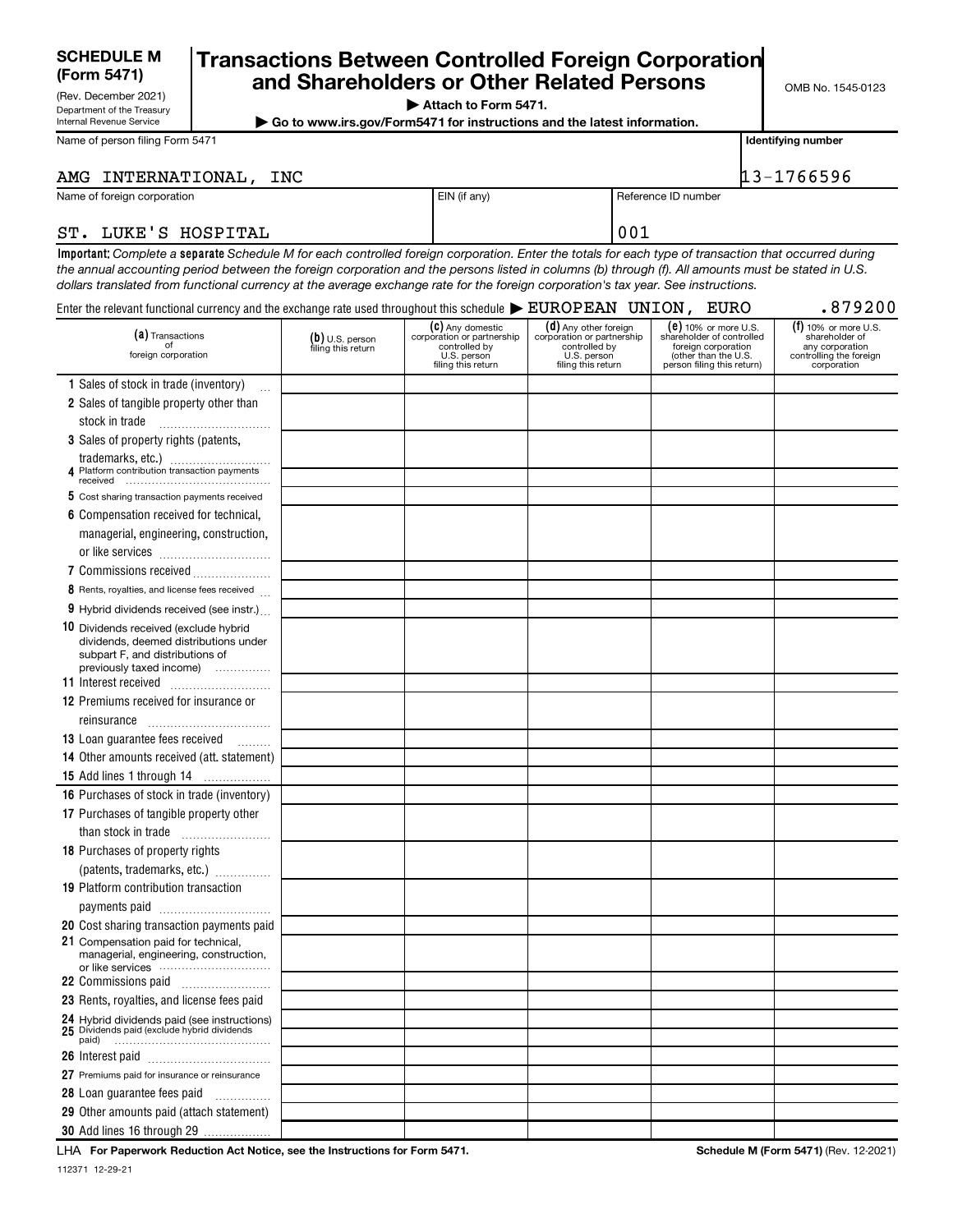**SCHEDULE M (Form 5471)**
(Rev. December 2021)
Department of the Treasury
Internal Revenue Service

# Transactions Between Controlled Foreign Corporation and Shareholders or Other Related Persons

▶ Attach to Form 5471.
▶ Go to www.irs.gov/Form5471 for instructions and the latest information.

OMB No. 1545-0123

| Name of person filing Form 5471 | | Identifying number |
|---|---|---|
| AMG INTERNATIONAL, INC | | 13-1766596 |
| **Name of foreign corporation** | **EIN (if any)** | **Reference ID number** |
| ST. LUKE'S HOSPITAL | | 001 |

**Important:** *Complete a* **separate** *Schedule M for each controlled foreign corporation. Enter the totals for each type of transaction that occurred during the annual accounting period between the foreign corporation and the persons listed in columns (b) through (f). All amounts must be stated in U.S. dollars translated from functional currency at the average exchange rate for the foreign corporation's tax year. See instructions.*

Enter the relevant functional currency and the exchange rate used throughout this schedule ▶ EUROPEAN UNION, EURO .879200

| (a) Transactions of foreign corporation | (b) U.S. person filing this return | (c) Any domestic corporation or partnership controlled by U.S. person filing this return | (d) Any other foreign corporation or partnership controlled by U.S. person filing this return | (e) 10% or more U.S. shareholder of controlled foreign corporation (other than the U.S. person filing this return) | (f) 10% or more U.S. shareholder of any corporation controlling the foreign corporation |
|---|---|---|---|---|---|
| 1 Sales of stock in trade (inventory) | | | | | |
| 2 Sales of tangible property other than stock in trade | | | | | |
| 3 Sales of property rights (patents, trademarks, etc.) | | | | | |
| 4 Platform contribution transaction payments received | | | | | |
| 5 Cost sharing transaction payments received | | | | | |
| 6 Compensation received for technical, managerial, engineering, construction, or like services | | | | | |
| 7 Commissions received | | | | | |
| 8 Rents, royalties, and license fees received | | | | | |
| 9 Hybrid dividends received (see instr.) | | | | | |
| 10 Dividends received (exclude hybrid dividends, deemed distributions under subpart F, and distributions of previously taxed income) | | | | | |
| 11 Interest received | | | | | |
| 12 Premiums received for insurance or reinsurance | | | | | |
| 13 Loan guarantee fees received | | | | | |
| 14 Other amounts received (att. statement) | | | | | |
| 15 Add lines 1 through 14 | | | | | |
| 16 Purchases of stock in trade (inventory) | | | | | |
| 17 Purchases of tangible property other than stock in trade | | | | | |
| 18 Purchases of property rights (patents, trademarks, etc.) | | | | | |
| 19 Platform contribution transaction payments paid | | | | | |
| 20 Cost sharing transaction payments paid | | | | | |
| 21 Compensation paid for technical, managerial, engineering, construction, or like services | | | | | |
| 22 Commissions paid | | | | | |
| 23 Rents, royalties, and license fees paid | | | | | |
| 24 Hybrid dividends paid (see instructions) | | | | | |
| 25 Dividends paid (exclude hybrid dividends paid) | | | | | |
| 26 Interest paid | | | | | |
| 27 Premiums paid for insurance or reinsurance | | | | | |
| 28 Loan guarantee fees paid | | | | | |
| 29 Other amounts paid (attach statement) | | | | | |
| 30 Add lines 16 through 29 | | | | | |

LHA **For Paperwork Reduction Act Notice, see the Instructions for Form 5471.** **Schedule M (Form 5471)** (Rev. 12-2021)

112371 12-29-21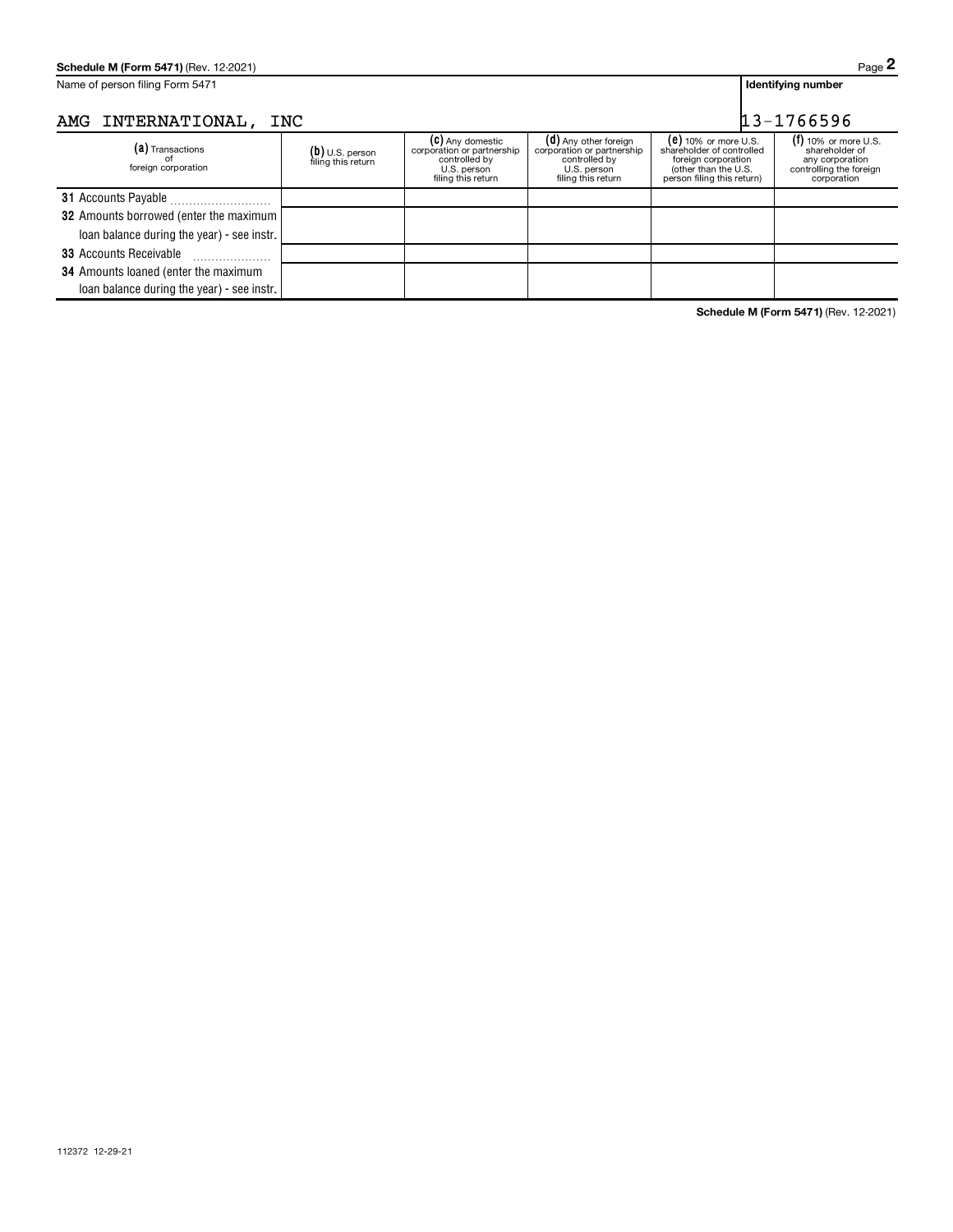Name of person filing Form 5471

AMG INTERNATIONAL, INC

Identifying number

13-1766596

| (a) Transactions of foreign corporation | (b) U.S. person filing this return | (c) Any domestic corporation or partnership controlled by U.S. person filing this return | (d) Any other foreign corporation or partnership controlled by U.S. person filing this return | (e) 10% or more U.S. shareholder of controlled foreign corporation (other than the U.S. person filing this return) | (f) 10% or more U.S. shareholder of any corporation controlling the foreign corporation |
|---|---|---|---|---|---|
| 31 Accounts Payable | | | | | |
| 32 Amounts borrowed (enter the maximum loan balance during the year) - see instr. | | | | | |
| 33 Accounts Receivable | | | | | |
| 34 Amounts loaned (enter the maximum loan balance during the year) - see instr. | | | | | |

Schedule M (Form 5471) (Rev. 12-2021)

112372 12-29-21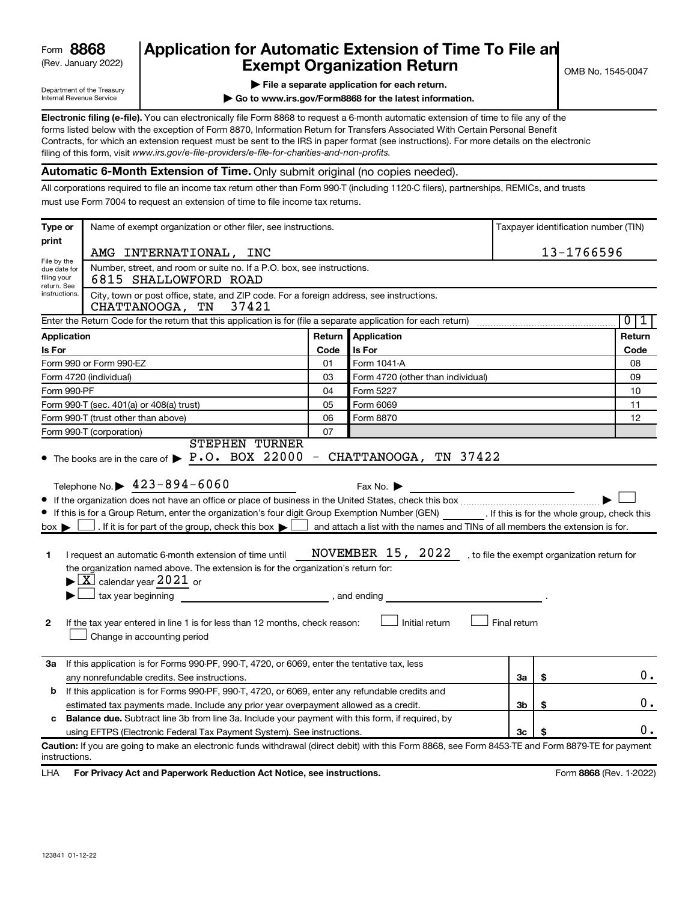Form **8868**
(Rev. January 2022)
Department of the Treasury
Internal Revenue Service

# Application for Automatic Extension of Time To File an Exempt Organization Return

OMB No. 1545-0047

▶ **File a separate application for each return.**

▶ **Go to www.irs.gov/Form8868 for the latest information.**

**Electronic filing (e-file).** You can electronically file Form 8868 to request a 6-month automatic extension of time to file any of the forms listed below with the exception of Form 8870, Information Return for Transfers Associated With Certain Personal Benefit Contracts, for which an extension request must be sent to the IRS in paper format (see instructions). For more details on the electronic filing of this form, visit *www.irs.gov/e-file-providers/e-file-for-charities-and-non-profits.*

## Automatic 6-Month Extension of Time. Only submit original (no copies needed).

All corporations required to file an income tax return other than Form 990-T (including 1120-C filers), partnerships, REMICs, and trusts must use Form 7004 to request an extension of time to file income tax returns.

| Type or print | | |
|---|---|---|
| File by the due date for filing your return. See instructions. | Name of exempt organization or other filer, see instructions. AMG INTERNATIONAL, INC | Taxpayer identification number (TIN) 13-1766596 |
| | Number, street, and room or suite no. If a P.O. box, see instructions. 6815 SHALLOWFORD ROAD | |
| | City, town or post office, state, and ZIP code. For a foreign address, see instructions. CHATTANOOGA, TN 37421 | |

Enter the Return Code for the return that this application is for (file a separate application for each return) ........ 0 1

| Application Is For | Return Code | Application Is For | Return Code |
|---|---|---|---|
| Form 990 or Form 990-EZ | 01 | Form 1041-A | 08 |
| Form 4720 (individual) | 03 | Form 4720 (other than individual) | 09 |
| Form 990-PF | 04 | Form 5227 | 10 |
| Form 990-T (sec. 401(a) or 408(a) trust) | 05 | Form 6069 | 11 |
| Form 990-T (trust other than above) | 06 | Form 8870 | 12 |
| Form 990-T (corporation) | 07 | | |

- The books are in the care of ▶ STEPHEN TURNER P.O. BOX 22000 - CHATTANOOGA, TN 37422

Telephone No. ▶ 423-894-6060 Fax No. ▶

- If the organization does not have an office or place of business in the United States, check this box ........ ▶ ☐
- If this is for a Group Return, enter the organization's four digit Group Exemption Number (GEN) ______ . If this is for the whole group, check this box ▶ ☐ . If it is for part of the group, check this box ▶ ☐ and attach a list with the names and TINs of all members the extension is for.

**1** I request an automatic 6-month extension of time until NOVEMBER 15, 2022 , to file the exempt organization return for the organization named above. The extension is for the organization's return for:

▶ ☒ calendar year 2021 or

▶ ☐ tax year beginning ______________ , and ending ______________ .

**2** If the tax year entered in line 1 is for less than 12 months, check reason: ☐ Initial return ☐ Final return ☐ Change in accounting period

| | | | | |
|---|---|---|---|---|
| **3a** | If this application is for Forms 990-PF, 990-T, 4720, or 6069, enter the tentative tax, less any nonrefundable credits. See instructions. | 3a | $ | 0. |
| **b** | If this application is for Forms 990-PF, 990-T, 4720, or 6069, enter any refundable credits and estimated tax payments made. Include any prior year overpayment allowed as a credit. | 3b | $ | 0. |
| **c** | **Balance due.** Subtract line 3b from line 3a. Include your payment with this form, if required, by using EFTPS (Electronic Federal Tax Payment System). See instructions. | 3c | $ | 0. |

**Caution:** If you are going to make an electronic funds withdrawal (direct debit) with this Form 8868, see Form 8453-TE and Form 8879-TE for payment instructions.

LHA **For Privacy Act and Paperwork Reduction Act Notice, see instructions.** Form **8868** (Rev. 1-2022)

123841 01-12-22